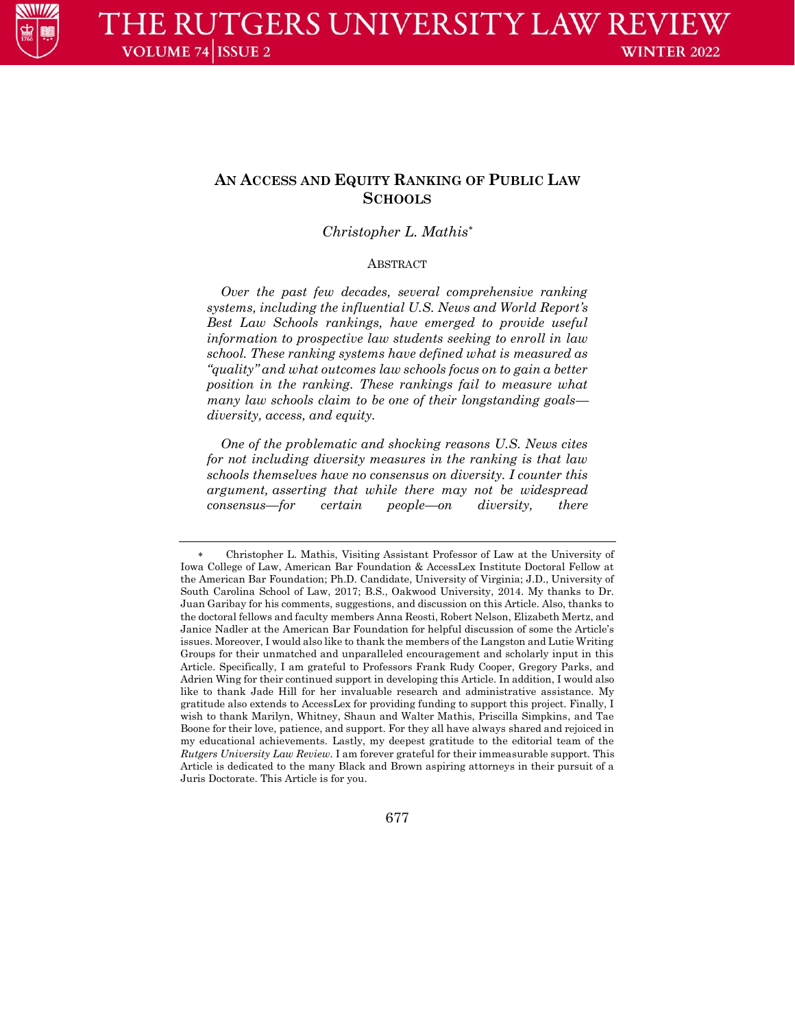# AN ACCESS AND EQUITY RANKING OF PUBLIC LAW SCHOOLS

*Christopher L. Mathis*[*]

ABSTRACT

*Over the past few decades, several comprehensive ranking systems, including the influential U.S. News and World Report's Best Law Schools rankings, have emerged to provide useful information to prospective law students seeking to enroll in law school. These ranking systems have defined what is measured as "quality" and what outcomes law schools focus on to gain a better position in the ranking. These rankings fail to measure what many law schools claim to be one of their longstanding goals—diversity, access, and equity.*

*One of the problematic and shocking reasons U.S. News cites for not including diversity measures in the ranking is that law schools themselves have no consensus on diversity. I counter this argument, asserting that while there may not be widespread consensus—for certain people—on diversity, there*

---

[*] Christopher L. Mathis, Visiting Assistant Professor of Law at the University of Iowa College of Law, American Bar Foundation & AccessLex Institute Doctoral Fellow at the American Bar Foundation; Ph.D. Candidate, University of Virginia; J.D., University of South Carolina School of Law, 2017; B.S., Oakwood University, 2014. My thanks to Dr. Juan Garibay for his comments, suggestions, and discussion on this Article. Also, thanks to the doctoral fellows and faculty members Anna Reosti, Robert Nelson, Elizabeth Mertz, and Janice Nadler at the American Bar Foundation for helpful discussion of some the Article's issues. Moreover, I would also like to thank the members of the Langston and Lutie Writing Groups for their unmatched and unparalleled encouragement and scholarly input in this Article. Specifically, I am grateful to Professors Frank Rudy Cooper, Gregory Parks, and Adrien Wing for their continued support in developing this Article. In addition, I would also like to thank Jade Hill for her invaluable research and administrative assistance. My gratitude also extends to AccessLex for providing funding to support this project. Finally, I wish to thank Marilyn, Whitney, Shaun and Walter Mathis, Priscilla Simpkins, and Tae Boone for their love, patience, and support. For they all have always shared and rejoiced in my educational achievements. Lastly, my deepest gratitude to the editorial team of the *Rutgers University Law Review*. I am forever grateful for their immeasurable support. This Article is dedicated to the many Black and Brown aspiring attorneys in their pursuit of a Juris Doctorate. This Article is for you.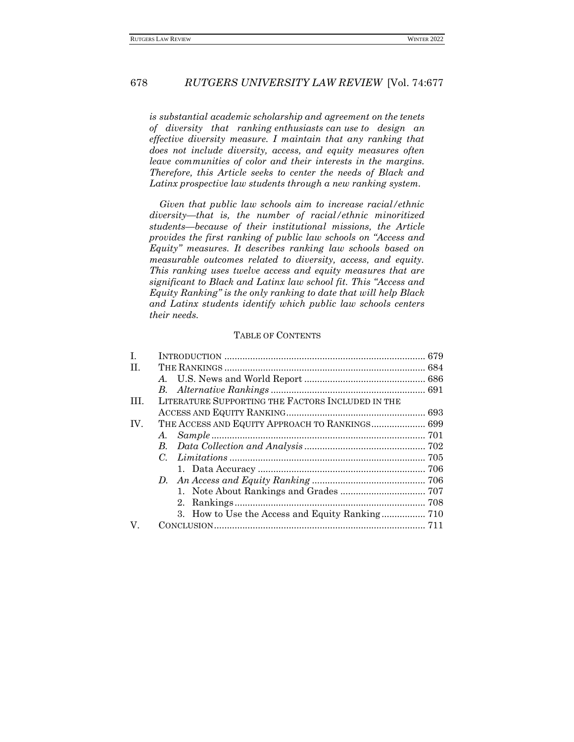*is substantial academic scholarship and agreement on the tenets of diversity that ranking enthusiasts can use to design an effective diversity measure. I maintain that any ranking that does not include diversity, access, and equity measures often leave communities of color and their interests in the margins. Therefore, this Article seeks to center the needs of Black and Latinx prospective law students through a new ranking system.*

*Given that public law schools aim to increase racial/ethnic diversity—that is, the number of racial/ethnic minoritized students—because of their institutional missions, the Article provides the first ranking of public law schools on "Access and Equity" measures. It describes ranking law schools based on measurable outcomes related to diversity, access, and equity. This ranking uses twelve access and equity measures that are significant to Black and Latinx law school fit. This "Access and Equity Ranking" is the only ranking to date that will help Black and Latinx students identify which public law schools centers their needs.*

TABLE OF CONTENTS

- I. INTRODUCTION ........ 679
- II. THE RANKINGS ........ 684
  - *A.* U.S. News and World Report ........ 686
  - *B.* *Alternative Rankings* ........ 691
- III. LITERATURE SUPPORTING THE FACTORS INCLUDED IN THE ACCESS AND EQUITY RANKING ........ 693
- IV. THE ACCESS AND EQUITY APPROACH TO RANKINGS ........ 699
  - *A.* *Sample* ........ 701
  - *B.* *Data Collection and Analysis* ........ 702
  - *C.* *Limitations* ........ 705
    - 1. Data Accuracy ........ 706
  - *D.* *An Access and Equity Ranking* ........ 706
    - 1. Note About Rankings and Grades ........ 707
    - 2. Rankings ........ 708
    - 3. How to Use the Access and Equity Ranking ........ 710
- V. CONCLUSION ........ 711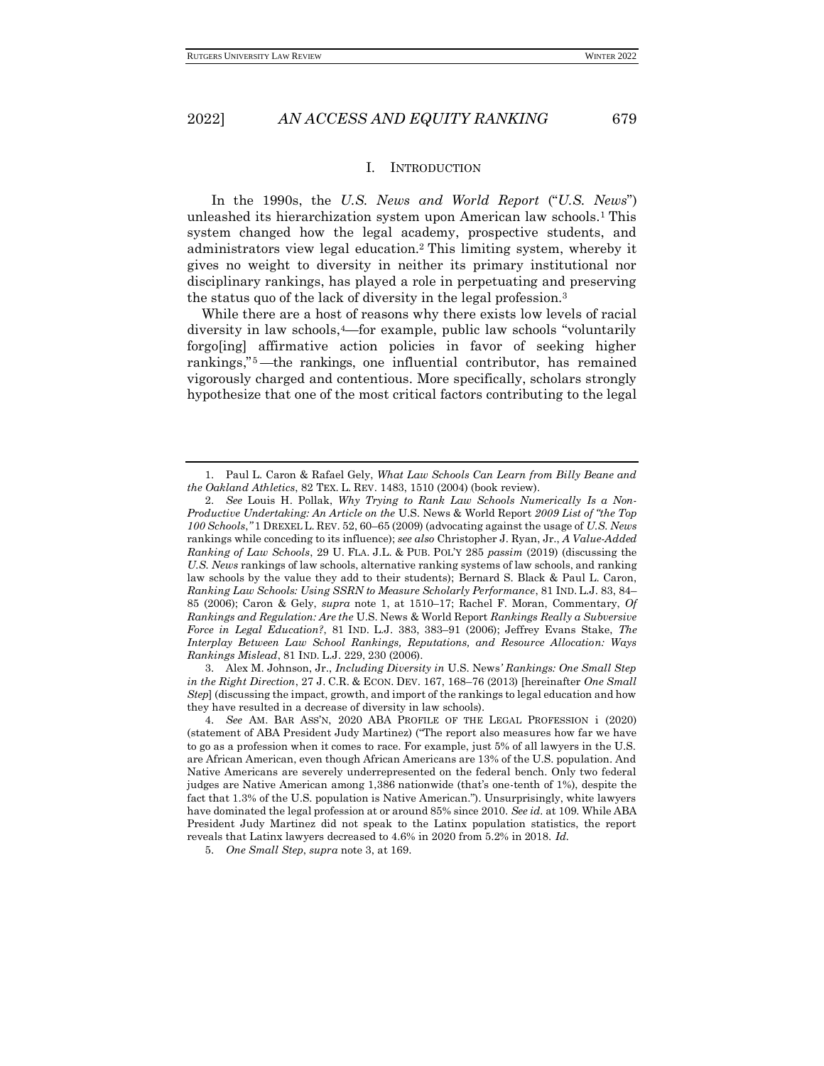## I. Introduction

In the 1990s, the *U.S. News and World Report* ("*U.S. News*") unleashed its hierarchization system upon American law schools.[1] This system changed how the legal academy, prospective students, and administrators view legal education.[2] This limiting system, whereby it gives no weight to diversity in neither its primary institutional nor disciplinary rankings, has played a role in perpetuating and preserving the status quo of the lack of diversity in the legal profession.[3]

While there are a host of reasons why there exists low levels of racial diversity in law schools,[4]—for example, public law schools "voluntarily forgo[ing] affirmative action policies in favor of seeking higher rankings,"[5]—the rankings, one influential contributor, has remained vigorously charged and contentious. More specifically, scholars strongly hypothesize that one of the most critical factors contributing to the legal

---

1. Paul L. Caron & Rafael Gely, *What Law Schools Can Learn from Billy Beane and the Oakland Athletics*, 82 TEX. L. REV. 1483, 1510 (2004) (book review).

2. *See* Louis H. Pollak, *Why Trying to Rank Law Schools Numerically Is a Non-Productive Undertaking: An Article on the* U.S. News & World Report *2009 List of "the Top 100 Schools*,*"* 1 DREXEL L. REV. 52, 60–65 (2009) (advocating against the usage of *U.S. News* rankings while conceding to its influence); *see also* Christopher J. Ryan, Jr., *A Value-Added Ranking of Law Schools*, 29 U. FLA. J.L. & PUB. POL'Y 285 *passim* (2019) (discussing the *U.S. News* rankings of law schools, alternative ranking systems of law schools, and ranking law schools by the value they add to their students); Bernard S. Black & Paul L. Caron, *Ranking Law Schools: Using SSRN to Measure Scholarly Performance*, 81 IND. L.J. 83, 84–85 (2006); Caron & Gely, *supra* note 1, at 1510–17; Rachel F. Moran, Commentary, *Of Rankings and Regulation: Are the* U.S. News & World Report *Rankings Really a Subversive Force in Legal Education?*, 81 IND. L.J. 383, 383–91 (2006); Jeffrey Evans Stake, *The Interplay Between Law School Rankings, Reputations, and Resource Allocation: Ways Rankings Mislead*, 81 IND. L.J. 229, 230 (2006).

3. Alex M. Johnson, Jr., *Including Diversity in* U.S. News*' Rankings: One Small Step in the Right Direction*, 27 J. C.R. & ECON. DEV. 167, 168–76 (2013) [hereinafter *One Small Step*] (discussing the impact, growth, and import of the rankings to legal education and how they have resulted in a decrease of diversity in law schools).

4. *See* AM. BAR ASS'N, 2020 ABA PROFILE OF THE LEGAL PROFESSION i (2020) (statement of ABA President Judy Martinez) ("The report also measures how far we have to go as a profession when it comes to race. For example, just 5% of all lawyers in the U.S. are African American, even though African Americans are 13% of the U.S. population. And Native Americans are severely underrepresented on the federal bench. Only two federal judges are Native American among 1,386 nationwide (that's one-tenth of 1%), despite the fact that 1.3% of the U.S. population is Native American."). Unsurprisingly, white lawyers have dominated the legal profession at or around 85% since 2010. *See id.* at 109. While ABA President Judy Martinez did not speak to the Latinx population statistics, the report reveals that Latinx lawyers decreased to 4.6% in 2020 from 5.2% in 2018. *Id.*

5. *One Small Step*, *supra* note 3, at 169.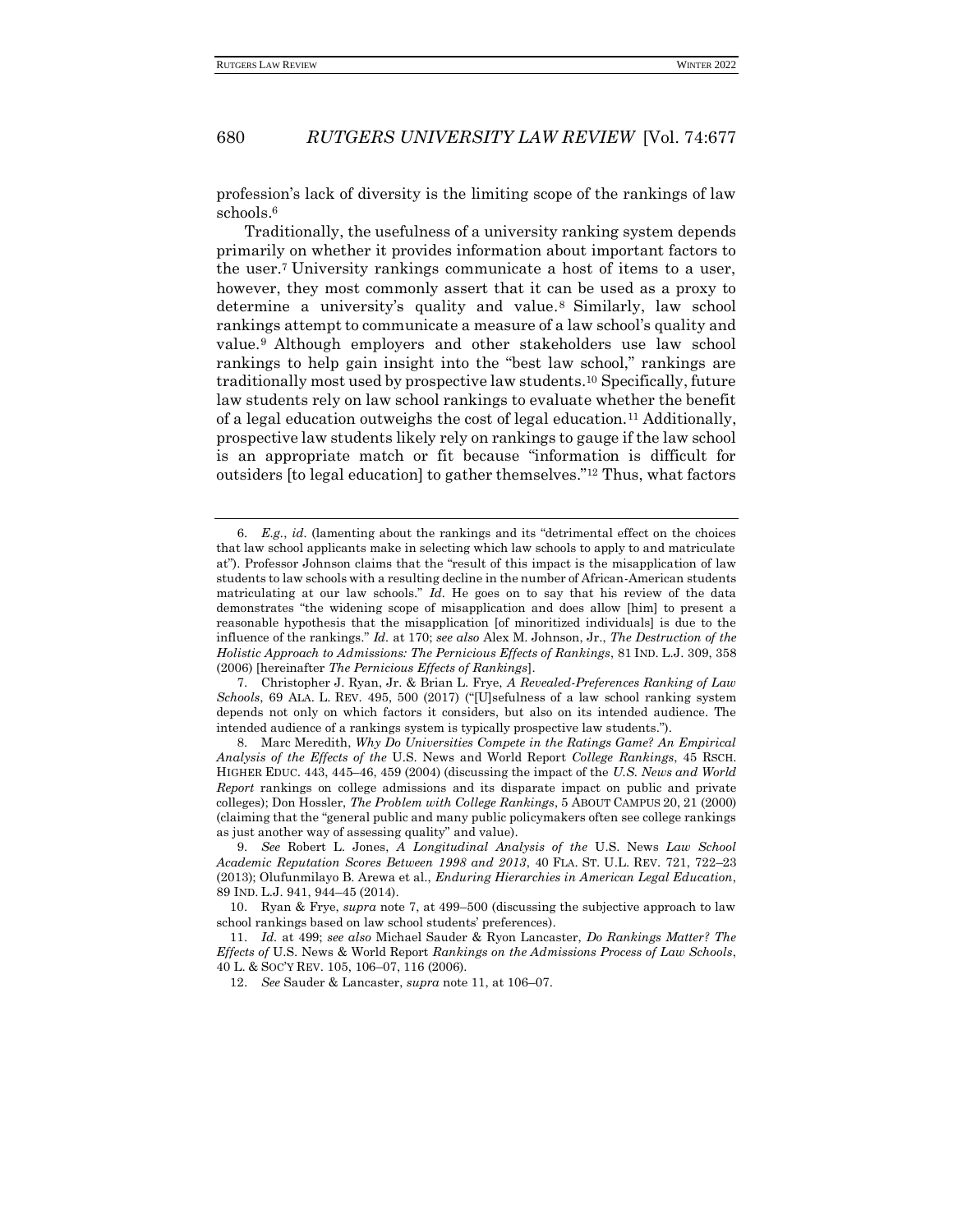profession's lack of diversity is the limiting scope of the rankings of law schools.[6]

Traditionally, the usefulness of a university ranking system depends primarily on whether it provides information about important factors to the user.[7] University rankings communicate a host of items to a user, however, they most commonly assert that it can be used as a proxy to determine a university's quality and value.[8] Similarly, law school rankings attempt to communicate a measure of a law school's quality and value.[9] Although employers and other stakeholders use law school rankings to help gain insight into the "best law school," rankings are traditionally most used by prospective law students.[10] Specifically, future law students rely on law school rankings to evaluate whether the benefit of a legal education outweighs the cost of legal education.[11] Additionally, prospective law students likely rely on rankings to gauge if the law school is an appropriate match or fit because "information is difficult for outsiders [to legal education] to gather themselves."[12] Thus, what factors

---

6. *E.g.*, *id.* (lamenting about the rankings and its "detrimental effect on the choices that law school applicants make in selecting which law schools to apply to and matriculate at"). Professor Johnson claims that the "result of this impact is the misapplication of law students to law schools with a resulting decline in the number of African-American students matriculating at our law schools." *Id.* He goes on to say that his review of the data demonstrates "the widening scope of misapplication and does allow [him] to present a reasonable hypothesis that the misapplication [of minoritized individuals] is due to the influence of the rankings." *Id.* at 170; *see also* Alex M. Johnson, Jr., *The Destruction of the Holistic Approach to Admissions: The Pernicious Effects of Rankings*, 81 IND. L.J. 309, 358 (2006) [hereinafter *The Pernicious Effects of Rankings*].

7. Christopher J. Ryan, Jr. & Brian L. Frye, *A Revealed-Preferences Ranking of Law Schools*, 69 ALA. L. REV. 495, 500 (2017) ("[U]sefulness of a law school ranking system depends not only on which factors it considers, but also on its intended audience. The intended audience of a rankings system is typically prospective law students.").

8. Marc Meredith, *Why Do Universities Compete in the Ratings Game? An Empirical Analysis of the Effects of the* U.S. News and World Report *College Rankings*, 45 RSCH. HIGHER EDUC. 443, 445–46, 459 (2004) (discussing the impact of the *U.S. News and World Report* rankings on college admissions and its disparate impact on public and private colleges); Don Hossler, *The Problem with College Rankings*, 5 ABOUT CAMPUS 20, 21 (2000) (claiming that the "general public and many public policymakers often see college rankings as just another way of assessing quality" and value).

9. *See* Robert L. Jones, *A Longitudinal Analysis of the* U.S. News *Law School Academic Reputation Scores Between 1998 and 2013*, 40 FLA. ST. U.L. REV. 721, 722–23 (2013); Olufunmilayo B. Arewa et al., *Enduring Hierarchies in American Legal Education*, 89 IND. L.J. 941, 944–45 (2014).

10. Ryan & Frye, *supra* note 7, at 499–500 (discussing the subjective approach to law school rankings based on law school students' preferences).

11. *Id.* at 499; *see also* Michael Sauder & Ryon Lancaster, *Do Rankings Matter? The Effects of* U.S. News & World Report *Rankings on the Admissions Process of Law Schools*, 40 L. & SOC'Y REV. 105, 106–07, 116 (2006).

12. *See* Sauder & Lancaster, *supra* note 11, at 106–07.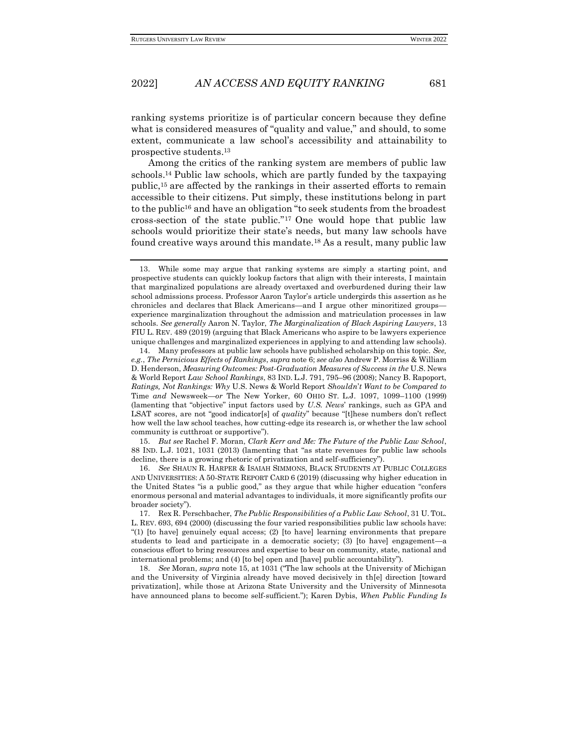ranking systems prioritize is of particular concern because they define what is considered measures of "quality and value," and should, to some extent, communicate a law school's accessibility and attainability to prospective students.[13]

Among the critics of the ranking system are members of public law schools.[14] Public law schools, which are partly funded by the taxpaying public,[15] are affected by the rankings in their asserted efforts to remain accessible to their citizens. Put simply, these institutions belong in part to the public[16] and have an obligation "to seek students from the broadest cross-section of the state public."[17] One would hope that public law schools would prioritize their state's needs, but many law schools have found creative ways around this mandate.[18] As a result, many public law

---

13. While some may argue that ranking systems are simply a starting point, and prospective students can quickly lookup factors that align with their interests, I maintain that marginalized populations are already overtaxed and overburdened during their law school admissions process. Professor Aaron Taylor's article undergirds this assertion as he chronicles and declares that Black Americans—and I argue other minoritized groups—experience marginalization throughout the admission and matriculation processes in law schools. *See generally* Aaron N. Taylor, *The Marginalization of Black Aspiring Lawyers*, 13 FIU L. REV. 489 (2019) (arguing that Black Americans who aspire to be lawyers experience unique challenges and marginalized experiences in applying to and attending law schools).

14. Many professors at public law schools have published scholarship on this topic. *See, e.g.*, *The Pernicious Effects of Rankings*, *supra* note 6; *see also* Andrew P. Morriss & William D. Henderson, *Measuring Outcomes: Post-Graduation Measures of Success in the* U.S. News & World Report *Law School Rankings*, 83 IND. L.J. 791, 795–96 (2008); Nancy B. Rapoport, *Ratings, Not Rankings: Why* U.S. News & World Report *Shouldn't Want to be Compared to* Time *and* Newsweek*—or* The New Yorker, 60 OHIO ST. L.J. 1097, 1099–1100 (1999) (lamenting that "objective" input factors used by *U.S. News*' rankings, such as GPA and LSAT scores, are not "good indicator[s] of *quality*" because "[t]hese numbers don't reflect how well the law school teaches, how cutting-edge its research is, or whether the law school community is cutthroat or supportive").

15. *But see* Rachel F. Moran, *Clark Kerr and Me: The Future of the Public Law School*, 88 IND. L.J. 1021, 1031 (2013) (lamenting that "as state revenues for public law schools decline, there is a growing rhetoric of privatization and self-sufficiency").

16. *See* SHAUN R. HARPER & ISAIAH SIMMONS, BLACK STUDENTS AT PUBLIC COLLEGES AND UNIVERSITIES: A 50-STATE REPORT CARD 6 (2019) (discussing why higher education in the United States "is a public good," as they argue that while higher education "confers enormous personal and material advantages to individuals, it more significantly profits our broader society").

17. Rex R. Perschbacher, *The Public Responsibilities of a Public Law School*, 31 U. TOL. L. REV. 693, 694 (2000) (discussing the four varied responsibilities public law schools have: "(1) [to have] genuinely equal access; (2) [to have] learning environments that prepare students to lead and participate in a democratic society; (3) [to have] engagement—a conscious effort to bring resources and expertise to bear on community, state, national and international problems; and (4) [to be] open and [have] public accountability").

18. *See* Moran, *supra* note 15, at 1031 ("The law schools at the University of Michigan and the University of Virginia already have moved decisively in th[e] direction [toward privatization], while those at Arizona State University and the University of Minnesota have announced plans to become self-sufficient."); Karen Dybis, *When Public Funding Is*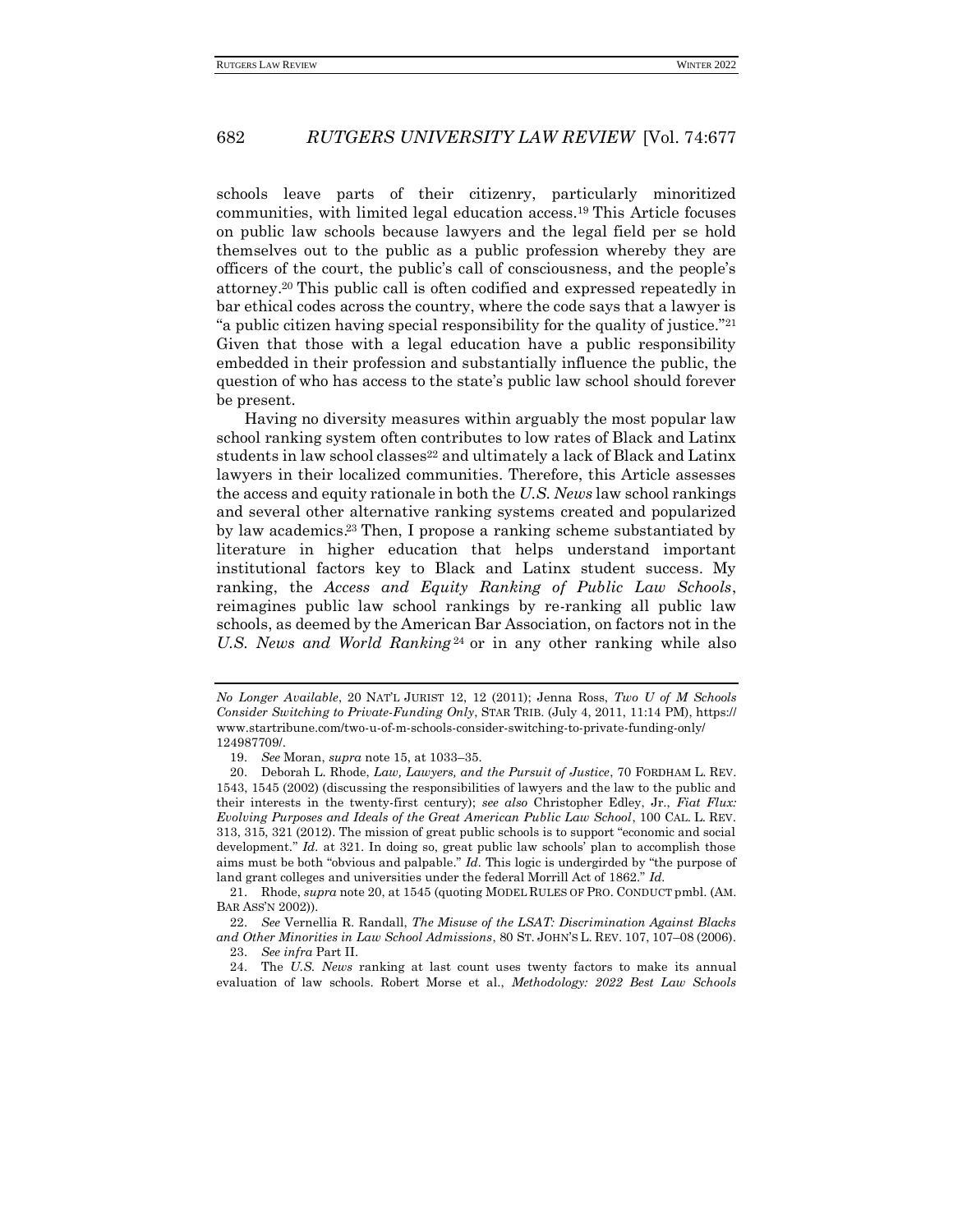schools leave parts of their citizenry, particularly minoritized communities, with limited legal education access.[19] This Article focuses on public law schools because lawyers and the legal field per se hold themselves out to the public as a public profession whereby they are officers of the court, the public's call of consciousness, and the people's attorney.[20] This public call is often codified and expressed repeatedly in bar ethical codes across the country, where the code says that a lawyer is "a public citizen having special responsibility for the quality of justice."[21] Given that those with a legal education have a public responsibility embedded in their profession and substantially influence the public, the question of who has access to the state's public law school should forever be present.

Having no diversity measures within arguably the most popular law school ranking system often contributes to low rates of Black and Latinx students in law school classes[22] and ultimately a lack of Black and Latinx lawyers in their localized communities. Therefore, this Article assesses the access and equity rationale in both the *U.S. News* law school rankings and several other alternative ranking systems created and popularized by law academics.[23] Then, I propose a ranking scheme substantiated by literature in higher education that helps understand important institutional factors key to Black and Latinx student success. My ranking, the *Access and Equity Ranking of Public Law Schools*, reimagines public law school rankings by re-ranking all public law schools, as deemed by the American Bar Association, on factors not in the *U.S. News and World Ranking*[24] or in any other ranking while also

---

*No Longer Available*, 20 NAT'L JURIST 12, 12 (2011); Jenna Ross, *Two U of M Schools Consider Switching to Private-Funding Only*, STAR TRIB. (July 4, 2011, 11:14 PM), https://www.startribune.com/two-u-of-m-schools-consider-switching-to-private-funding-only/124987709/.

19. *See* Moran, *supra* note 15, at 1033–35.

20. Deborah L. Rhode, *Law, Lawyers, and the Pursuit of Justice*, 70 FORDHAM L. REV. 1543, 1545 (2002) (discussing the responsibilities of lawyers and the law to the public and their interests in the twenty-first century); *see also* Christopher Edley, Jr., *Fiat Flux: Evolving Purposes and Ideals of the Great American Public Law School*, 100 CAL. L. REV. 313, 315, 321 (2012). The mission of great public schools is to support "economic and social development." *Id.* at 321. In doing so, great public law schools' plan to accomplish those aims must be both "obvious and palpable." *Id.* This logic is undergirded by "the purpose of land grant colleges and universities under the federal Morrill Act of 1862." *Id.*

21. Rhode, *supra* note 20, at 1545 (quoting MODEL RULES OF PRO. CONDUCT pmbl. (AM. BAR ASS'N 2002)).

22. *See* Vernellia R. Randall, *The Misuse of the LSAT: Discrimination Against Blacks and Other Minorities in Law School Admissions*, 80 ST. JOHN'S L. REV. 107, 107–08 (2006).

23. *See infra* Part II.

24. The *U.S. News* ranking at last count uses twenty factors to make its annual evaluation of law schools. Robert Morse et al., *Methodology: 2022 Best Law Schools*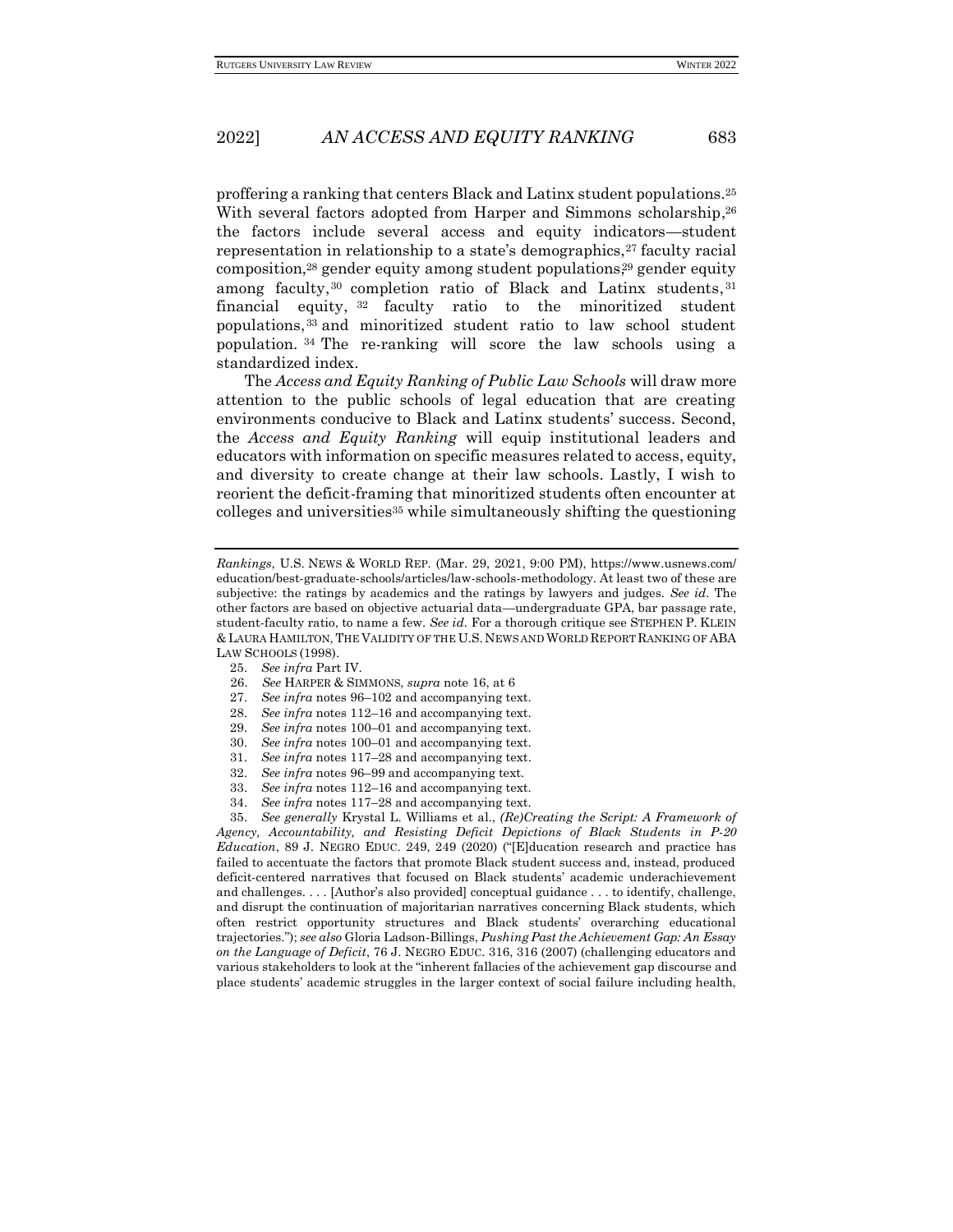proffering a ranking that centers Black and Latinx student populations.[25] With several factors adopted from Harper and Simmons scholarship,[26] the factors include several access and equity indicators—student representation in relationship to a state's demographics,[27] faculty racial composition,[28] gender equity among student populations,[29] gender equity among faculty,[30] completion ratio of Black and Latinx students,[31] financial equity,[32] faculty ratio to the minoritized student populations,[33] and minoritized student ratio to law school student population.[34] The re-ranking will score the law schools using a standardized index.

The *Access and Equity Ranking of Public Law Schools* will draw more attention to the public schools of legal education that are creating environments conducive to Black and Latinx students' success. Second, the *Access and Equity Ranking* will equip institutional leaders and educators with information on specific measures related to access, equity, and diversity to create change at their law schools. Lastly, I wish to reorient the deficit-framing that minoritized students often encounter at colleges and universities[35] while simultaneously shifting the questioning

---

*Rankings*, U.S. NEWS & WORLD REP. (Mar. 29, 2021, 9:00 PM), https://www.usnews.com/education/best-graduate-schools/articles/law-schools-methodology. At least two of these are subjective: the ratings by academics and the ratings by lawyers and judges. *See id.* The other factors are based on objective actuarial data—undergraduate GPA, bar passage rate, student-faculty ratio, to name a few. *See id.* For a thorough critique see STEPHEN P. KLEIN & LAURA HAMILTON, THE VALIDITY OF THE U.S. NEWS AND WORLD REPORT RANKING OF ABA LAW SCHOOLS (1998).

25. *See infra* Part IV.

26. *See* HARPER & SIMMONS, *supra* note 16, at 6

27. *See infra* notes 96–102 and accompanying text.

28. *See infra* notes 112–16 and accompanying text.

29. *See infra* notes 100–01 and accompanying text.

30. *See infra* notes 100–01 and accompanying text.

31. *See infra* notes 117–28 and accompanying text.

32. *See infra* notes 96–99 and accompanying text.

33. *See infra* notes 112–16 and accompanying text.

34. *See infra* notes 117–28 and accompanying text.

35. *See generally* Krystal L. Williams et al., *(Re)Creating the Script: A Framework of Agency, Accountability, and Resisting Deficit Depictions of Black Students in P-20 Education*, 89 J. NEGRO EDUC. 249, 249 (2020) ("[E]ducation research and practice has failed to accentuate the factors that promote Black student success and, instead, produced deficit-centered narratives that focused on Black students' academic underachievement and challenges. . . . [Author's also provided] conceptual guidance . . . to identify, challenge, and disrupt the continuation of majoritarian narratives concerning Black students, which often restrict opportunity structures and Black students' overarching educational trajectories."); *see also* Gloria Ladson-Billings, *Pushing Past the Achievement Gap: An Essay on the Language of Deficit*, 76 J. NEGRO EDUC. 316, 316 (2007) (challenging educators and various stakeholders to look at the "inherent fallacies of the achievement gap discourse and place students' academic struggles in the larger context of social failure including health,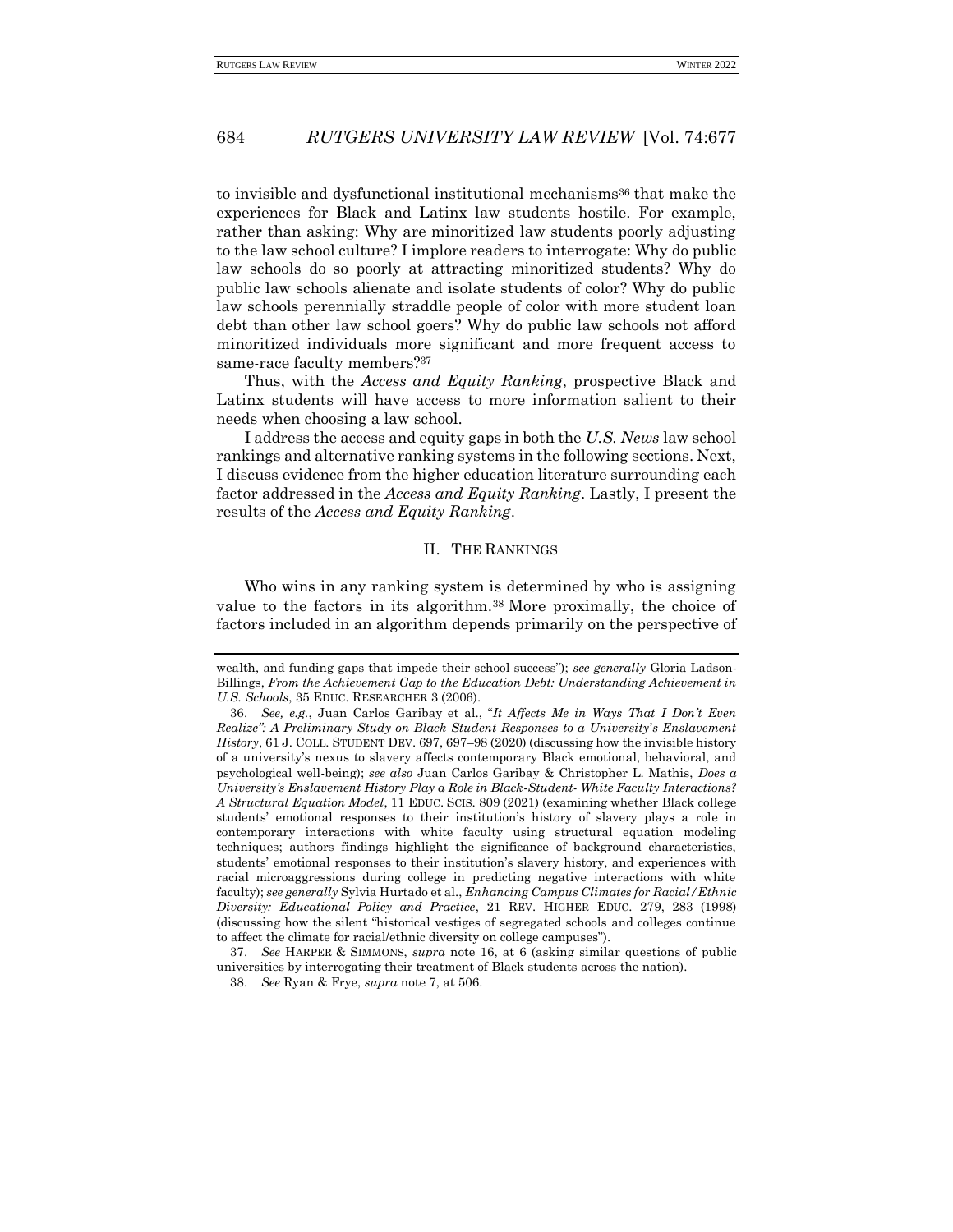to invisible and dysfunctional institutional mechanisms[36] that make the experiences for Black and Latinx law students hostile. For example, rather than asking: Why are minoritized law students poorly adjusting to the law school culture? I implore readers to interrogate: Why do public law schools do so poorly at attracting minoritized students? Why do public law schools alienate and isolate students of color? Why do public law schools perennially straddle people of color with more student loan debt than other law school goers? Why do public law schools not afford minoritized individuals more significant and more frequent access to same-race faculty members?[37]

Thus, with the *Access and Equity Ranking*, prospective Black and Latinx students will have access to more information salient to their needs when choosing a law school.

I address the access and equity gaps in both the *U.S. News* law school rankings and alternative ranking systems in the following sections. Next, I discuss evidence from the higher education literature surrounding each factor addressed in the *Access and Equity Ranking*. Lastly, I present the results of the *Access and Equity Ranking*.

## II. THE RANKINGS

Who wins in any ranking system is determined by who is assigning value to the factors in its algorithm.[38] More proximally, the choice of factors included in an algorithm depends primarily on the perspective of

---

wealth, and funding gaps that impede their school success"); *see generally* Gloria Ladson-Billings, *From the Achievement Gap to the Education Debt: Understanding Achievement in U.S. Schools*, 35 EDUC. RESEARCHER 3 (2006).

36. *See, e.g.*, Juan Carlos Garibay et al., "*It Affects Me in Ways That I Don't Even Realize": A Preliminary Study on Black Student Responses to a University's Enslavement History*, 61 J. COLL. STUDENT DEV. 697, 697–98 (2020) (discussing how the invisible history of a university's nexus to slavery affects contemporary Black emotional, behavioral, and psychological well-being); *see also* Juan Carlos Garibay & Christopher L. Mathis, *Does a University's Enslavement History Play a Role in Black-Student- White Faculty Interactions? A Structural Equation Model*, 11 EDUC. SCIS. 809 (2021) (examining whether Black college students' emotional responses to their institution's history of slavery plays a role in contemporary interactions with white faculty using structural equation modeling techniques; authors findings highlight the significance of background characteristics, students' emotional responses to their institution's slavery history, and experiences with racial microaggressions during college in predicting negative interactions with white faculty); *see generally* Sylvia Hurtado et al., *Enhancing Campus Climates for Racial/Ethnic Diversity: Educational Policy and Practice*, 21 REV. HIGHER EDUC. 279, 283 (1998) (discussing how the silent "historical vestiges of segregated schools and colleges continue to affect the climate for racial/ethnic diversity on college campuses").

37. *See* HARPER & SIMMONS, *supra* note 16, at 6 (asking similar questions of public universities by interrogating their treatment of Black students across the nation).

38. *See* Ryan & Frye, *supra* note 7, at 506.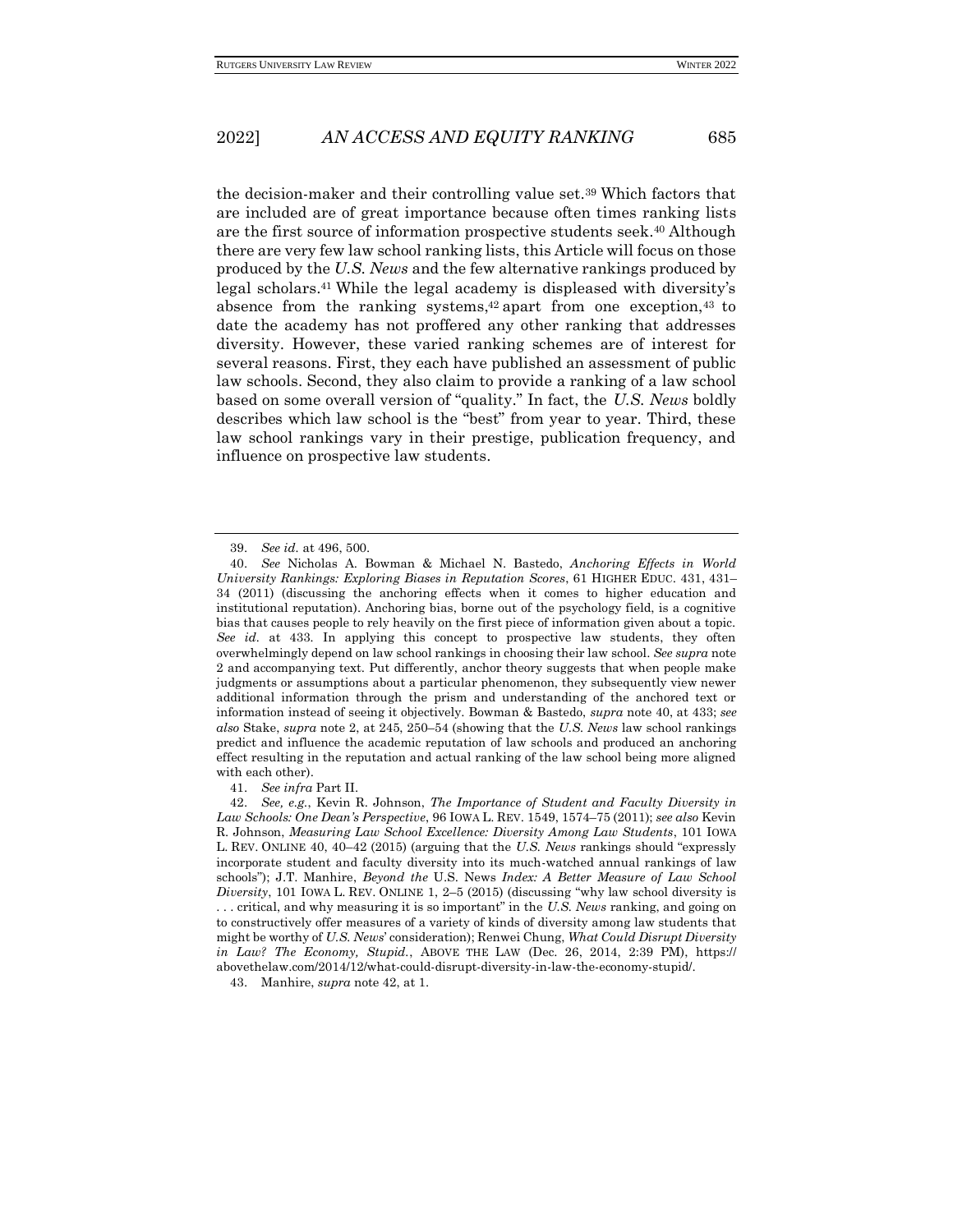the decision-maker and their controlling value set.[39] Which factors that are included are of great importance because often times ranking lists are the first source of information prospective students seek.[40] Although there are very few law school ranking lists, this Article will focus on those produced by the *U.S. News* and the few alternative rankings produced by legal scholars.[41] While the legal academy is displeased with diversity's absence from the ranking systems,[42] apart from one exception,[43] to date the academy has not proffered any other ranking that addresses diversity. However, these varied ranking schemes are of interest for several reasons. First, they each have published an assessment of public law schools. Second, they also claim to provide a ranking of a law school based on some overall version of "quality." In fact, the *U.S. News* boldly describes which law school is the "best" from year to year. Third, these law school rankings vary in their prestige, publication frequency, and influence on prospective law students.

---

39. *See id.* at 496, 500.

40. *See* Nicholas A. Bowman & Michael N. Bastedo, *Anchoring Effects in World University Rankings: Exploring Biases in Reputation Scores*, 61 HIGHER EDUC. 431, 431–34 (2011) (discussing the anchoring effects when it comes to higher education and institutional reputation). Anchoring bias, borne out of the psychology field, is a cognitive bias that causes people to rely heavily on the first piece of information given about a topic. *See id.* at 433. In applying this concept to prospective law students, they often overwhelmingly depend on law school rankings in choosing their law school. *See supra* note 2 and accompanying text. Put differently, anchor theory suggests that when people make judgments or assumptions about a particular phenomenon, they subsequently view newer additional information through the prism and understanding of the anchored text or information instead of seeing it objectively. Bowman & Bastedo, *supra* note 40, at 433; *see also* Stake, *supra* note 2, at 245, 250–54 (showing that the *U.S. News* law school rankings predict and influence the academic reputation of law schools and produced an anchoring effect resulting in the reputation and actual ranking of the law school being more aligned with each other).

41. *See infra* Part II.

42. *See, e.g.*, Kevin R. Johnson, *The Importance of Student and Faculty Diversity in Law Schools: One Dean's Perspective*, 96 IOWA L. REV. 1549, 1574–75 (2011); *see also* Kevin R. Johnson, *Measuring Law School Excellence: Diversity Among Law Students*, 101 IOWA L. REV. ONLINE 40, 40–42 (2015) (arguing that the *U.S. News* rankings should "expressly incorporate student and faculty diversity into its much-watched annual rankings of law schools"); J.T. Manhire, *Beyond the* U.S. News *Index: A Better Measure of Law School Diversity*, 101 IOWA L. REV. ONLINE 1, 2–5 (2015) (discussing "why law school diversity is . . . critical, and why measuring it is so important" in the *U.S. News* ranking, and going on to constructively offer measures of a variety of kinds of diversity among law students that might be worthy of *U.S. News*' consideration); Renwei Chung, *What Could Disrupt Diversity in Law? The Economy, Stupid.*, ABOVE THE LAW (Dec. 26, 2014, 2:39 PM), https://abovethelaw.com/2014/12/what-could-disrupt-diversity-in-law-the-economy-stupid/.

43. Manhire, *supra* note 42, at 1.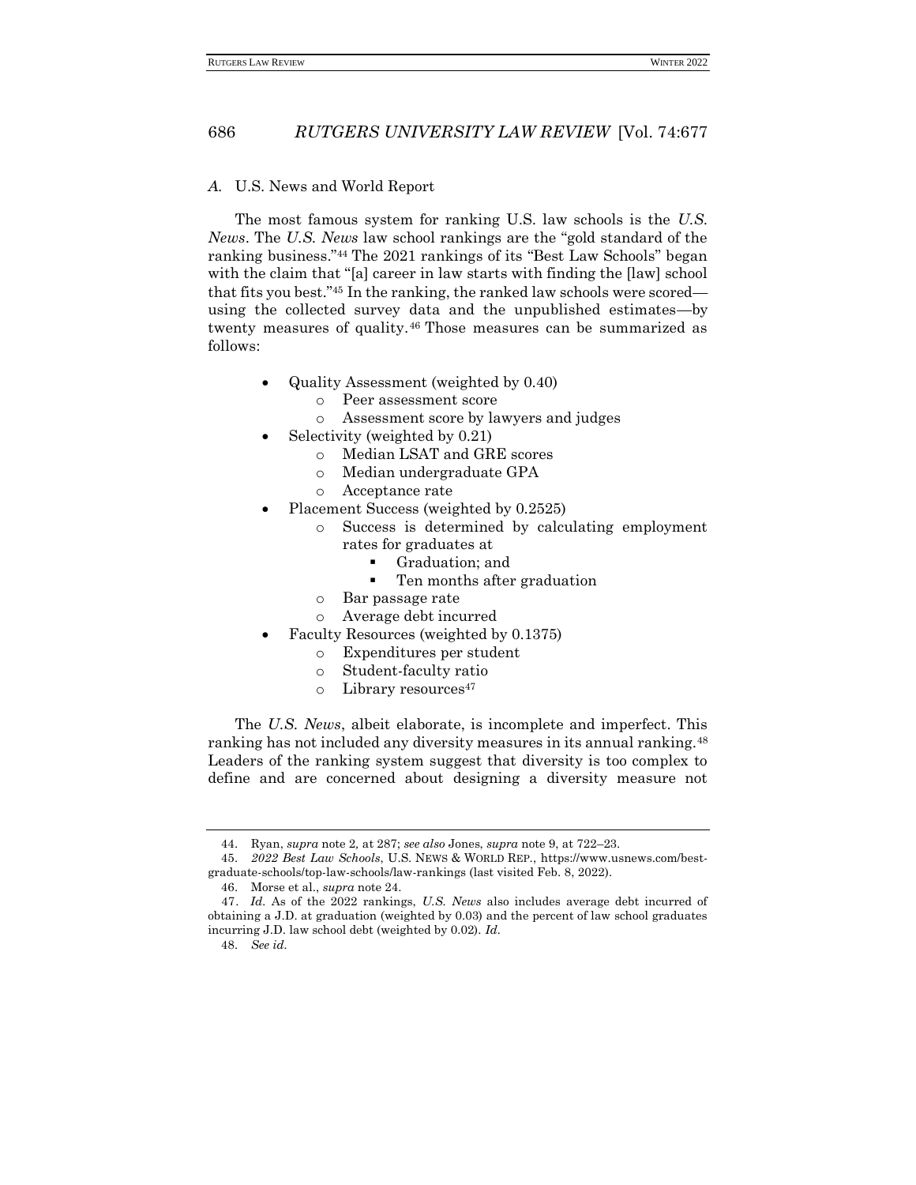### *A.* U.S. News and World Report

The most famous system for ranking U.S. law schools is the *U.S. News*. The *U.S. News* law school rankings are the "gold standard of the ranking business."[44] The 2021 rankings of its "Best Law Schools" began with the claim that "[a] career in law starts with finding the [law] school that fits you best."[45] In the ranking, the ranked law schools were scored—using the collected survey data and the unpublished estimates—by twenty measures of quality.[46] Those measures can be summarized as follows:

- Quality Assessment (weighted by 0.40)
  - Peer assessment score
  - Assessment score by lawyers and judges
- Selectivity (weighted by 0.21)
  - Median LSAT and GRE scores
  - Median undergraduate GPA
  - Acceptance rate
- Placement Success (weighted by 0.2525)
  - Success is determined by calculating employment rates for graduates at
    - Graduation; and
    - Ten months after graduation
  - Bar passage rate
  - Average debt incurred
- Faculty Resources (weighted by 0.1375)
  - Expenditures per student
  - Student-faculty ratio
  - Library resources[47]

The *U.S. News*, albeit elaborate, is incomplete and imperfect. This ranking has not included any diversity measures in its annual ranking.[48] Leaders of the ranking system suggest that diversity is too complex to define and are concerned about designing a diversity measure not

---

44. Ryan, *supra* note 2, at 287; *see also* Jones, *supra* note 9, at 722–23.

45. *2022 Best Law Schools*, U.S. NEWS & WORLD REP., https://www.usnews.com/best-graduate-schools/top-law-schools/law-rankings (last visited Feb. 8, 2022).

46. Morse et al., *supra* note 24.

47. *Id.* As of the 2022 rankings, *U.S. News* also includes average debt incurred of obtaining a J.D. at graduation (weighted by 0.03) and the percent of law school graduates incurring J.D. law school debt (weighted by 0.02). *Id.*

48. *See id.*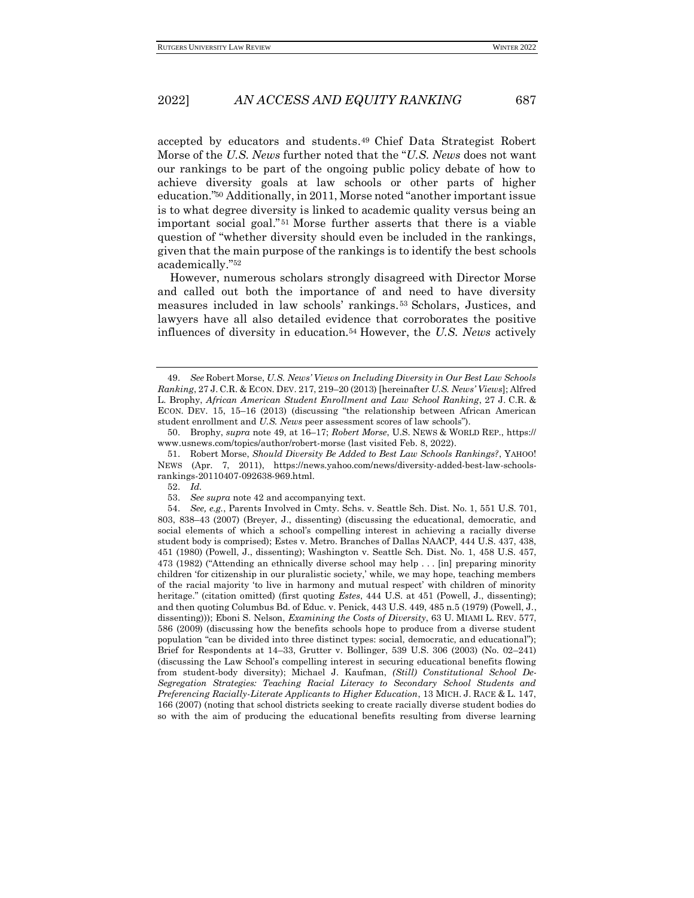accepted by educators and students.[49] Chief Data Strategist Robert Morse of the *U.S. News* further noted that the "*U.S. News* does not want our rankings to be part of the ongoing public policy debate of how to achieve diversity goals at law schools or other parts of higher education."[50] Additionally, in 2011, Morse noted "another important issue is to what degree diversity is linked to academic quality versus being an important social goal."[51] Morse further asserts that there is a viable question of "whether diversity should even be included in the rankings, given that the main purpose of the rankings is to identify the best schools academically."[52]

However, numerous scholars strongly disagreed with Director Morse and called out both the importance of and need to have diversity measures included in law schools' rankings.[53] Scholars, Justices, and lawyers have all also detailed evidence that corroborates the positive influences of diversity in education.[54] However, the *U.S. News* actively

---

49. *See* Robert Morse, *U.S. News' Views on Including Diversity in Our Best Law Schools Ranking*, 27 J. C.R. & ECON. DEV. 217, 219–20 (2013) [hereinafter *U.S. News' Views*]; Alfred L. Brophy, *African American Student Enrollment and Law School Ranking*, 27 J. C.R. & ECON. DEV. 15, 15–16 (2013) (discussing "the relationship between African American student enrollment and *U.S. News* peer assessment scores of law schools").

50. Brophy, *supra* note 49, at 16–17; *Robert Morse*, U.S. NEWS & WORLD REP., https://www.usnews.com/topics/author/robert-morse (last visited Feb. 8, 2022).

51. Robert Morse, *Should Diversity Be Added to Best Law Schools Rankings?*, YAHOO! NEWS (Apr. 7, 2011), https://news.yahoo.com/news/diversity-added-best-law-schools-rankings-20110407-092638-969.html.

52. *Id.*

53. *See supra* note 42 and accompanying text.

54. *See, e.g.*, Parents Involved in Cmty. Schs. v. Seattle Sch. Dist. No. 1, 551 U.S. 701, 803, 838–43 (2007) (Breyer, J., dissenting) (discussing the educational, democratic, and social elements of which a school's compelling interest in achieving a racially diverse student body is comprised); Estes v. Metro. Branches of Dallas NAACP, 444 U.S. 437, 438, 451 (1980) (Powell, J., dissenting); Washington v. Seattle Sch. Dist. No. 1, 458 U.S. 457, 473 (1982) ("Attending an ethnically diverse school may help . . . [in] preparing minority children 'for citizenship in our pluralistic society,' while, we may hope, teaching members of the racial majority 'to live in harmony and mutual respect' with children of minority heritage." (citation omitted) (first quoting *Estes*, 444 U.S. at 451 (Powell, J., dissenting); and then quoting Columbus Bd. of Educ. v. Penick, 443 U.S. 449, 485 n.5 (1979) (Powell, J., dissenting))); Eboni S. Nelson, *Examining the Costs of Diversity*, 63 U. MIAMI L. REV. 577, 586 (2009) (discussing how the benefits schools hope to produce from a diverse student population "can be divided into three distinct types: social, democratic, and educational"); Brief for Respondents at 14–33, Grutter v. Bollinger, 539 U.S. 306 (2003) (No. 02–241) (discussing the Law School's compelling interest in securing educational benefits flowing from student-body diversity); Michael J. Kaufman, *(Still) Constitutional School De-Segregation Strategies: Teaching Racial Literacy to Secondary School Students and Preferencing Racially-Literate Applicants to Higher Education*, 13 MICH. J. RACE & L. 147, 166 (2007) (noting that school districts seeking to create racially diverse student bodies do so with the aim of producing the educational benefits resulting from diverse learning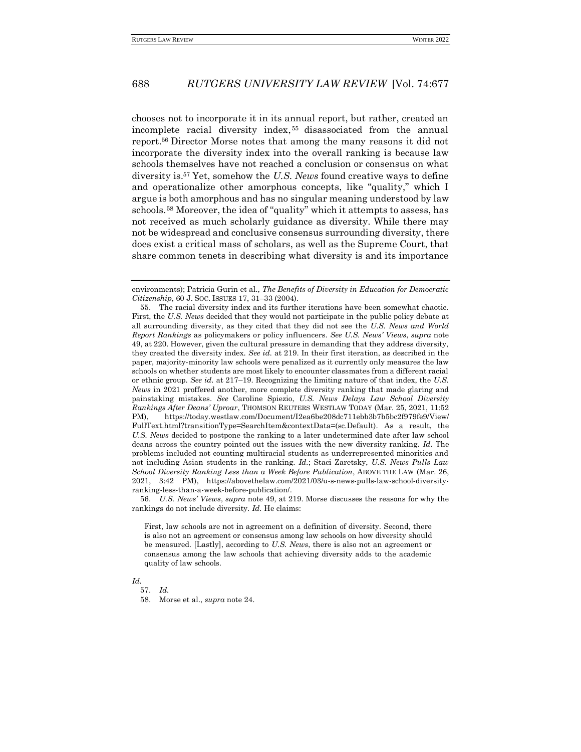chooses not to incorporate it in its annual report, but rather, created an incomplete racial diversity index,[55] disassociated from the annual report.[56] Director Morse notes that among the many reasons it did not incorporate the diversity index into the overall ranking is because law schools themselves have not reached a conclusion or consensus on what diversity is.[57] Yet, somehow the *U.S. News* found creative ways to define and operationalize other amorphous concepts, like "quality," which I argue is both amorphous and has no singular meaning understood by law schools.[58] Moreover, the idea of "quality" which it attempts to assess, has not received as much scholarly guidance as diversity. While there may not be widespread and conclusive consensus surrounding diversity, there does exist a critical mass of scholars, as well as the Supreme Court, that share common tenets in describing what diversity is and its importance

---

environments); Patricia Gurin et al., *The Benefits of Diversity in Education for Democratic Citizenship*, 60 J. SOC. ISSUES 17, 31–33 (2004).

55. The racial diversity index and its further iterations have been somewhat chaotic. First, the *U.S. News* decided that they would not participate in the public policy debate at all surrounding diversity, as they cited that they did not see the *U.S. News and World Report Rankings* as policymakers or policy influencers. *See U.S. News' Views*, *supra* note 49, at 220. However, given the cultural pressure in demanding that they address diversity, they created the diversity index. *See id.* at 219. In their first iteration, as described in the paper, majority-minority law schools were penalized as it currently only measures the law schools on whether students are most likely to encounter classmates from a different racial or ethnic group. *See id.* at 217–19. Recognizing the limiting nature of that index, the *U.S. News* in 2021 proffered another, more complete diversity ranking that made glaring and painstaking mistakes. *See* Caroline Spiezio, *U.S. News Delays Law School Diversity Rankings After Deans' Uproar*, THOMSON REUTERS WESTLAW TODAY (Mar. 25, 2021, 11:52 PM), https://today.westlaw.com/Document/I2ea6be208dc711ebb3b7b5bc2f979fe9/View/FullText.html?transitionType=SearchItem&contextData=(sc.Default). As a result, the *U.S. News* decided to postpone the ranking to a later undetermined date after law school deans across the country pointed out the issues with the new diversity ranking. *Id.* The problems included not counting multiracial students as underrepresented minorities and not including Asian students in the ranking. *Id.*; Staci Zaretsky, *U.S. News Pulls Law School Diversity Ranking Less than a Week Before Publication*, ABOVE THE LAW (Mar. 26, 2021, 3:42 PM), https://abovethelaw.com/2021/03/u-s-news-pulls-law-school-diversity-ranking-less-than-a-week-before-publication/.

56. *U.S. News' Views*, *supra* note 49, at 219. Morse discusses the reasons for why the rankings do not include diversity. *Id.* He claims:

> First, law schools are not in agreement on a definition of diversity. Second, there is also not an agreement or consensus among law schools on how diversity should be measured. [Lastly], according to *U.S. News*, there is also not an agreement or consensus among the law schools that achieving diversity adds to the academic quality of law schools.

*Id.*

57. *Id.*

58. Morse et al., *supra* note 24.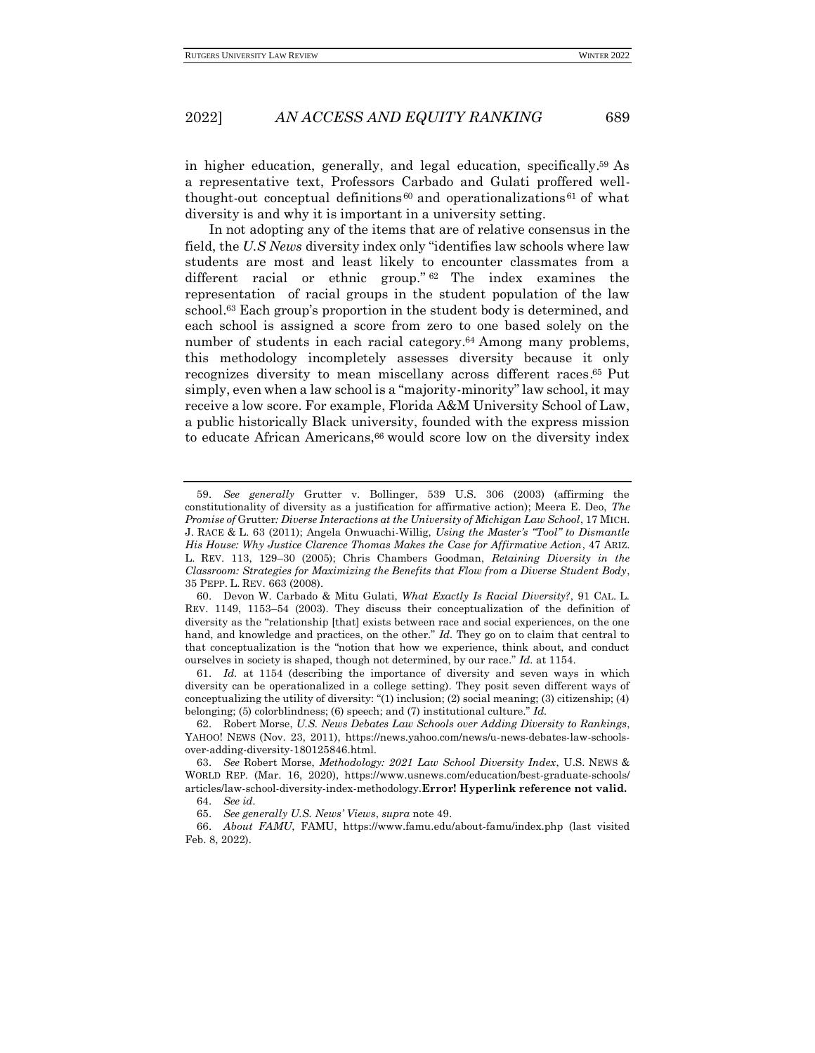in higher education, generally, and legal education, specifically.[59] As a representative text, Professors Carbado and Gulati proffered well-thought-out conceptual definitions[60] and operationalizations[61] of what diversity is and why it is important in a university setting.

In not adopting any of the items that are of relative consensus in the field, the *U.S News* diversity index only "identifies law schools where law students are most and least likely to encounter classmates from a different racial or ethnic group."[62] The index examines the representation of racial groups in the student population of the law school.[63] Each group's proportion in the student body is determined, and each school is assigned a score from zero to one based solely on the number of students in each racial category.[64] Among many problems, this methodology incompletely assesses diversity because it only recognizes diversity to mean miscellany across different races.[65] Put simply, even when a law school is a "majority-minority" law school, it may receive a low score. For example, Florida A&M University School of Law, a public historically Black university, founded with the express mission to educate African Americans,[66] would score low on the diversity index

---

59. *See generally* Grutter v. Bollinger, 539 U.S. 306 (2003) (affirming the constitutionality of diversity as a justification for affirmative action); Meera E. Deo, *The Promise of* Grutter*: Diverse Interactions at the University of Michigan Law School*, 17 MICH. J. RACE & L. 63 (2011); Angela Onwuachi-Willig, *Using the Master's "Tool" to Dismantle His House: Why Justice Clarence Thomas Makes the Case for Affirmative Action*, 47 ARIZ. L. REV. 113, 129–30 (2005); Chris Chambers Goodman, *Retaining Diversity in the Classroom: Strategies for Maximizing the Benefits that Flow from a Diverse Student Body*, 35 PEPP. L. REV. 663 (2008).

60. Devon W. Carbado & Mitu Gulati, *What Exactly Is Racial Diversity?*, 91 CAL. L. REV. 1149, 1153–54 (2003). They discuss their conceptualization of the definition of diversity as the "relationship [that] exists between race and social experiences, on the one hand, and knowledge and practices, on the other." *Id.* They go on to claim that central to that conceptualization is the "notion that how we experience, think about, and conduct ourselves in society is shaped, though not determined, by our race." *Id.* at 1154.

61. *Id.* at 1154 (describing the importance of diversity and seven ways in which diversity can be operationalized in a college setting). They posit seven different ways of conceptualizing the utility of diversity: "(1) inclusion; (2) social meaning; (3) citizenship; (4) belonging; (5) colorblindness; (6) speech; and (7) institutional culture." *Id.*

62. Robert Morse, *U.S. News Debates Law Schools over Adding Diversity to Rankings*, YAHOO! NEWS (Nov. 23, 2011), https://news.yahoo.com/news/u-news-debates-law-schools-over-adding-diversity-180125846.html.

63. *See* Robert Morse, *Methodology: 2021 Law School Diversity Index*, U.S. NEWS & WORLD REP. (Mar. 16, 2020), https://www.usnews.com/education/best-graduate-schools/articles/law-school-diversity-index-methodology.**Error! Hyperlink reference not valid.**

64. *See id.*

65. *See generally U.S. News' Views*, *supra* note 49.

66. *About FAMU*, FAMU, https://www.famu.edu/about-famu/index.php (last visited Feb. 8, 2022).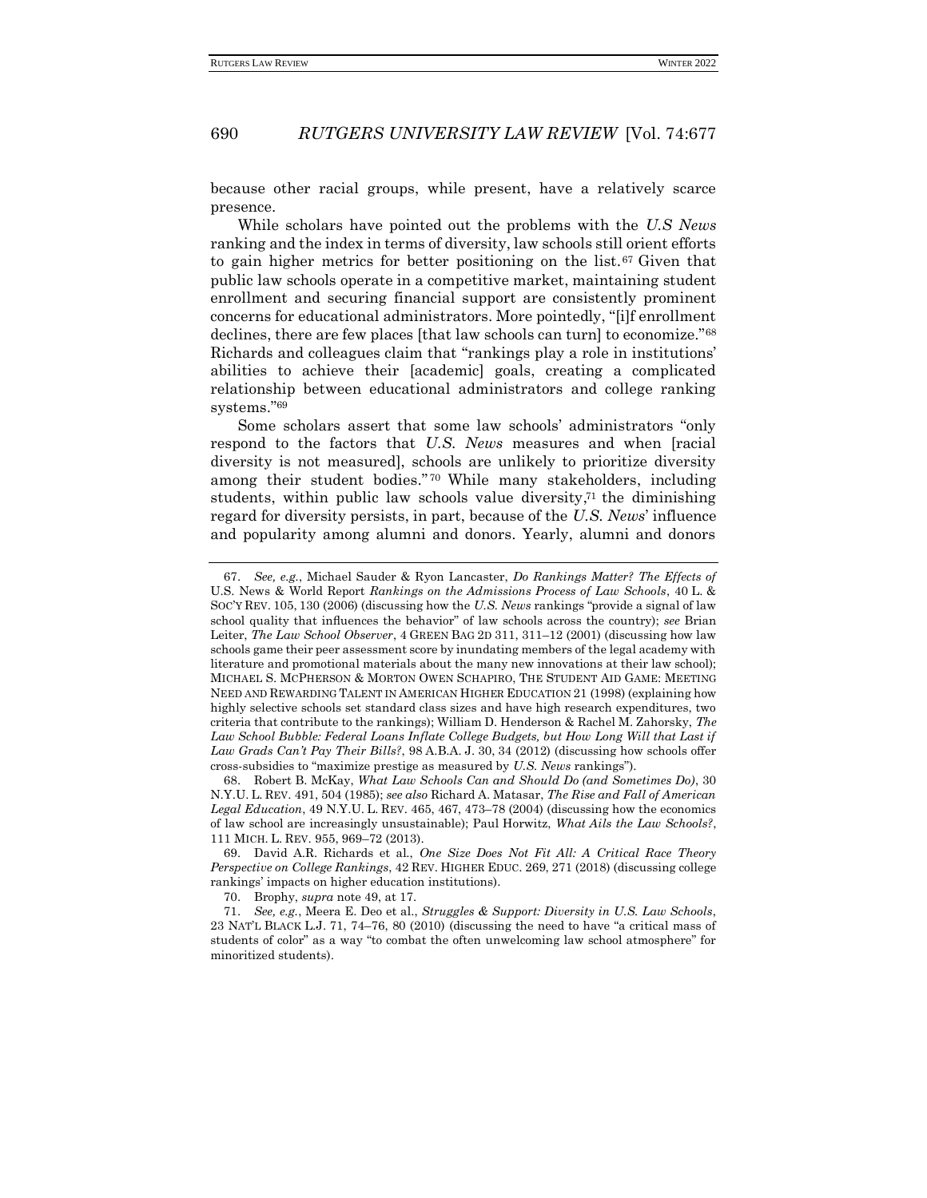because other racial groups, while present, have a relatively scarce presence.

While scholars have pointed out the problems with the *U.S News* ranking and the index in terms of diversity, law schools still orient efforts to gain higher metrics for better positioning on the list.[67] Given that public law schools operate in a competitive market, maintaining student enrollment and securing financial support are consistently prominent concerns for educational administrators. More pointedly, "[i]f enrollment declines, there are few places [that law schools can turn] to economize."[68] Richards and colleagues claim that "rankings play a role in institutions' abilities to achieve their [academic] goals, creating a complicated relationship between educational administrators and college ranking systems."[69]

Some scholars assert that some law schools' administrators "only respond to the factors that *U.S. News* measures and when [racial diversity is not measured], schools are unlikely to prioritize diversity among their student bodies."[70] While many stakeholders, including students, within public law schools value diversity,[71] the diminishing regard for diversity persists, in part, because of the *U.S. News*' influence and popularity among alumni and donors. Yearly, alumni and donors

---

67. *See, e.g.*, Michael Sauder & Ryon Lancaster, *Do Rankings Matter? The Effects of* U.S. News & World Report *Rankings on the Admissions Process of Law Schools*, 40 L. & SOC'Y REV. 105, 130 (2006) (discussing how the *U.S. News* rankings "provide a signal of law school quality that influences the behavior" of law schools across the country); *see* Brian Leiter, *The Law School Observer*, 4 GREEN BAG 2D 311, 311–12 (2001) (discussing how law schools game their peer assessment score by inundating members of the legal academy with literature and promotional materials about the many new innovations at their law school); MICHAEL S. MCPHERSON & MORTON OWEN SCHAPIRO, THE STUDENT AID GAME: MEETING NEED AND REWARDING TALENT IN AMERICAN HIGHER EDUCATION 21 (1998) (explaining how highly selective schools set standard class sizes and have high research expenditures, two criteria that contribute to the rankings); William D. Henderson & Rachel M. Zahorsky, *The Law School Bubble: Federal Loans Inflate College Budgets, but How Long Will that Last if Law Grads Can't Pay Their Bills?*, 98 A.B.A. J. 30, 34 (2012) (discussing how schools offer cross-subsidies to "maximize prestige as measured by *U.S. News* rankings").

68. Robert B. McKay, *What Law Schools Can and Should Do (and Sometimes Do)*, 30 N.Y.U. L. REV. 491, 504 (1985); *see also* Richard A. Matasar, *The Rise and Fall of American Legal Education*, 49 N.Y.U. L. REV. 465, 467, 473–78 (2004) (discussing how the economics of law school are increasingly unsustainable); Paul Horwitz, *What Ails the Law Schools?*, 111 MICH. L. REV. 955, 969–72 (2013).

69. David A.R. Richards et al., *One Size Does Not Fit All: A Critical Race Theory Perspective on College Rankings*, 42 REV. HIGHER EDUC. 269, 271 (2018) (discussing college rankings' impacts on higher education institutions).

70. Brophy, *supra* note 49, at 17.

71. *See, e.g.*, Meera E. Deo et al., *Struggles & Support: Diversity in U.S. Law Schools*, 23 NAT'L BLACK L.J. 71, 74–76, 80 (2010) (discussing the need to have "a critical mass of students of color" as a way "to combat the often unwelcoming law school atmosphere" for minoritized students).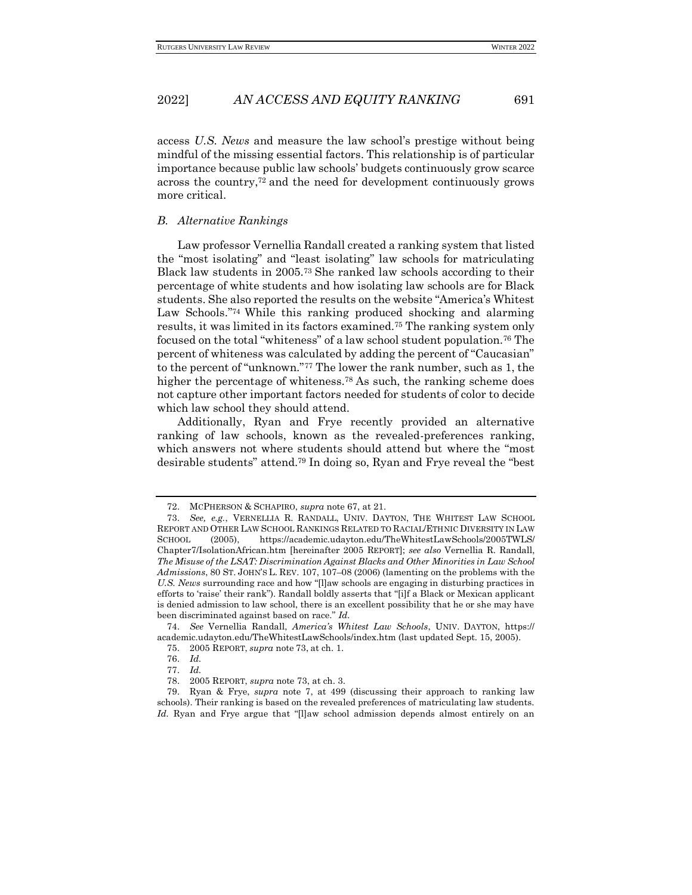access *U.S. News* and measure the law school's prestige without being mindful of the missing essential factors. This relationship is of particular importance because public law schools' budgets continuously grow scarce across the country,[72] and the need for development continuously grows more critical.

### *B. Alternative Rankings*

Law professor Vernellia Randall created a ranking system that listed the "most isolating" and "least isolating" law schools for matriculating Black law students in 2005.[73] She ranked law schools according to their percentage of white students and how isolating law schools are for Black students. She also reported the results on the website "America's Whitest Law Schools."[74] While this ranking produced shocking and alarming results, it was limited in its factors examined.[75] The ranking system only focused on the total "whiteness" of a law school student population.[76] The percent of whiteness was calculated by adding the percent of "Caucasian" to the percent of "unknown."[77] The lower the rank number, such as 1, the higher the percentage of whiteness.[78] As such, the ranking scheme does not capture other important factors needed for students of color to decide which law school they should attend.

Additionally, Ryan and Frye recently provided an alternative ranking of law schools, known as the revealed-preferences ranking, which answers not where students should attend but where the "most desirable students" attend.[79] In doing so, Ryan and Frye reveal the "best

---

72. MCPHERSON & SCHAPIRO, *supra* note 67, at 21.

73. *See, e.g.*, VERNELLIA R. RANDALL, UNIV. DAYTON, THE WHITEST LAW SCHOOL REPORT AND OTHER LAW SCHOOL RANKINGS RELATED TO RACIAL/ETHNIC DIVERSITY IN LAW SCHOOL (2005), https://academic.udayton.edu/TheWhitestLawSchools/2005TWLS/Chapter7/IsolationAfrican.htm [hereinafter 2005 REPORT]; *see also* Vernellia R. Randall, *The Misuse of the LSAT: Discrimination Against Blacks and Other Minorities in Law School Admissions*, 80 ST. JOHN'S L. REV. 107, 107–08 (2006) (lamenting on the problems with the *U.S. News* surrounding race and how "[l]aw schools are engaging in disturbing practices in efforts to 'raise' their rank"). Randall boldly asserts that "[i]f a Black or Mexican applicant is denied admission to law school, there is an excellent possibility that he or she may have been discriminated against based on race." *Id.*

74. *See* Vernellia Randall, *America's Whitest Law Schools*, UNIV. DAYTON, https://academic.udayton.edu/TheWhitestLawSchools/index.htm (last updated Sept. 15, 2005).

75. 2005 REPORT, *supra* note 73, at ch. 1.

76. *Id.*

77. *Id.*

78. 2005 REPORT, *supra* note 73, at ch. 3.

79. Ryan & Frye, *supra* note 7, at 499 (discussing their approach to ranking law schools). Their ranking is based on the revealed preferences of matriculating law students. *Id.* Ryan and Frye argue that "[l]aw school admission depends almost entirely on an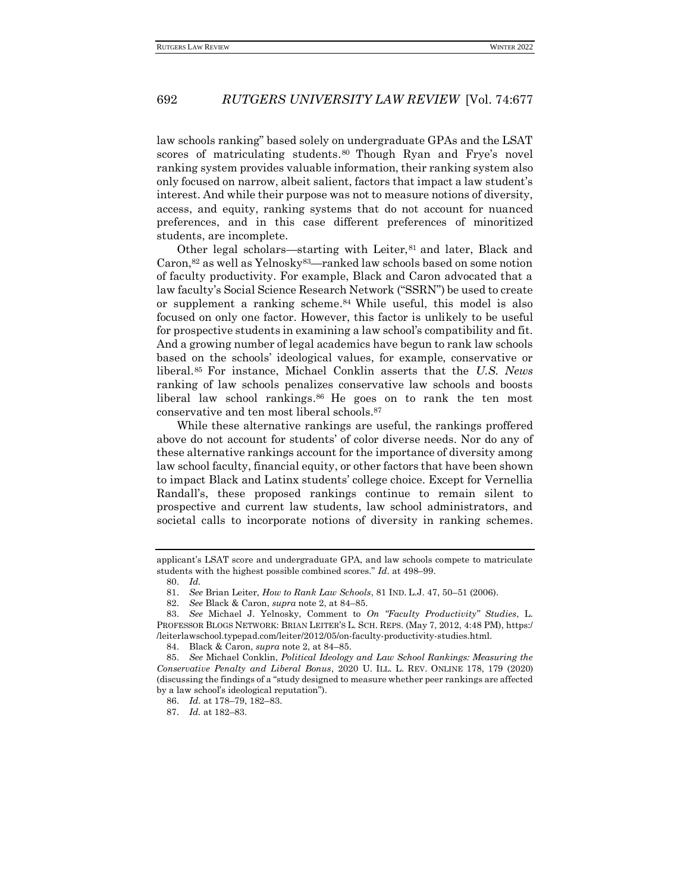law schools ranking" based solely on undergraduate GPAs and the LSAT scores of matriculating students.[80] Though Ryan and Frye's novel ranking system provides valuable information, their ranking system also only focused on narrow, albeit salient, factors that impact a law student's interest. And while their purpose was not to measure notions of diversity, access, and equity, ranking systems that do not account for nuanced preferences, and in this case different preferences of minoritized students, are incomplete.

Other legal scholars—starting with Leiter,[81] and later, Black and Caron,[82] as well as Yelnosky[83]—ranked law schools based on some notion of faculty productivity. For example, Black and Caron advocated that a law faculty's Social Science Research Network ("SSRN") be used to create or supplement a ranking scheme.[84] While useful, this model is also focused on only one factor. However, this factor is unlikely to be useful for prospective students in examining a law school's compatibility and fit. And a growing number of legal academics have begun to rank law schools based on the schools' ideological values, for example, conservative or liberal.[85] For instance, Michael Conklin asserts that the *U.S. News* ranking of law schools penalizes conservative law schools and boosts liberal law school rankings.[86] He goes on to rank the ten most conservative and ten most liberal schools.[87]

While these alternative rankings are useful, the rankings proffered above do not account for students' of color diverse needs. Nor do any of these alternative rankings account for the importance of diversity among law school faculty, financial equity, or other factors that have been shown to impact Black and Latinx students' college choice. Except for Vernellia Randall's, these proposed rankings continue to remain silent to prospective and current law students, law school administrators, and societal calls to incorporate notions of diversity in ranking schemes.

---

applicant's LSAT score and undergraduate GPA, and law schools compete to matriculate students with the highest possible combined scores." *Id.* at 498–99.

80. *Id.*

81. *See* Brian Leiter, *How to Rank Law Schools*, 81 IND. L.J. 47, 50–51 (2006).

82. *See* Black & Caron, *supra* note 2, at 84–85.

83. *See* Michael J. Yelnosky, Comment to *On "Faculty Productivity" Studies*, L. PROFESSOR BLOGS NETWORK: BRIAN LEITER'S L. SCH. REPS. (May 7, 2012, 4:48 PM), https://leiterlawschool.typepad.com/leiter/2012/05/on-faculty-productivity-studies.html.

84. Black & Caron, *supra* note 2, at 84–85.

85. *See* Michael Conklin, *Political Ideology and Law School Rankings: Measuring the Conservative Penalty and Liberal Bonus*, 2020 U. ILL. L. REV. ONLINE 178, 179 (2020) (discussing the findings of a "study designed to measure whether peer rankings are affected by a law school's ideological reputation").

86. *Id.* at 178–79, 182–83.

87. *Id.* at 182–83.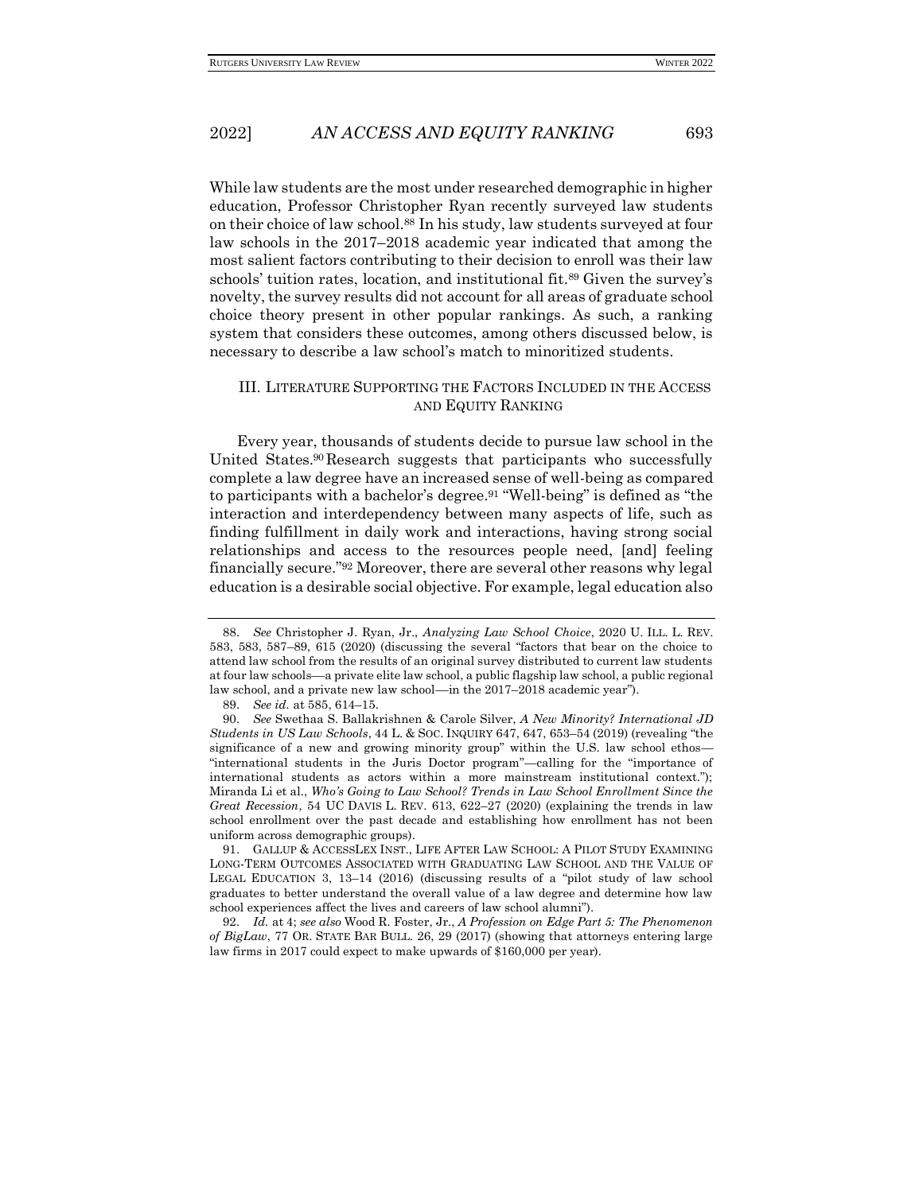While law students are the most under researched demographic in higher education, Professor Christopher Ryan recently surveyed law students on their choice of law school.[88] In his study, law students surveyed at four law schools in the 2017–2018 academic year indicated that among the most salient factors contributing to their decision to enroll was their law schools' tuition rates, location, and institutional fit.[89] Given the survey's novelty, the survey results did not account for all areas of graduate school choice theory present in other popular rankings. As such, a ranking system that considers these outcomes, among others discussed below, is necessary to describe a law school's match to minoritized students.

## III. LITERATURE SUPPORTING THE FACTORS INCLUDED IN THE ACCESS AND EQUITY RANKING

Every year, thousands of students decide to pursue law school in the United States.[90] Research suggests that participants who successfully complete a law degree have an increased sense of well-being as compared to participants with a bachelor's degree.[91] "Well-being" is defined as "the interaction and interdependency between many aspects of life, such as finding fulfillment in daily work and interactions, having strong social relationships and access to the resources people need, [and] feeling financially secure."[92] Moreover, there are several other reasons why legal education is a desirable social objective. For example, legal education also

---

88. *See* Christopher J. Ryan, Jr., *Analyzing Law School Choice*, 2020 U. ILL. L. REV. 583, 583, 587–89, 615 (2020) (discussing the several "factors that bear on the choice to attend law school from the results of an original survey distributed to current law students at four law schools—a private elite law school, a public flagship law school, a public regional law school, and a private new law school—in the 2017–2018 academic year").

89. *See id.* at 585, 614–15.

90. *See* Swethaa S. Ballakrishnen & Carole Silver, *A New Minority? International JD Students in US Law Schools*, 44 L. & SOC. INQUIRY 647, 647, 653–54 (2019) (revealing "the significance of a new and growing minority group" within the U.S. law school ethos—"international students in the Juris Doctor program"—calling for the "importance of international students as actors within a more mainstream institutional context."); Miranda Li et al., *Who's Going to Law School? Trends in Law School Enrollment Since the Great Recession*, 54 UC DAVIS L. REV. 613, 622–27 (2020) (explaining the trends in law school enrollment over the past decade and establishing how enrollment has not been uniform across demographic groups).

91. GALLUP & ACCESSLEX INST., LIFE AFTER LAW SCHOOL: A PILOT STUDY EXAMINING LONG-TERM OUTCOMES ASSOCIATED WITH GRADUATING LAW SCHOOL AND THE VALUE OF LEGAL EDUCATION 3, 13–14 (2016) (discussing results of a "pilot study of law school graduates to better understand the overall value of a law degree and determine how law school experiences affect the lives and careers of law school alumni").

92. *Id.* at 4; *see also* Wood R. Foster, Jr., *A Profession on Edge Part 5: The Phenomenon of BigLaw*, 77 OR. STATE BAR BULL. 26, 29 (2017) (showing that attorneys entering large law firms in 2017 could expect to make upwards of $160,000 per year).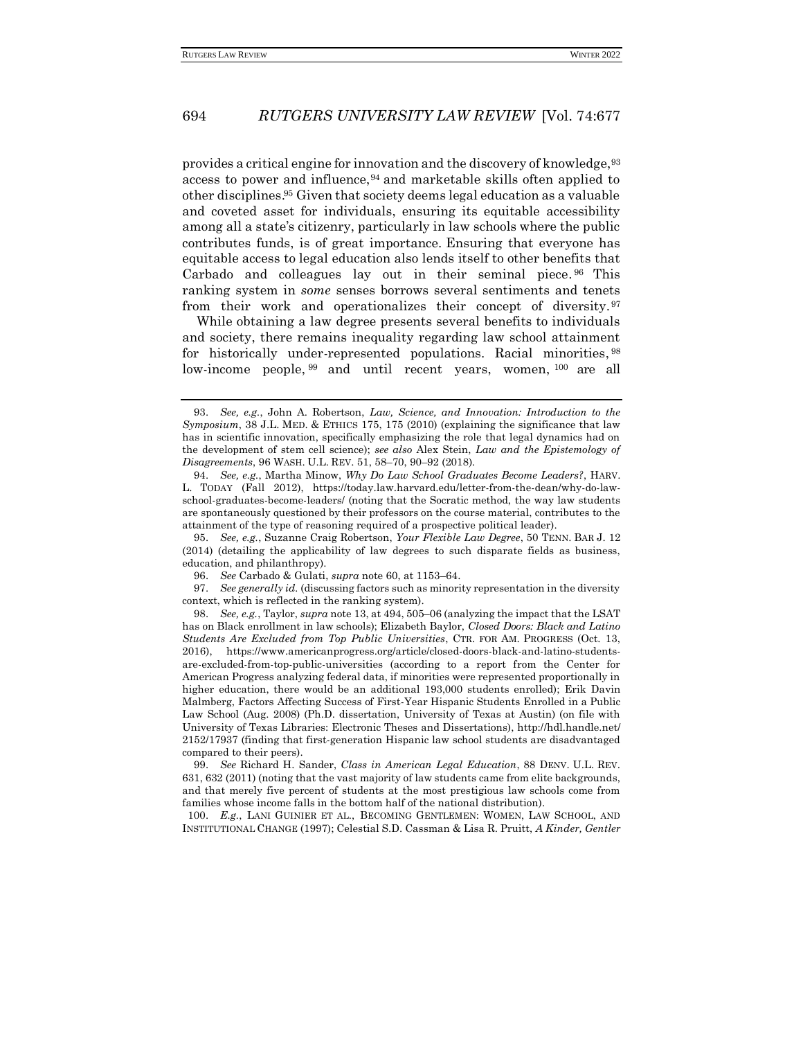provides a critical engine for innovation and the discovery of knowledge,[93] access to power and influence,[94] and marketable skills often applied to other disciplines.[95] Given that society deems legal education as a valuable and coveted asset for individuals, ensuring its equitable accessibility among all a state's citizenry, particularly in law schools where the public contributes funds, is of great importance. Ensuring that everyone has equitable access to legal education also lends itself to other benefits that Carbado and colleagues lay out in their seminal piece.[96] This ranking system in *some* senses borrows several sentiments and tenets from their work and operationalizes their concept of diversity.[97]

While obtaining a law degree presents several benefits to individuals and society, there remains inequality regarding law school attainment for historically under-represented populations. Racial minorities,[98] low-income people,[99] and until recent years, women,[100] are all

---

93. *See, e.g.*, John A. Robertson, *Law, Science, and Innovation: Introduction to the Symposium*, 38 J.L. MED. & ETHICS 175, 175 (2010) (explaining the significance that law has in scientific innovation, specifically emphasizing the role that legal dynamics had on the development of stem cell science); *see also* Alex Stein, *Law and the Epistemology of Disagreements*, 96 WASH. U.L. REV. 51, 58–70, 90–92 (2018).

94. *See, e.g.*, Martha Minow, *Why Do Law School Graduates Become Leaders?*, HARV. L. TODAY (Fall 2012), https://today.law.harvard.edu/letter-from-the-dean/why-do-law-school-graduates-become-leaders/ (noting that the Socratic method, the way law students are spontaneously questioned by their professors on the course material, contributes to the attainment of the type of reasoning required of a prospective political leader).

95. *See, e.g.*, Suzanne Craig Robertson, *Your Flexible Law Degree*, 50 TENN. BAR J. 12 (2014) (detailing the applicability of law degrees to such disparate fields as business, education, and philanthropy).

96. *See* Carbado & Gulati, *supra* note 60, at 1153–64.

97. *See generally id.* (discussing factors such as minority representation in the diversity context, which is reflected in the ranking system).

98. *See, e.g.*, Taylor, *supra* note 13, at 494, 505–06 (analyzing the impact that the LSAT has on Black enrollment in law schools); Elizabeth Baylor, *Closed Doors: Black and Latino Students Are Excluded from Top Public Universities*, CTR. FOR AM. PROGRESS (Oct. 13, 2016), https://www.americanprogress.org/article/closed-doors-black-and-latino-students-are-excluded-from-top-public-universities (according to a report from the Center for American Progress analyzing federal data, if minorities were represented proportionally in higher education, there would be an additional 193,000 students enrolled); Erik Davin Malmberg, Factors Affecting Success of First-Year Hispanic Students Enrolled in a Public Law School (Aug. 2008) (Ph.D. dissertation, University of Texas at Austin) (on file with University of Texas Libraries: Electronic Theses and Dissertations), http://hdl.handle.net/2152/17937 (finding that first-generation Hispanic law school students are disadvantaged compared to their peers).

99. *See* Richard H. Sander, *Class in American Legal Education*, 88 DENV. U.L. REV. 631, 632 (2011) (noting that the vast majority of law students came from elite backgrounds, and that merely five percent of students at the most prestigious law schools come from families whose income falls in the bottom half of the national distribution).

100. *E.g.*, LANI GUINIER ET AL., BECOMING GENTLEMEN: WOMEN, LAW SCHOOL, AND INSTITUTIONAL CHANGE (1997); Celestial S.D. Cassman & Lisa R. Pruitt, *A Kinder, Gentler*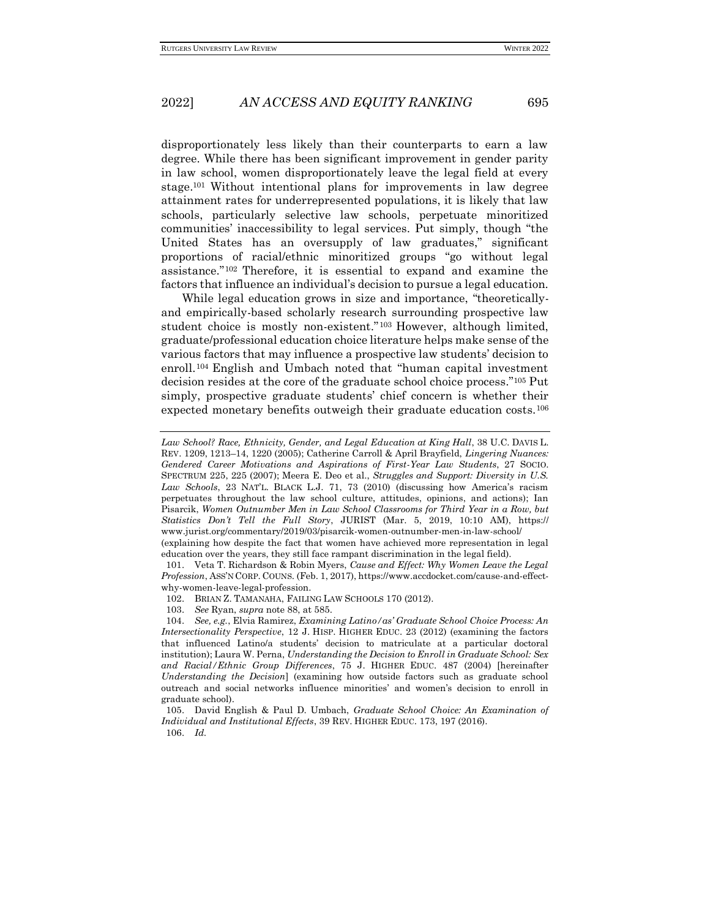disproportionately less likely than their counterparts to earn a law degree. While there has been significant improvement in gender parity in law school, women disproportionately leave the legal field at every stage.[101] Without intentional plans for improvements in law degree attainment rates for underrepresented populations, it is likely that law schools, particularly selective law schools, perpetuate minoritized communities' inaccessibility to legal services. Put simply, though "the United States has an oversupply of law graduates," significant proportions of racial/ethnic minoritized groups "go without legal assistance."[102] Therefore, it is essential to expand and examine the factors that influence an individual's decision to pursue a legal education.

While legal education grows in size and importance, "theoretically-and empirically-based scholarly research surrounding prospective law student choice is mostly non-existent."[103] However, although limited, graduate/professional education choice literature helps make sense of the various factors that may influence a prospective law students' decision to enroll.[104] English and Umbach noted that "human capital investment decision resides at the core of the graduate school choice process."[105] Put simply, prospective graduate students' chief concern is whether their expected monetary benefits outweigh their graduate education costs.[106]

---

*Law School? Race, Ethnicity, Gender, and Legal Education at King Hall*, 38 U.C. DAVIS L. REV. 1209, 1213–14, 1220 (2005); Catherine Carroll & April Brayfield, *Lingering Nuances: Gendered Career Motivations and Aspirations of First-Year Law Students*, 27 SOCIO. SPECTRUM 225, 225 (2007); Meera E. Deo et al., *Struggles and Support: Diversity in U.S. Law Schools*, 23 NAT'L. BLACK L.J. 71, 73 (2010) (discussing how America's racism perpetuates throughout the law school culture, attitudes, opinions, and actions); Ian Pisarcik, *Women Outnumber Men in Law School Classrooms for Third Year in a Row, but Statistics Don't Tell the Full Story*, JURIST (Mar. 5, 2019, 10:10 AM), https://www.jurist.org/commentary/2019/03/pisarcik-women-outnumber-men-in-law-school/ (explaining how despite the fact that women have achieved more representation in legal education over the years, they still face rampant discrimination in the legal field).

101. Veta T. Richardson & Robin Myers, *Cause and Effect: Why Women Leave the Legal Profession*, ASS'N CORP. COUNS. (Feb. 1, 2017), https://www.accdocket.com/cause-and-effect-why-women-leave-legal-profession.

102. BRIAN Z. TAMANAHA, FAILING LAW SCHOOLS 170 (2012).

103. *See* Ryan, *supra* note 88, at 585.

104. *See, e.g.*, Elvia Ramirez, *Examining Latino/as' Graduate School Choice Process: An Intersectionality Perspective*, 12 J. HISP. HIGHER EDUC. 23 (2012) (examining the factors that influenced Latino/a students' decision to matriculate at a particular doctoral institution); Laura W. Perna, *Understanding the Decision to Enroll in Graduate School: Sex and Racial/Ethnic Group Differences*, 75 J. HIGHER EDUC. 487 (2004) [hereinafter *Understanding the Decision*] (examining how outside factors such as graduate school outreach and social networks influence minorities' and women's decision to enroll in graduate school).

105. David English & Paul D. Umbach, *Graduate School Choice: An Examination of Individual and Institutional Effects*, 39 REV. HIGHER EDUC. 173, 197 (2016).

106. *Id.*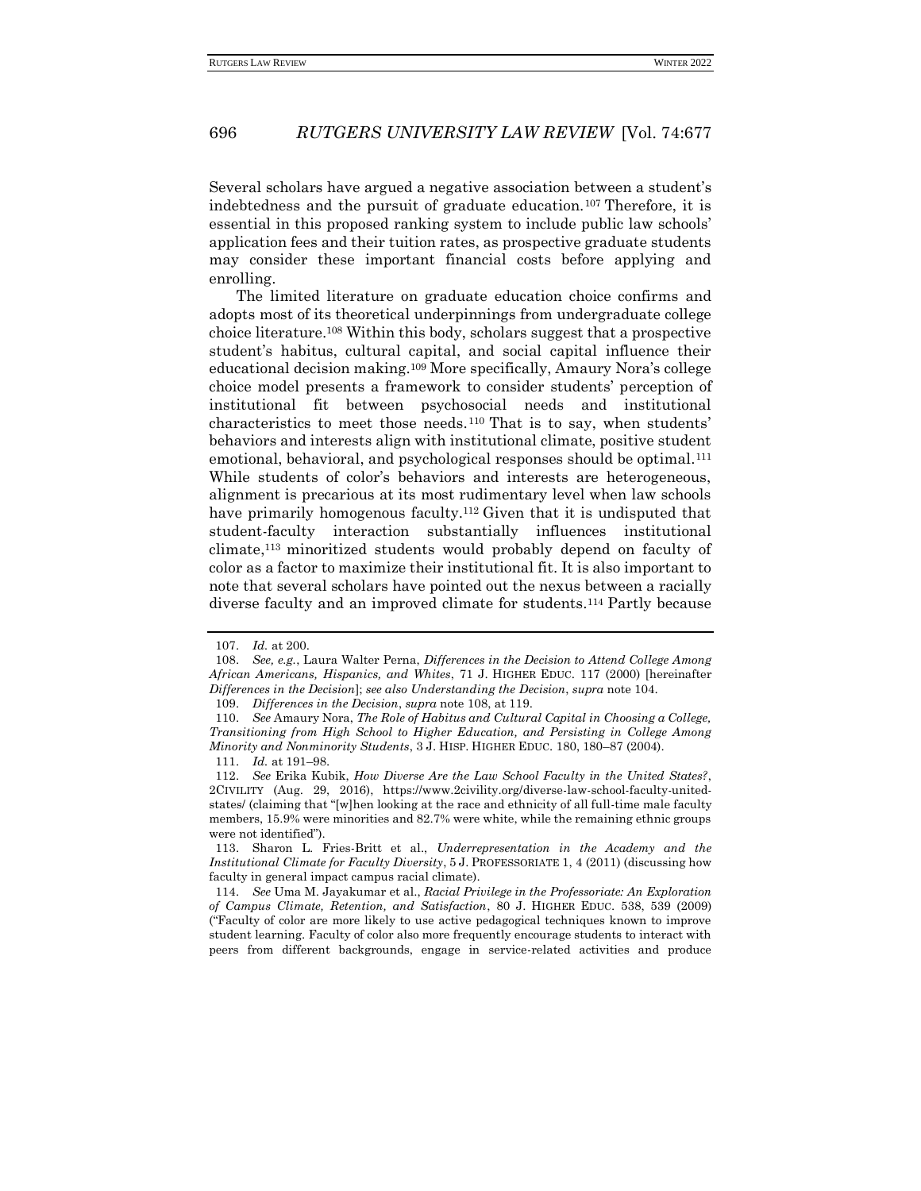Several scholars have argued a negative association between a student's indebtedness and the pursuit of graduate education.[107] Therefore, it is essential in this proposed ranking system to include public law schools' application fees and their tuition rates, as prospective graduate students may consider these important financial costs before applying and enrolling.

The limited literature on graduate education choice confirms and adopts most of its theoretical underpinnings from undergraduate college choice literature.[108] Within this body, scholars suggest that a prospective student's habitus, cultural capital, and social capital influence their educational decision making.[109] More specifically, Amaury Nora's college choice model presents a framework to consider students' perception of institutional fit between psychosocial needs and institutional characteristics to meet those needs.[110] That is to say, when students' behaviors and interests align with institutional climate, positive student emotional, behavioral, and psychological responses should be optimal.[111] While students of color's behaviors and interests are heterogeneous, alignment is precarious at its most rudimentary level when law schools have primarily homogenous faculty.[112] Given that it is undisputed that student-faculty interaction substantially influences institutional climate,[113] minoritized students would probably depend on faculty of color as a factor to maximize their institutional fit. It is also important to note that several scholars have pointed out the nexus between a racially diverse faculty and an improved climate for students.[114] Partly because

---

107. *Id.* at 200.

108. *See, e.g.*, Laura Walter Perna, *Differences in the Decision to Attend College Among African Americans, Hispanics, and Whites*, 71 J. HIGHER EDUC. 117 (2000) [hereinafter *Differences in the Decision*]; *see also Understanding the Decision*, *supra* note 104.

109. *Differences in the Decision*, *supra* note 108, at 119.

110. *See* Amaury Nora, *The Role of Habitus and Cultural Capital in Choosing a College, Transitioning from High School to Higher Education, and Persisting in College Among Minority and Nonminority Students*, 3 J. HISP. HIGHER EDUC. 180, 180–87 (2004).

111. *Id.* at 191–98.

112. *See* Erika Kubik, *How Diverse Are the Law School Faculty in the United States?*, 2CIVILITY (Aug. 29, 2016), https://www.2civility.org/diverse-law-school-faculty-united-states/ (claiming that "[w]hen looking at the race and ethnicity of all full-time male faculty members, 15.9% were minorities and 82.7% were white, while the remaining ethnic groups were not identified").

113. Sharon L. Fries-Britt et al., *Underrepresentation in the Academy and the Institutional Climate for Faculty Diversity*, 5 J. PROFESSORIATE 1, 4 (2011) (discussing how faculty in general impact campus racial climate).

114. *See* Uma M. Jayakumar et al., *Racial Privilege in the Professoriate: An Exploration of Campus Climate, Retention, and Satisfaction*, 80 J. HIGHER EDUC. 538, 539 (2009) ("Faculty of color are more likely to use active pedagogical techniques known to improve student learning. Faculty of color also more frequently encourage students to interact with peers from different backgrounds, engage in service-related activities and produce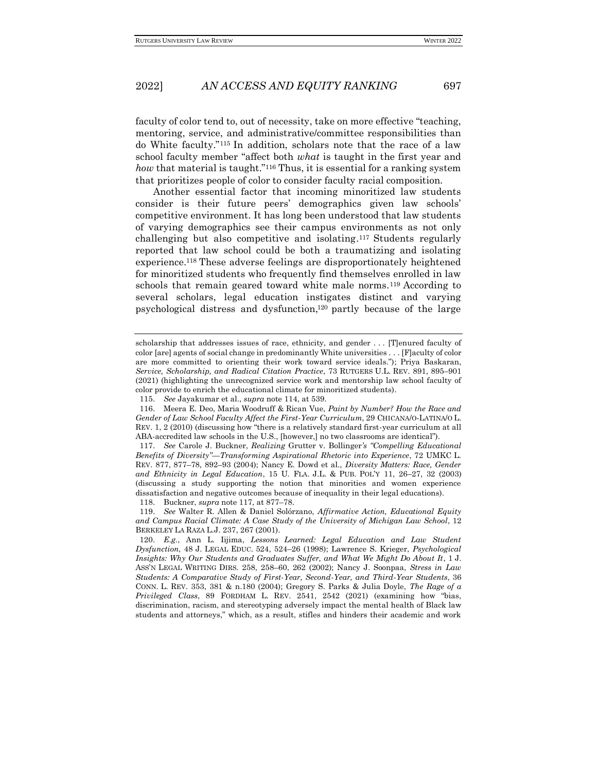faculty of color tend to, out of necessity, take on more effective "teaching, mentoring, service, and administrative/committee responsibilities than do White faculty."[115] In addition, scholars note that the race of a law school faculty member "affect both *what* is taught in the first year and *how* that material is taught."[116] Thus, it is essential for a ranking system that prioritizes people of color to consider faculty racial composition.

Another essential factor that incoming minoritized law students consider is their future peers' demographics given law schools' competitive environment. It has long been understood that law students of varying demographics see their campus environments as not only challenging but also competitive and isolating.[117] Students regularly reported that law school could be both a traumatizing and isolating experience.[118] These adverse feelings are disproportionately heightened for minoritized students who frequently find themselves enrolled in law schools that remain geared toward white male norms.[119] According to several scholars, legal education instigates distinct and varying psychological distress and dysfunction,[120] partly because of the large

---

scholarship that addresses issues of race, ethnicity, and gender . . . [T]enured faculty of color [are] agents of social change in predominantly White universities . . . [F]aculty of color are more committed to orienting their work toward service ideals."); Priya Baskaran, *Service, Scholarship, and Radical Citation Practice*, 73 RUTGERS U.L. REV. 891, 895–901 (2021) (highlighting the unrecognized service work and mentorship law school faculty of color provide to enrich the educational climate for minoritized students).

115. *See* Jayakumar et al., *supra* note 114, at 539.

116. Meera E. Deo, Maria Woodruff & Rican Vue, *Paint by Number? How the Race and Gender of Law School Faculty Affect the First-Year Curriculum*, 29 CHICANA/O-LATINA/O L. REV. 1, 2 (2010) (discussing how "there is a relatively standard first-year curriculum at all ABA-accredited law schools in the U.S., [however,] no two classrooms are identical").

117. *See* Carole J. Buckner, *Realizing* Grutter v. Bollinger*'s "Compelling Educational Benefits of Diversity"—Transforming Aspirational Rhetoric into Experience*, 72 UMKC L. REV. 877, 877–78, 892–93 (2004); Nancy E. Dowd et al., *Diversity Matters: Race, Gender and Ethnicity in Legal Education*, 15 U. FLA. J.L. & PUB. POL'Y 11, 26–27, 32 (2003) (discussing a study supporting the notion that minorities and women experience dissatisfaction and negative outcomes because of inequality in their legal educations).

118. Buckner, *supra* note 117, at 877–78.

119. *See* Walter R. Allen & Daniel Solórzano, *Affirmative Action, Educational Equity and Campus Racial Climate: A Case Study of the University of Michigan Law School*, 12 BERKELEY LA RAZA L.J. 237, 267 (2001).

120. *E.g.*, Ann L. Iijima, *Lessons Learned: Legal Education and Law Student Dysfunction*, 48 J. LEGAL EDUC. 524, 524–26 (1998); Lawrence S. Krieger, *Psychological Insights: Why Our Students and Graduates Suffer, and What We Might Do About It*, 1 J. ASS'N LEGAL WRITING DIRS. 258, 258–60, 262 (2002); Nancy J. Soonpaa, *Stress in Law Students: A Comparative Study of First-Year, Second-Year, and Third-Year Students*, 36 CONN. L. REV. 353, 381 & n.180 (2004); Gregory S. Parks & Julia Doyle, *The Rage of a Privileged Class*, 89 FORDHAM L. REV. 2541, 2542 (2021) (examining how "bias, discrimination, racism, and stereotyping adversely impact the mental health of Black law students and attorneys," which, as a result, stifles and hinders their academic and work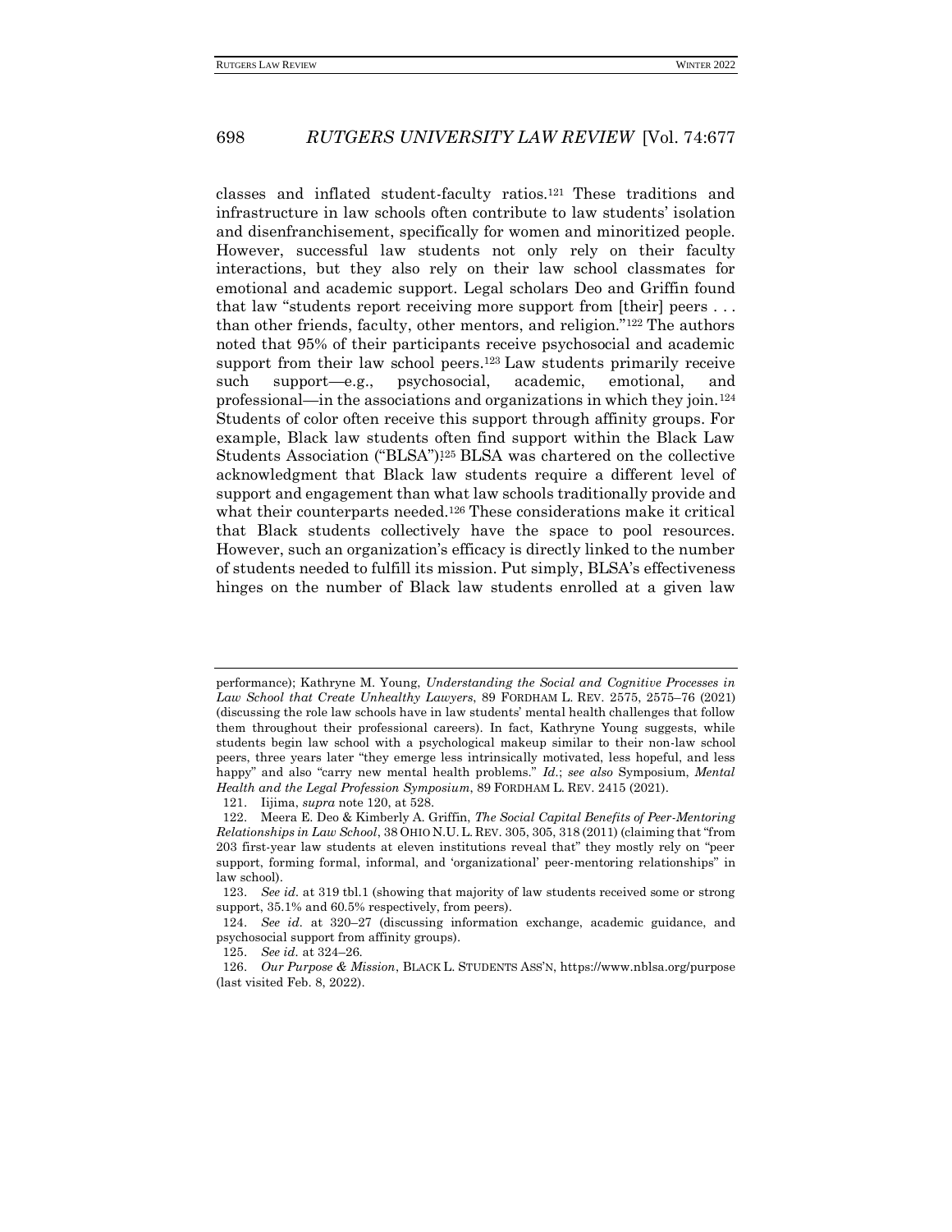classes and inflated student-faculty ratios.[121] These traditions and infrastructure in law schools often contribute to law students' isolation and disenfranchisement, specifically for women and minoritized people. However, successful law students not only rely on their faculty interactions, but they also rely on their law school classmates for emotional and academic support. Legal scholars Deo and Griffin found that law "students report receiving more support from [their] peers . . . than other friends, faculty, other mentors, and religion."[122] The authors noted that 95% of their participants receive psychosocial and academic support from their law school peers.[123] Law students primarily receive such support—e.g., psychosocial, academic, emotional, and professional—in the associations and organizations in which they join.[124] Students of color often receive this support through affinity groups. For example, Black law students often find support within the Black Law Students Association ("BLSA")![125] BLSA was chartered on the collective acknowledgment that Black law students require a different level of support and engagement than what law schools traditionally provide and what their counterparts needed.[126] These considerations make it critical that Black students collectively have the space to pool resources. However, such an organization's efficacy is directly linked to the number of students needed to fulfill its mission. Put simply, BLSA's effectiveness hinges on the number of Black law students enrolled at a given law

---

performance); Kathryne M. Young, *Understanding the Social and Cognitive Processes in Law School that Create Unhealthy Lawyers*, 89 FORDHAM L. REV. 2575, 2575–76 (2021) (discussing the role law schools have in law students' mental health challenges that follow them throughout their professional careers). In fact, Kathryne Young suggests, while students begin law school with a psychological makeup similar to their non-law school peers, three years later "they emerge less intrinsically motivated, less hopeful, and less happy" and also "carry new mental health problems." *Id.*; *see also* Symposium, *Mental Health and the Legal Profession Symposium*, 89 FORDHAM L. REV. 2415 (2021).

121. Iijima, *supra* note 120, at 528.

122. Meera E. Deo & Kimberly A. Griffin, *The Social Capital Benefits of Peer-Mentoring Relationships in Law School*, 38 OHIO N.U. L. REV. 305, 305, 318 (2011) (claiming that "from 203 first-year law students at eleven institutions reveal that" they mostly rely on "peer support, forming formal, informal, and 'organizational' peer-mentoring relationships" in law school).

123. *See id.* at 319 tbl.1 (showing that majority of law students received some or strong support, 35.1% and 60.5% respectively, from peers).

124. *See id.* at 320–27 (discussing information exchange, academic guidance, and psychosocial support from affinity groups).

125. *See id.* at 324–26.

126. *Our Purpose & Mission*, BLACK L. STUDENTS ASS'N, https://www.nblsa.org/purpose (last visited Feb. 8, 2022).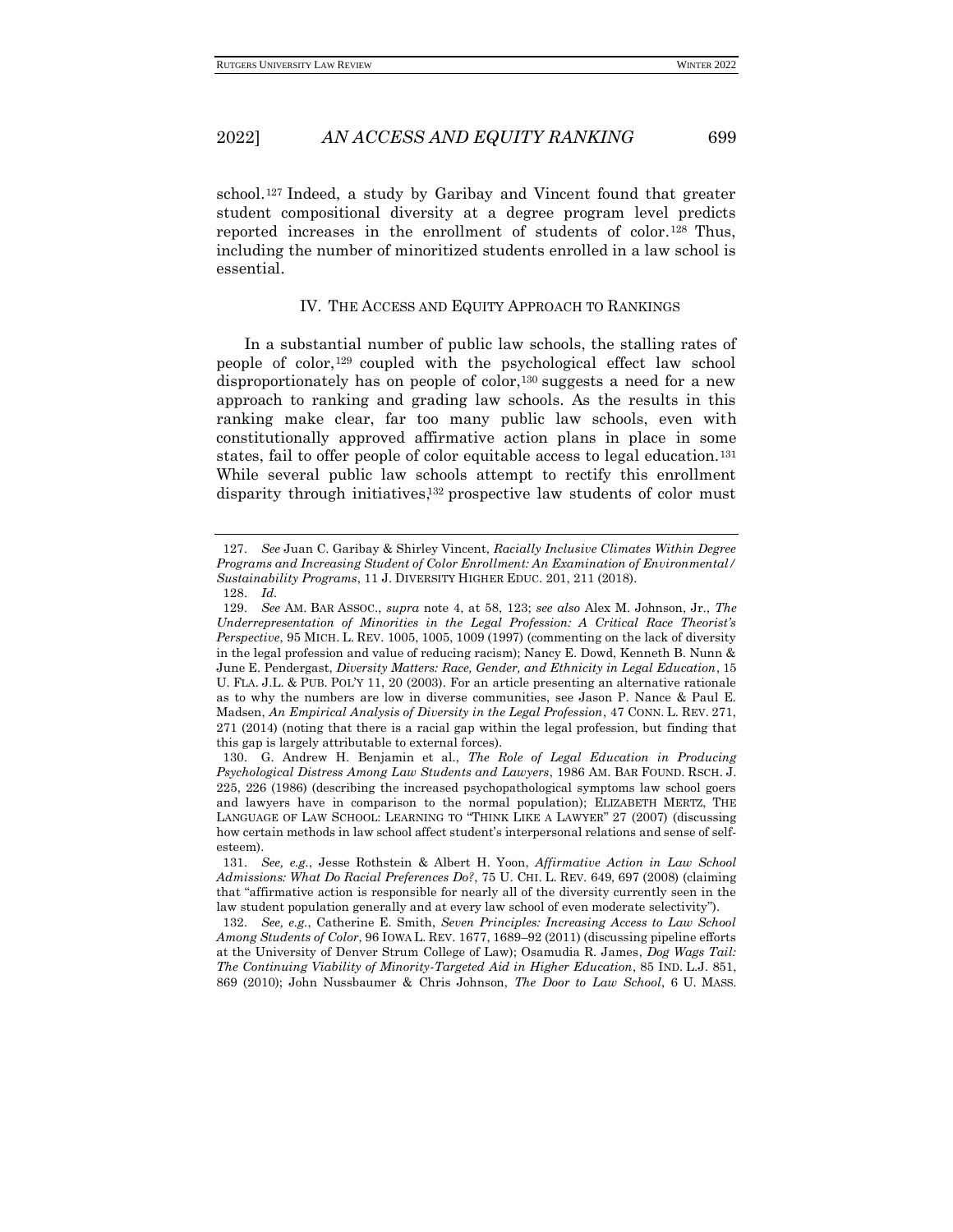school.[127] Indeed, a study by Garibay and Vincent found that greater student compositional diversity at a degree program level predicts reported increases in the enrollment of students of color.[128] Thus, including the number of minoritized students enrolled in a law school is essential.

## IV. The Access and Equity Approach to Rankings

In a substantial number of public law schools, the stalling rates of people of color,[129] coupled with the psychological effect law school disproportionately has on people of color,[130] suggests a need for a new approach to ranking and grading law schools. As the results in this ranking make clear, far too many public law schools, even with constitutionally approved affirmative action plans in place in some states, fail to offer people of color equitable access to legal education.[131] While several public law schools attempt to rectify this enrollment disparity through initiatives,[132] prospective law students of color must

---

127. *See* Juan C. Garibay & Shirley Vincent, *Racially Inclusive Climates Within Degree Programs and Increasing Student of Color Enrollment: An Examination of Environmental/ Sustainability Programs*, 11 J. DIVERSITY HIGHER EDUC. 201, 211 (2018).

128. *Id.*

129. *See* AM. BAR ASSOC., *supra* note 4, at 58, 123; *see also* Alex M. Johnson, Jr., *The Underrepresentation of Minorities in the Legal Profession: A Critical Race Theorist's Perspective*, 95 MICH. L. REV. 1005, 1005, 1009 (1997) (commenting on the lack of diversity in the legal profession and value of reducing racism); Nancy E. Dowd, Kenneth B. Nunn & June E. Pendergast, *Diversity Matters: Race, Gender, and Ethnicity in Legal Education*, 15 U. FLA. J.L. & PUB. POL'Y 11, 20 (2003). For an article presenting an alternative rationale as to why the numbers are low in diverse communities, see Jason P. Nance & Paul E. Madsen, *An Empirical Analysis of Diversity in the Legal Profession*, 47 CONN. L. REV. 271, 271 (2014) (noting that there is a racial gap within the legal profession, but finding that this gap is largely attributable to external forces).

130. G. Andrew H. Benjamin et al., *The Role of Legal Education in Producing Psychological Distress Among Law Students and Lawyers*, 1986 AM. BAR FOUND. RSCH. J. 225, 226 (1986) (describing the increased psychopathological symptoms law school goers and lawyers have in comparison to the normal population); ELIZABETH MERTZ, THE LANGUAGE OF LAW SCHOOL: LEARNING TO "THINK LIKE A LAWYER" 27 (2007) (discussing how certain methods in law school affect student's interpersonal relations and sense of self-esteem).

131. *See, e.g.*, Jesse Rothstein & Albert H. Yoon, *Affirmative Action in Law School Admissions: What Do Racial Preferences Do?*, 75 U. CHI. L. REV. 649, 697 (2008) (claiming that "affirmative action is responsible for nearly all of the diversity currently seen in the law student population generally and at every law school of even moderate selectivity").

132. *See, e.g.*, Catherine E. Smith, *Seven Principles: Increasing Access to Law School Among Students of Color*, 96 IOWA L. REV. 1677, 1689–92 (2011) (discussing pipeline efforts at the University of Denver Strum College of Law); Osamudia R. James, *Dog Wags Tail: The Continuing Viability of Minority-Targeted Aid in Higher Education*, 85 IND. L.J. 851, 869 (2010); John Nussbaumer & Chris Johnson, *The Door to Law School*, 6 U. MASS.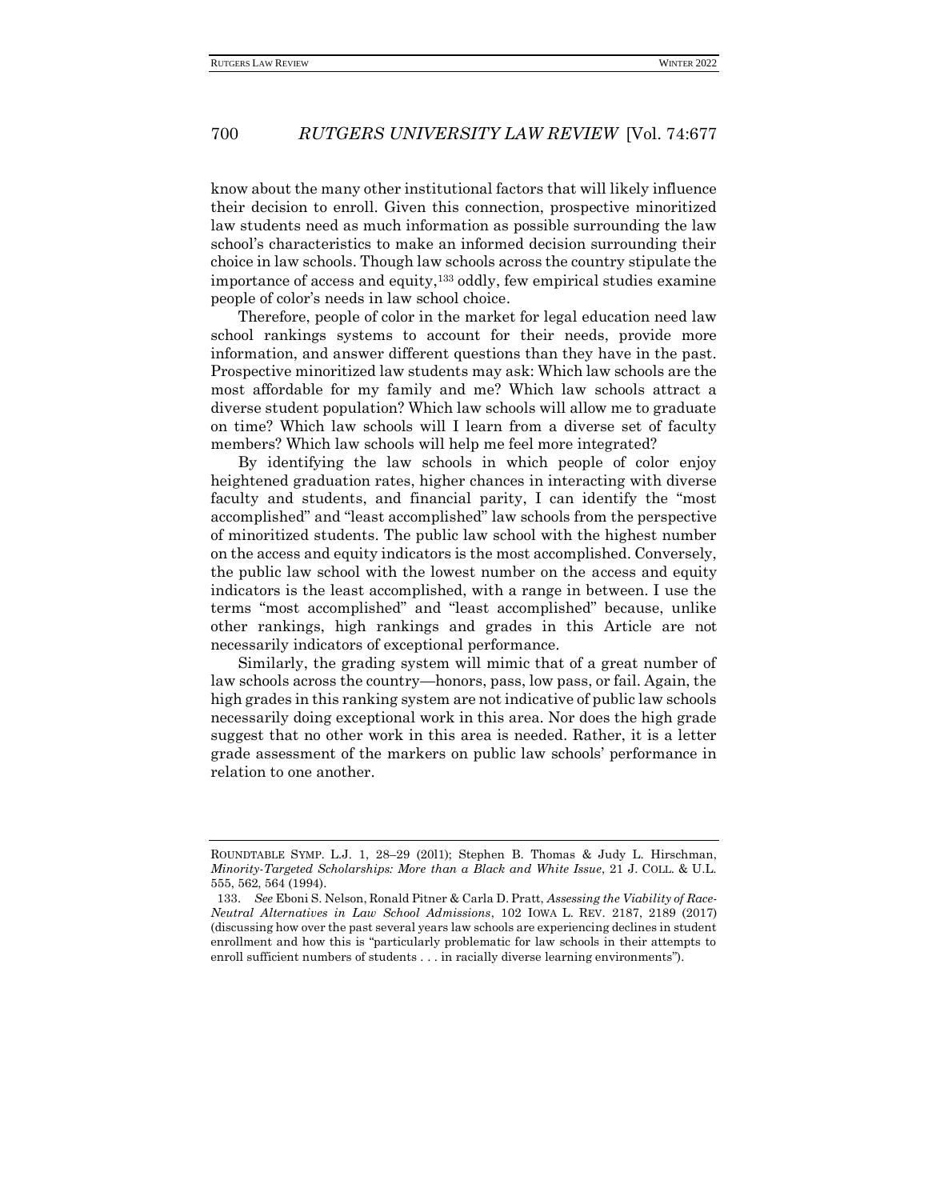know about the many other institutional factors that will likely influence their decision to enroll. Given this connection, prospective minoritized law students need as much information as possible surrounding the law school's characteristics to make an informed decision surrounding their choice in law schools. Though law schools across the country stipulate the importance of access and equity,[133] oddly, few empirical studies examine people of color's needs in law school choice.

Therefore, people of color in the market for legal education need law school rankings systems to account for their needs, provide more information, and answer different questions than they have in the past. Prospective minoritized law students may ask: Which law schools are the most affordable for my family and me? Which law schools attract a diverse student population? Which law schools will allow me to graduate on time? Which law schools will I learn from a diverse set of faculty members? Which law schools will help me feel more integrated?

By identifying the law schools in which people of color enjoy heightened graduation rates, higher chances in interacting with diverse faculty and students, and financial parity, I can identify the "most accomplished" and "least accomplished" law schools from the perspective of minoritized students. The public law school with the highest number on the access and equity indicators is the most accomplished. Conversely, the public law school with the lowest number on the access and equity indicators is the least accomplished, with a range in between. I use the terms "most accomplished" and "least accomplished" because, unlike other rankings, high rankings and grades in this Article are not necessarily indicators of exceptional performance.

Similarly, the grading system will mimic that of a great number of law schools across the country—honors, pass, low pass, or fail. Again, the high grades in this ranking system are not indicative of public law schools necessarily doing exceptional work in this area. Nor does the high grade suggest that no other work in this area is needed. Rather, it is a letter grade assessment of the markers on public law schools' performance in relation to one another.

---

ROUNDTABLE SYMP. L.J. 1, 28–29 (2011); Stephen B. Thomas & Judy L. Hirschman, *Minority-Targeted Scholarships: More than a Black and White Issue*, 21 J. COLL. & U.L. 555, 562, 564 (1994).

133. *See* Eboni S. Nelson, Ronald Pitner & Carla D. Pratt, *Assessing the Viability of Race-Neutral Alternatives in Law School Admissions*, 102 IOWA L. REV. 2187, 2189 (2017) (discussing how over the past several years law schools are experiencing declines in student enrollment and how this is "particularly problematic for law schools in their attempts to enroll sufficient numbers of students . . . in racially diverse learning environments").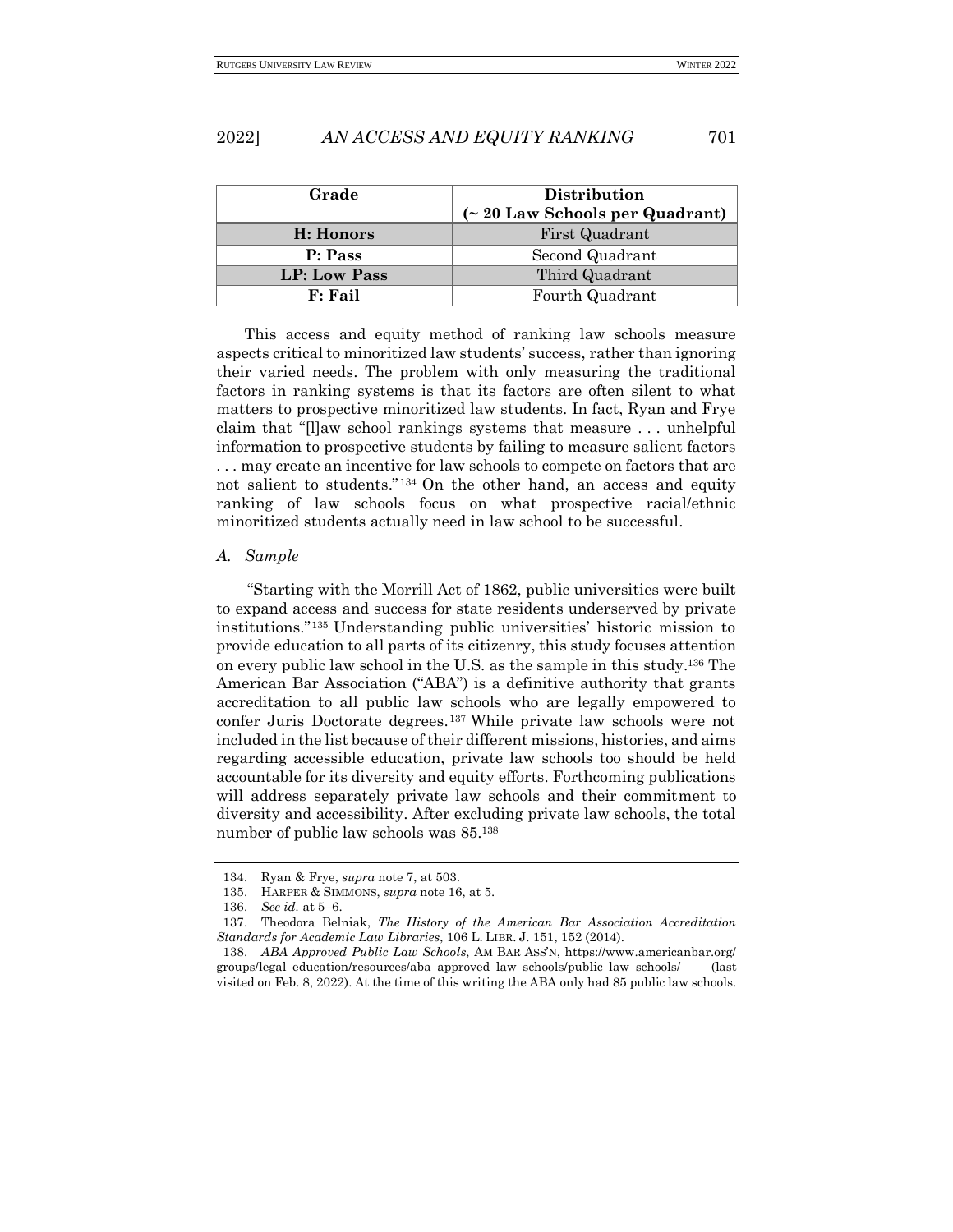| Grade | Distribution (~ 20 Law Schools per Quadrant) |
|---|---|
| **H: Honors** | First Quadrant |
| **P: Pass** | Second Quadrant |
| **LP: Low Pass** | Third Quadrant |
| **F: Fail** | Fourth Quadrant |

This access and equity method of ranking law schools measure aspects critical to minoritized law students' success, rather than ignoring their varied needs. The problem with only measuring the traditional factors in ranking systems is that its factors are often silent to what matters to prospective minoritized law students. In fact, Ryan and Frye claim that "[l]aw school rankings systems that measure . . . unhelpful information to prospective students by failing to measure salient factors . . . may create an incentive for law schools to compete on factors that are not salient to students."[134] On the other hand, an access and equity ranking of law schools focus on what prospective racial/ethnic minoritized students actually need in law school to be successful.

*A. Sample*

"Starting with the Morrill Act of 1862, public universities were built to expand access and success for state residents underserved by private institutions."[135] Understanding public universities' historic mission to provide education to all parts of its citizenry, this study focuses attention on every public law school in the U.S. as the sample in this study.[136] The American Bar Association ("ABA") is a definitive authority that grants accreditation to all public law schools who are legally empowered to confer Juris Doctorate degrees.[137] While private law schools were not included in the list because of their different missions, histories, and aims regarding accessible education, private law schools too should be held accountable for its diversity and equity efforts. Forthcoming publications will address separately private law schools and their commitment to diversity and accessibility. After excluding private law schools, the total number of public law schools was 85.[138]

---

134. Ryan & Frye, *supra* note 7, at 503.

135. HARPER & SIMMONS, *supra* note 16, at 5.

136. *See id.* at 5–6.

137. Theodora Belniak, *The History of the American Bar Association Accreditation Standards for Academic Law Libraries*, 106 L. LIBR. J. 151, 152 (2014).

138. *ABA Approved Public Law Schools*, AM BAR ASS'N, https://www.americanbar.org/groups/legal_education/resources/aba_approved_law_schools/public_law_schools/ (last visited on Feb. 8, 2022). At the time of this writing the ABA only had 85 public law schools.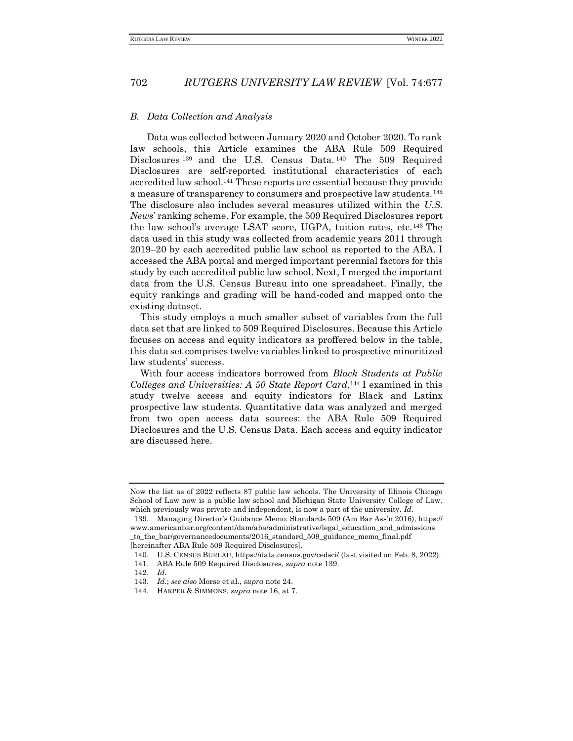### *B. Data Collection and Analysis*

Data was collected between January 2020 and October 2020. To rank law schools, this Article examines the ABA Rule 509 Required Disclosures [139] and the U.S. Census Data. [140] The 509 Required Disclosures are self-reported institutional characteristics of each accredited law school.[141] These reports are essential because they provide a measure of transparency to consumers and prospective law students.[142] The disclosure also includes several measures utilized within the *U.S. News*' ranking scheme. For example, the 509 Required Disclosures report the law school's average LSAT score, UGPA, tuition rates, etc.[143] The data used in this study was collected from academic years 2011 through 2019–20 by each accredited public law school as reported to the ABA. I accessed the ABA portal and merged important perennial factors for this study by each accredited public law school. Next, I merged the important data from the U.S. Census Bureau into one spreadsheet. Finally, the equity rankings and grading will be hand-coded and mapped onto the existing dataset.

This study employs a much smaller subset of variables from the full data set that are linked to 509 Required Disclosures. Because this Article focuses on access and equity indicators as proffered below in the table, this data set comprises twelve variables linked to prospective minoritized law students' success.

With four access indicators borrowed from *Black Students at Public Colleges and Universities: A 50 State Report Card*,[144] I examined in this study twelve access and equity indicators for Black and Latinx prospective law students. Quantitative data was analyzed and merged from two open access data sources: the ABA Rule 509 Required Disclosures and the U.S. Census Data. Each access and equity indicator are discussed here.

---

Now the list as of 2022 reflects 87 public law schools. The University of Illinois Chicago School of Law now is a public law school and Michigan State University College of Law, which previously was private and independent, is now a part of the university. *Id.*

139. Managing Director's Guidance Memo: Standards 509 (Am Bar Ass'n 2016), https://www.americanbar.org/content/dam/aba/administrative/legal_education_and_admissions_to_the_bar/governancedocuments/2016_standard_509_guidance_memo_final.pdf [hereinafter ABA Rule 509 Required Disclosures].

140. U.S. CENSUS BUREAU, https://data.census.gov/cedsci/ (last visited on Feb. 8, 2022).

141. ABA Rule 509 Required Disclosures, *supra* note 139.

142. *Id.*

143. *Id.*; *see also* Morse et al., *supra* note 24.

144. HARPER & SIMMONS, *supra* note 16, at 7.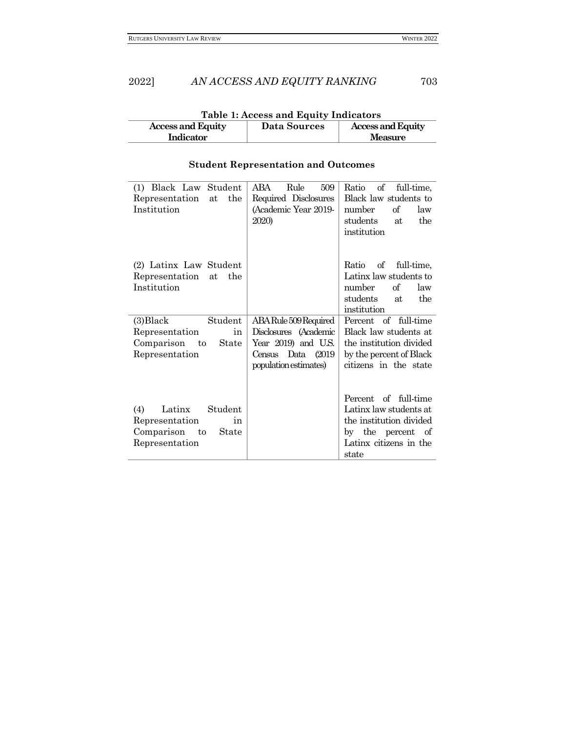**Table 1: Access and Equity Indicators**

| Access and Equity Indicator | Data Sources | Access and Equity Measure |
|---|---|---|
| **Student Representation and Outcomes** | | |
| (1) Black Law Student Representation at the Institution | ABA Rule 509 Required Disclosures (Academic Year 2019-2020) | Ratio of full-time, Black law students to number of law students at the institution |
| (2) Latinx Law Student Representation at the Institution | | Ratio of full-time, Latinx law students to number of law students at the institution |
| (3)Black Student Representation in Comparison to State Representation | ABA Rule 509 Required Disclosures (Academic Year 2019) and U.S. Census Data (2019 population estimates) | Percent of full-time Black law students at the institution divided by the percent of Black citizens in the state |
| (4) Latinx Student Representation in Comparison to State Representation | | Percent of full-time Latinx law students at the institution divided by the percent of Latinx citizens in the state |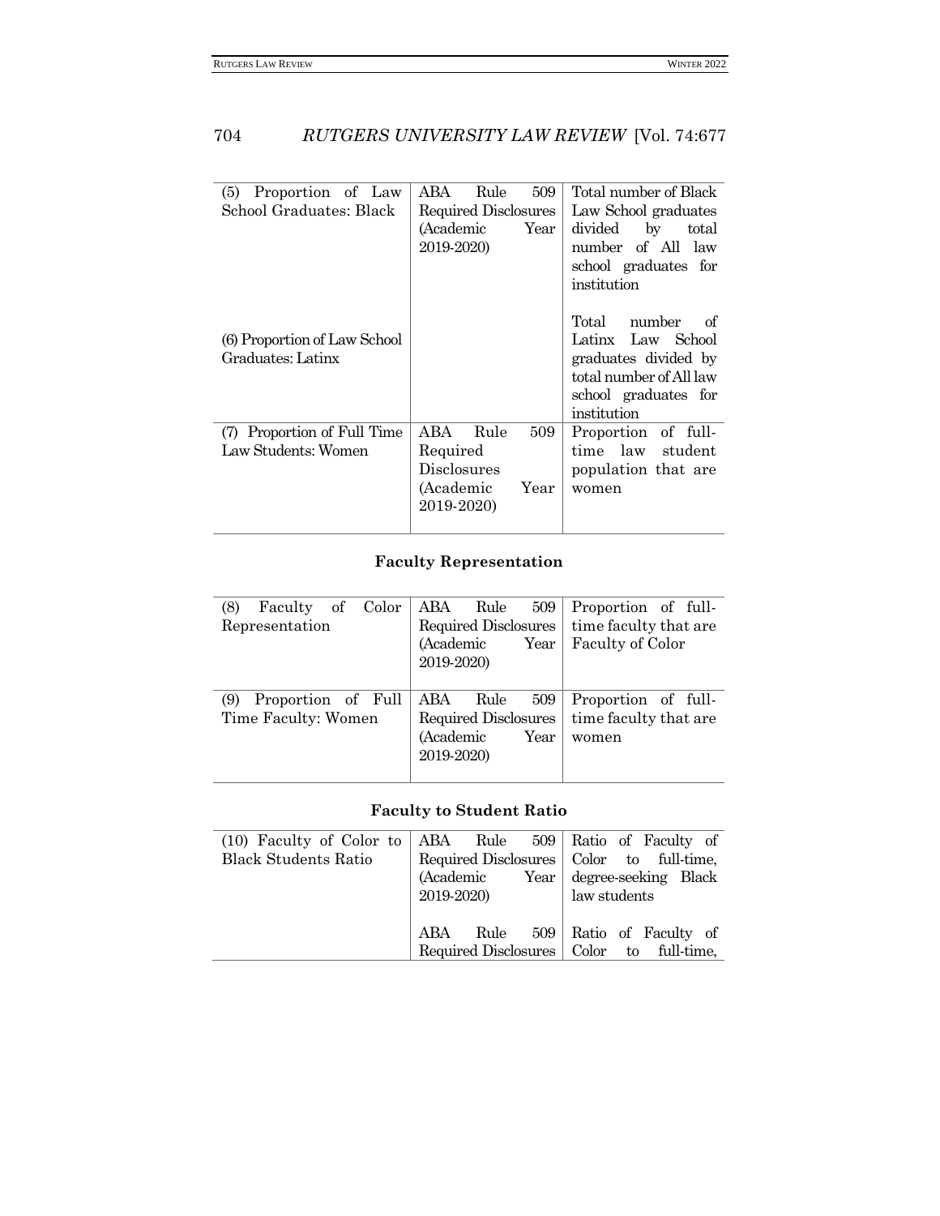| | | |
|---|---|---|
| (5) Proportion of Law School Graduates: Black | ABA Rule 509 Required Disclosures (Academic Year 2019-2020) | Total number of Black Law School graduates divided by total number of All law school graduates for institution |
| (6) Proportion of Law School Graduates: Latinx | | Total number of Latinx Law School graduates divided by total number of All law school graduates for institution |
| (7) Proportion of Full Time Law Students: Women | ABA Rule 509 Required Disclosures (Academic Year 2019-2020) | Proportion of full-time law student population that are women |

**Faculty Representation**

| | | |
|---|---|---|
| (8) Faculty of Color Representation | ABA Rule 509 Required Disclosures (Academic Year 2019-2020) | Proportion of full-time faculty that are Faculty of Color |
| (9) Proportion of Full Time Faculty: Women | ABA Rule 509 Required Disclosures (Academic Year 2019-2020) | Proportion of full-time faculty that are women |

**Faculty to Student Ratio**

| | | |
|---|---|---|
| (10) Faculty of Color to Black Students Ratio | ABA Rule 509 Required Disclosures (Academic Year 2019-2020) | Ratio of Faculty of Color to full-time, degree-seeking Black law students |
| | ABA Rule 509 Required Disclosures | Ratio of Faculty of Color to full-time, |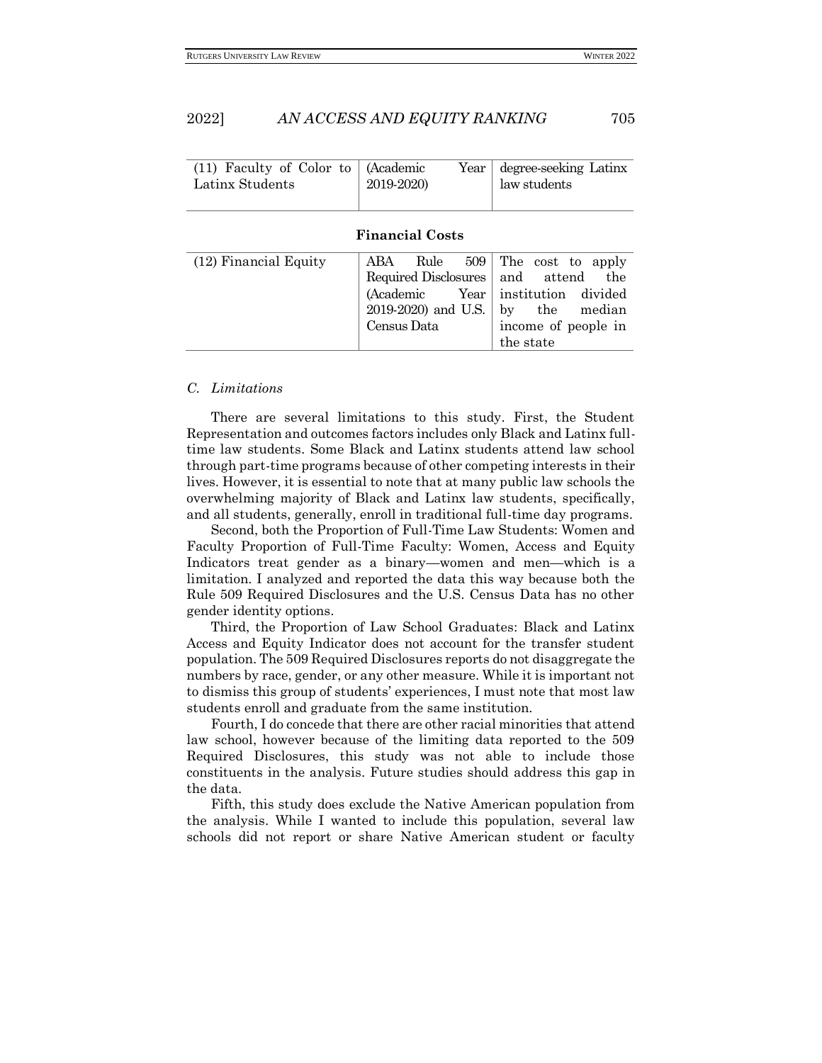| (11) Faculty of Color to Latinx Students | (Academic Year 2019-2020) | degree-seeking Latinx law students |
|---|---|---|

**Financial Costs**

| (12) Financial Equity | ABA Rule 509 Required Disclosures (Academic Year 2019-2020) and U.S. Census Data | The cost to apply and attend the institution divided by the median income of people in the state |
|---|---|---|

### *C. Limitations*

There are several limitations to this study. First, the Student Representation and outcomes factors includes only Black and Latinx full-time law students. Some Black and Latinx students attend law school through part-time programs because of other competing interests in their lives. However, it is essential to note that at many public law schools the overwhelming majority of Black and Latinx law students, specifically, and all students, generally, enroll in traditional full-time day programs.

Second, both the Proportion of Full-Time Law Students: Women and Faculty Proportion of Full-Time Faculty: Women, Access and Equity Indicators treat gender as a binary—women and men—which is a limitation. I analyzed and reported the data this way because both the Rule 509 Required Disclosures and the U.S. Census Data has no other gender identity options.

Third, the Proportion of Law School Graduates: Black and Latinx Access and Equity Indicator does not account for the transfer student population. The 509 Required Disclosures reports do not disaggregate the numbers by race, gender, or any other measure. While it is important not to dismiss this group of students' experiences, I must note that most law students enroll and graduate from the same institution.

Fourth, I do concede that there are other racial minorities that attend law school, however because of the limiting data reported to the 509 Required Disclosures, this study was not able to include those constituents in the analysis. Future studies should address this gap in the data.

Fifth, this study does exclude the Native American population from the analysis. While I wanted to include this population, several law schools did not report or share Native American student or faculty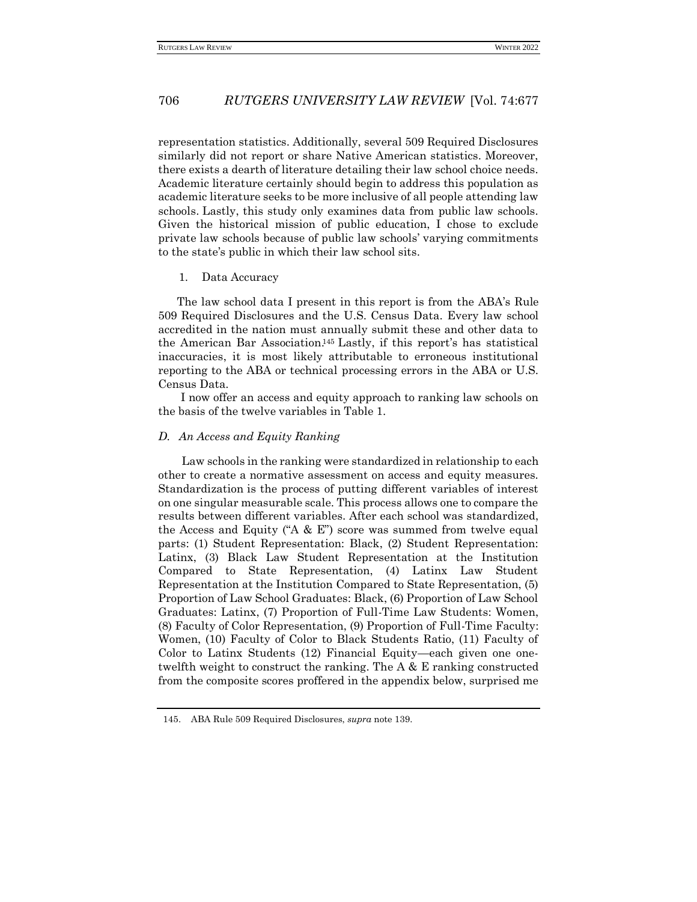representation statistics. Additionally, several 509 Required Disclosures similarly did not report or share Native American statistics. Moreover, there exists a dearth of literature detailing their law school choice needs. Academic literature certainly should begin to address this population as academic literature seeks to be more inclusive of all people attending law schools. Lastly, this study only examines data from public law schools. Given the historical mission of public education, I chose to exclude private law schools because of public law schools' varying commitments to the state's public in which their law school sits.

1. Data Accuracy

The law school data I present in this report is from the ABA's Rule 509 Required Disclosures and the U.S. Census Data. Every law school accredited in the nation must annually submit these and other data to the American Bar Association.[145] Lastly, if this report's has statistical inaccuracies, it is most likely attributable to erroneous institutional reporting to the ABA or technical processing errors in the ABA or U.S. Census Data.

I now offer an access and equity approach to ranking law schools on the basis of the twelve variables in Table 1.

### *D. An Access and Equity Ranking*

Law schools in the ranking were standardized in relationship to each other to create a normative assessment on access and equity measures. Standardization is the process of putting different variables of interest on one singular measurable scale. This process allows one to compare the results between different variables. After each school was standardized, the Access and Equity ("A & E") score was summed from twelve equal parts: (1) Student Representation: Black, (2) Student Representation: Latinx, (3) Black Law Student Representation at the Institution Compared to State Representation, (4) Latinx Law Student Representation at the Institution Compared to State Representation, (5) Proportion of Law School Graduates: Black, (6) Proportion of Law School Graduates: Latinx, (7) Proportion of Full-Time Law Students: Women, (8) Faculty of Color Representation, (9) Proportion of Full-Time Faculty: Women, (10) Faculty of Color to Black Students Ratio, (11) Faculty of Color to Latinx Students (12) Financial Equity—each given one one-twelfth weight to construct the ranking. The A & E ranking constructed from the composite scores proffered in the appendix below, surprised me

145. ABA Rule 509 Required Disclosures, *supra* note 139.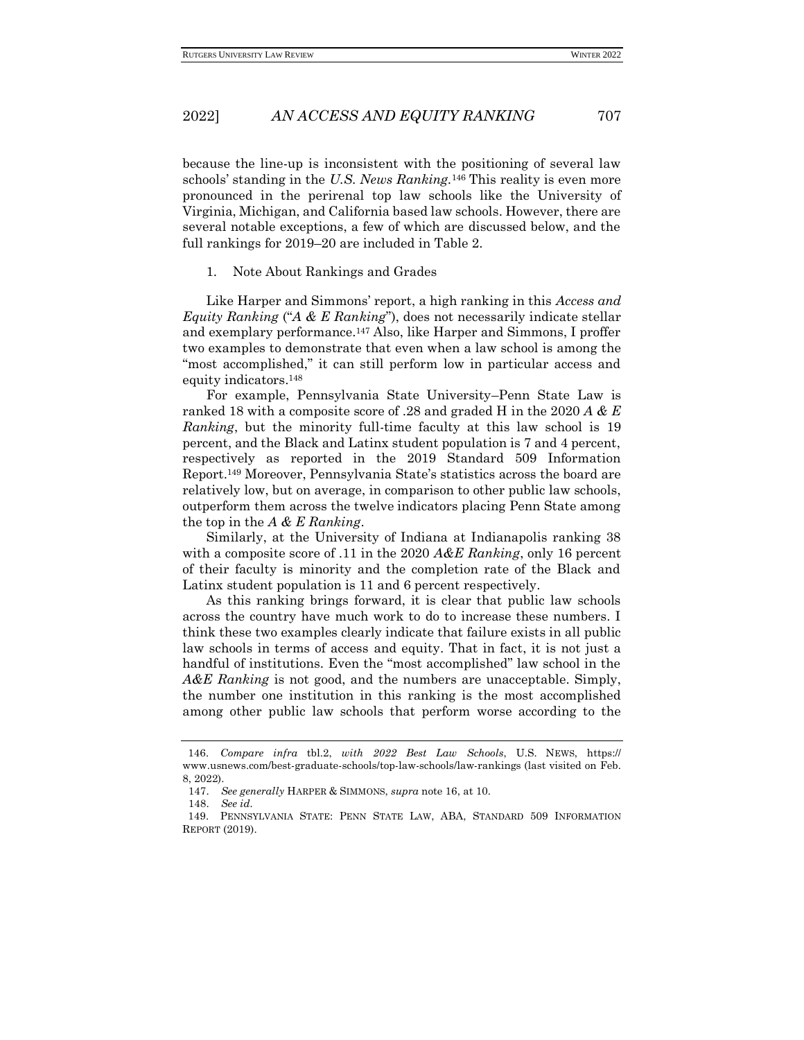because the line-up is inconsistent with the positioning of several law schools' standing in the *U.S. News Ranking*.[146] This reality is even more pronounced in the perirenal top law schools like the University of Virginia, Michigan, and California based law schools. However, there are several notable exceptions, a few of which are discussed below, and the full rankings for 2019–20 are included in Table 2.

1. Note About Rankings and Grades

Like Harper and Simmons' report, a high ranking in this *Access and Equity Ranking* ("*A & E Ranking*"), does not necessarily indicate stellar and exemplary performance.[147] Also, like Harper and Simmons, I proffer two examples to demonstrate that even when a law school is among the "most accomplished," it can still perform low in particular access and equity indicators.[148]

For example, Pennsylvania State University–Penn State Law is ranked 18 with a composite score of .28 and graded H in the 2020 *A & E Ranking*, but the minority full-time faculty at this law school is 19 percent, and the Black and Latinx student population is 7 and 4 percent, respectively as reported in the 2019 Standard 509 Information Report.[149] Moreover, Pennsylvania State's statistics across the board are relatively low, but on average, in comparison to other public law schools, outperform them across the twelve indicators placing Penn State among the top in the *A & E Ranking*.

Similarly, at the University of Indiana at Indianapolis ranking 38 with a composite score of .11 in the 2020 *A&E Ranking*, only 16 percent of their faculty is minority and the completion rate of the Black and Latinx student population is 11 and 6 percent respectively.

As this ranking brings forward, it is clear that public law schools across the country have much work to do to increase these numbers. I think these two examples clearly indicate that failure exists in all public law schools in terms of access and equity. That in fact, it is not just a handful of institutions. Even the "most accomplished" law school in the *A&E Ranking* is not good, and the numbers are unacceptable. Simply, the number one institution in this ranking is the most accomplished among other public law schools that perform worse according to the

---

146. *Compare infra* tbl.2, *with 2022 Best Law Schools*, U.S. NEWS, https://www.usnews.com/best-graduate-schools/top-law-schools/law-rankings (last visited on Feb. 8, 2022).

147. *See generally* HARPER & SIMMONS, *supra* note 16, at 10.

148. *See id.*

149. PENNSYLVANIA STATE: PENN STATE LAW, ABA, STANDARD 509 INFORMATION REPORT (2019).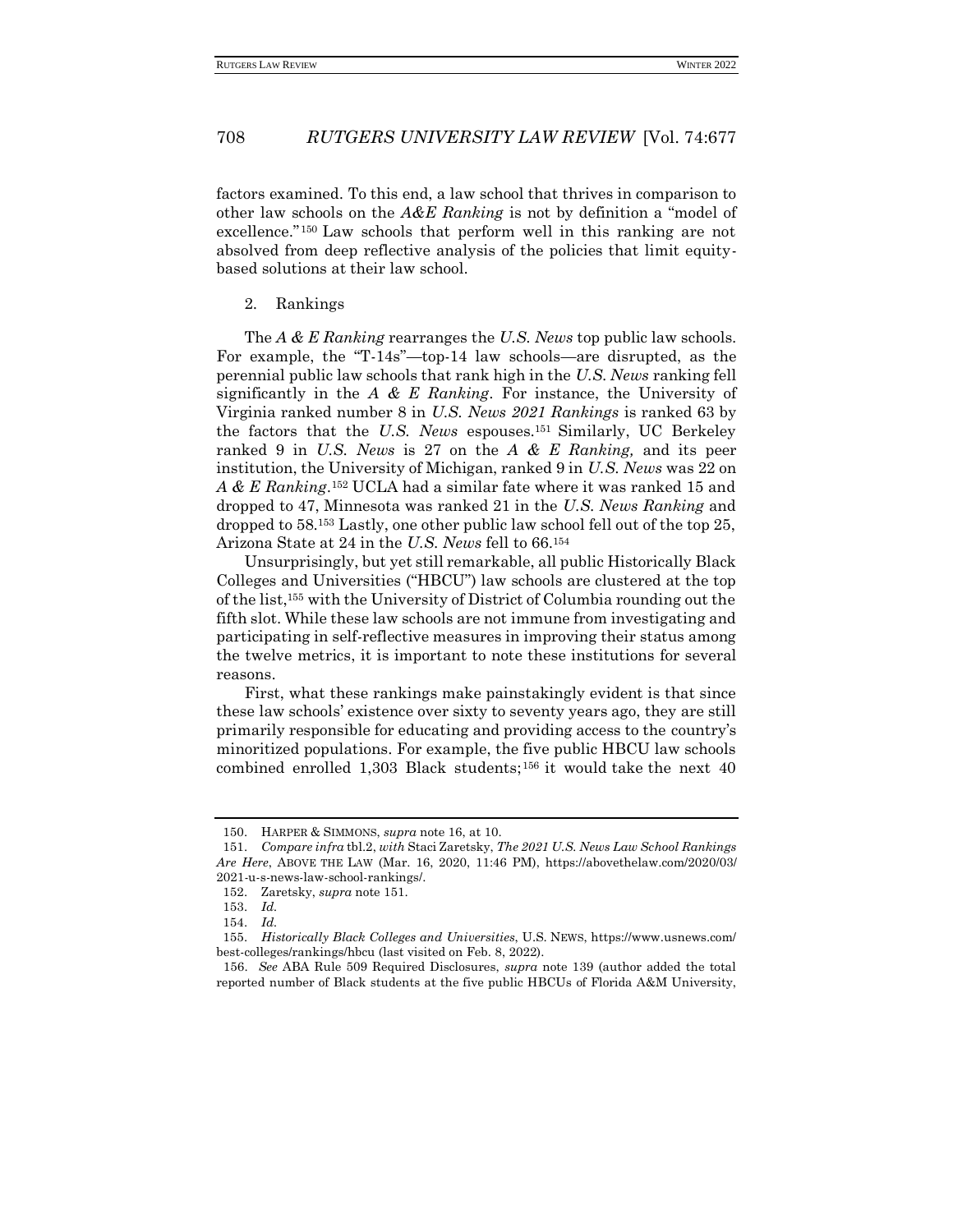factors examined. To this end, a law school that thrives in comparison to other law schools on the *A&E Ranking* is not by definition a "model of excellence."[150] Law schools that perform well in this ranking are not absolved from deep reflective analysis of the policies that limit equity-based solutions at their law school.

2. Rankings

The *A & E Ranking* rearranges the *U.S. News* top public law schools. For example, the "T-14s"—top-14 law schools—are disrupted, as the perennial public law schools that rank high in the *U.S. News* ranking fell significantly in the *A & E Ranking*. For instance, the University of Virginia ranked number 8 in *U.S. News 2021 Rankings* is ranked 63 by the factors that the *U.S. News* espouses.[151] Similarly, UC Berkeley ranked 9 in *U.S. News* is 27 on the *A & E Ranking,* and its peer institution, the University of Michigan, ranked 9 in *U.S. News* was 22 on *A & E Ranking*.[152] UCLA had a similar fate where it was ranked 15 and dropped to 47, Minnesota was ranked 21 in the *U.S. News Ranking* and dropped to 58.[153] Lastly, one other public law school fell out of the top 25, Arizona State at 24 in the *U.S. News* fell to 66.[154]

Unsurprisingly, but yet still remarkable, all public Historically Black Colleges and Universities ("HBCU") law schools are clustered at the top of the list,[155] with the University of District of Columbia rounding out the fifth slot. While these law schools are not immune from investigating and participating in self-reflective measures in improving their status among the twelve metrics, it is important to note these institutions for several reasons.

First, what these rankings make painstakingly evident is that since these law schools' existence over sixty to seventy years ago, they are still primarily responsible for educating and providing access to the country's minoritized populations. For example, the five public HBCU law schools combined enrolled 1,303 Black students;[156] it would take the next 40

---

150. HARPER & SIMMONS, *supra* note 16, at 10.

151. *Compare infra* tbl.2, *with* Staci Zaretsky, *The 2021 U.S. News Law School Rankings Are Here*, ABOVE THE LAW (Mar. 16, 2020, 11:46 PM), https://abovethelaw.com/2020/03/2021-u-s-news-law-school-rankings/.

152. Zaretsky, *supra* note 151.

153. *Id.*

154. *Id.*

155. *Historically Black Colleges and Universities*, U.S. NEWS, https://www.usnews.com/best-colleges/rankings/hbcu (last visited on Feb. 8, 2022).

156. *See* ABA Rule 509 Required Disclosures, *supra* note 139 (author added the total reported number of Black students at the five public HBCUs of Florida A&M University,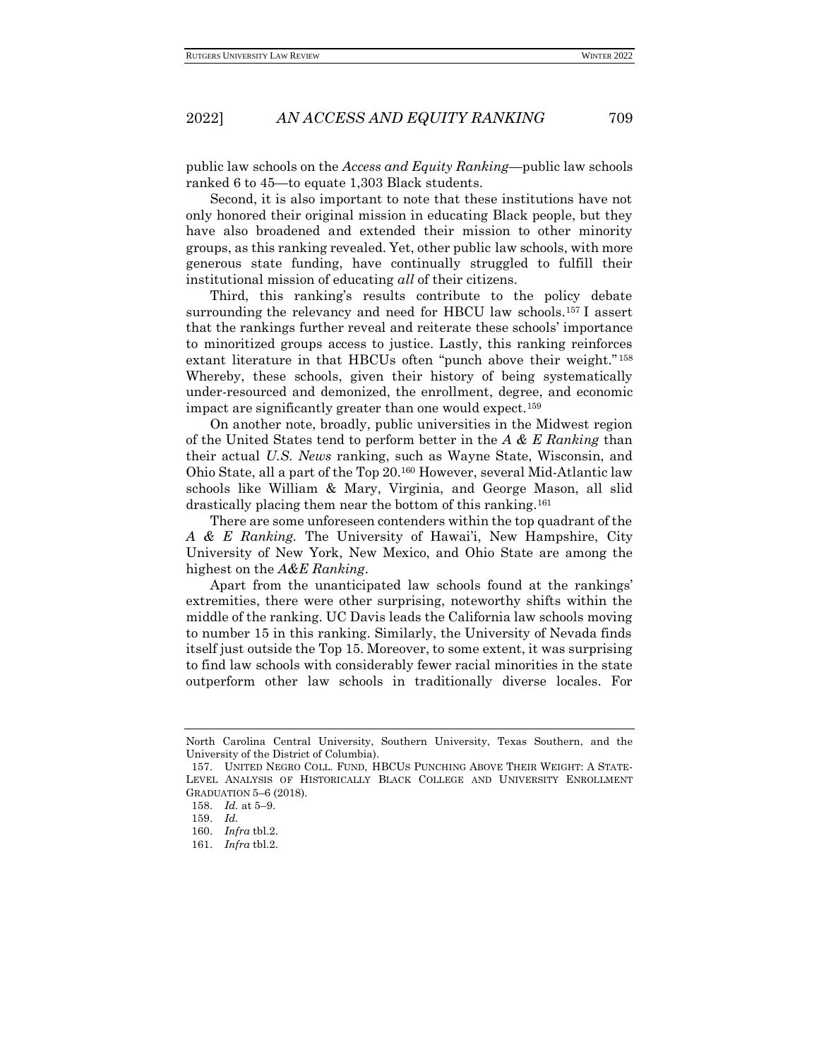public law schools on the *Access and Equity Ranking*—public law schools ranked 6 to 45—to equate 1,303 Black students.

Second, it is also important to note that these institutions have not only honored their original mission in educating Black people, but they have also broadened and extended their mission to other minority groups, as this ranking revealed. Yet, other public law schools, with more generous state funding, have continually struggled to fulfill their institutional mission of educating *all* of their citizens.

Third, this ranking's results contribute to the policy debate surrounding the relevancy and need for HBCU law schools.[157] I assert that the rankings further reveal and reiterate these schools' importance to minoritized groups access to justice. Lastly, this ranking reinforces extant literature in that HBCUs often "punch above their weight."[158] Whereby, these schools, given their history of being systematically under-resourced and demonized, the enrollment, degree, and economic impact are significantly greater than one would expect.[159]

On another note, broadly, public universities in the Midwest region of the United States tend to perform better in the *A & E Ranking* than their actual *U.S. News* ranking, such as Wayne State, Wisconsin, and Ohio State, all a part of the Top 20.[160] However, several Mid-Atlantic law schools like William & Mary, Virginia, and George Mason, all slid drastically placing them near the bottom of this ranking.[161]

There are some unforeseen contenders within the top quadrant of the *A & E Ranking*. The University of Hawai'i, New Hampshire, City University of New York, New Mexico, and Ohio State are among the highest on the *A&E Ranking*.

Apart from the unanticipated law schools found at the rankings' extremities, there were other surprising, noteworthy shifts within the middle of the ranking. UC Davis leads the California law schools moving to number 15 in this ranking. Similarly, the University of Nevada finds itself just outside the Top 15. Moreover, to some extent, it was surprising to find law schools with considerably fewer racial minorities in the state outperform other law schools in traditionally diverse locales. For

---

North Carolina Central University, Southern University, Texas Southern, and the University of the District of Columbia).

157. UNITED NEGRO COLL. FUND, HBCUS PUNCHING ABOVE THEIR WEIGHT: A STATE-LEVEL ANALYSIS OF HISTORICALLY BLACK COLLEGE AND UNIVERSITY ENROLLMENT GRADUATION 5–6 (2018).

158. *Id.* at 5–9.

159. *Id.*

160. *Infra* tbl.2.

161. *Infra* tbl.2.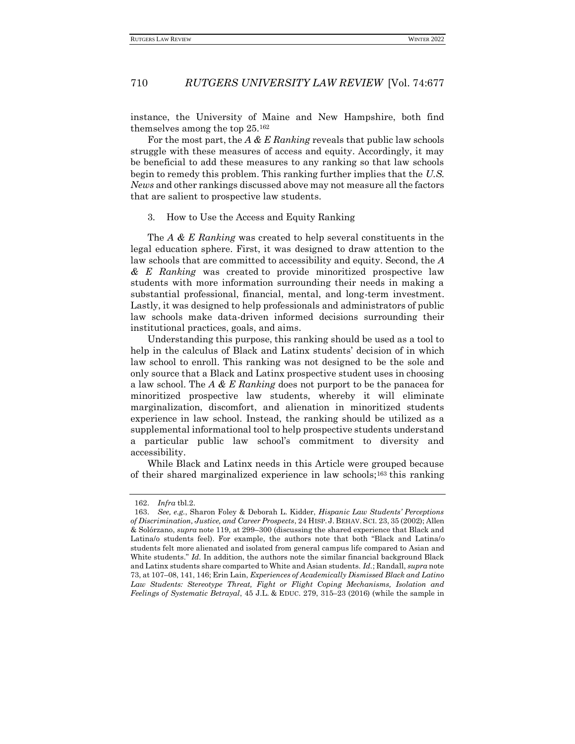instance, the University of Maine and New Hampshire, both find themselves among the top 25.[162]

For the most part, the *A & E Ranking* reveals that public law schools struggle with these measures of access and equity. Accordingly, it may be beneficial to add these measures to any ranking so that law schools begin to remedy this problem. This ranking further implies that the *U.S. News* and other rankings discussed above may not measure all the factors that are salient to prospective law students.

### 3. How to Use the Access and Equity Ranking

The *A & E Ranking* was created to help several constituents in the legal education sphere. First, it was designed to draw attention to the law schools that are committed to accessibility and equity. Second, the *A & E Ranking* was created to provide minoritized prospective law students with more information surrounding their needs in making a substantial professional, financial, mental, and long-term investment. Lastly, it was designed to help professionals and administrators of public law schools make data-driven informed decisions surrounding their institutional practices, goals, and aims.

Understanding this purpose, this ranking should be used as a tool to help in the calculus of Black and Latinx students' decision of in which law school to enroll. This ranking was not designed to be the sole and only source that a Black and Latinx prospective student uses in choosing a law school. The *A & E Ranking* does not purport to be the panacea for minoritized prospective law students, whereby it will eliminate marginalization, discomfort, and alienation in minoritized students experience in law school. Instead, the ranking should be utilized as a supplemental informational tool to help prospective students understand a particular public law school's commitment to diversity and accessibility.

While Black and Latinx needs in this Article were grouped because of their shared marginalized experience in law schools;[163] this ranking

---

162. *Infra* tbl.2.

163. *See, e.g.*, Sharon Foley & Deborah L. Kidder, *Hispanic Law Students' Perceptions of Discrimination, Justice, and Career Prospects*, 24 HISP. J. BEHAV. SCI. 23, 35 (2002); Allen & Solórzano, *supra* note 119, at 299–300 (discussing the shared experience that Black and Latina/o students feel). For example, the authors note that both "Black and Latina/o students felt more alienated and isolated from general campus life compared to Asian and White students." *Id.* In addition, the authors note the similar financial background Black and Latinx students share comparted to White and Asian students. *Id.*; Randall, *supra* note 73, at 107–08, 141, 146; Erin Lain, *Experiences of Academically Dismissed Black and Latino Law Students: Stereotype Threat, Fight or Flight Coping Mechanisms, Isolation and Feelings of Systematic Betrayal*, 45 J.L. & EDUC. 279, 315–23 (2016) (while the sample in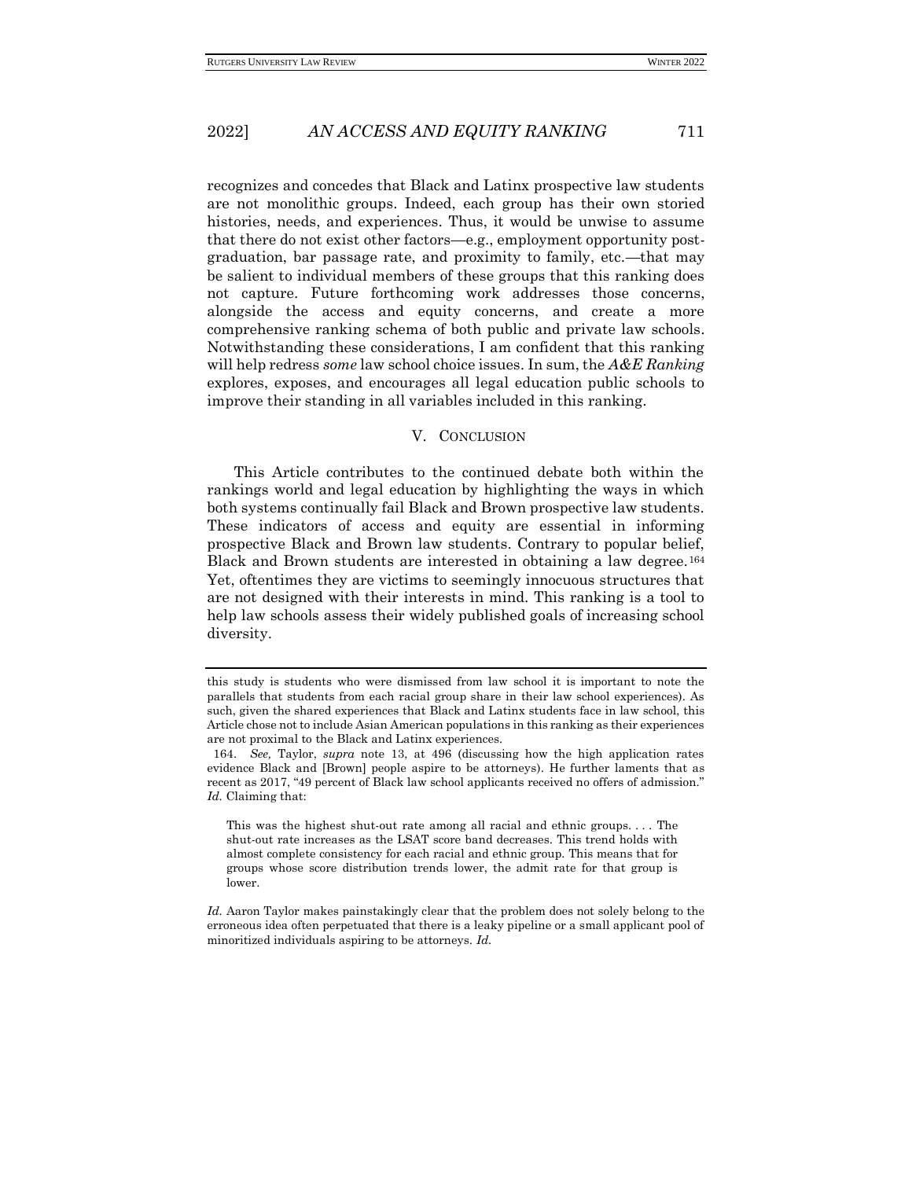recognizes and concedes that Black and Latinx prospective law students are not monolithic groups. Indeed, each group has their own storied histories, needs, and experiences. Thus, it would be unwise to assume that there do not exist other factors—e.g., employment opportunity post-graduation, bar passage rate, and proximity to family, etc.—that may be salient to individual members of these groups that this ranking does not capture. Future forthcoming work addresses those concerns, alongside the access and equity concerns, and create a more comprehensive ranking schema of both public and private law schools. Notwithstanding these considerations, I am confident that this ranking will help redress *some* law school choice issues. In sum, the *A&E Ranking* explores, exposes, and encourages all legal education public schools to improve their standing in all variables included in this ranking.

## V. CONCLUSION

This Article contributes to the continued debate both within the rankings world and legal education by highlighting the ways in which both systems continually fail Black and Brown prospective law students. These indicators of access and equity are essential in informing prospective Black and Brown law students. Contrary to popular belief, Black and Brown students are interested in obtaining a law degree.[164] Yet, oftentimes they are victims to seemingly innocuous structures that are not designed with their interests in mind. This ranking is a tool to help law schools assess their widely published goals of increasing school diversity.

---

this study is students who were dismissed from law school it is important to note the parallels that students from each racial group share in their law school experiences). As such, given the shared experiences that Black and Latinx students face in law school, this Article chose not to include Asian American populations in this ranking as their experiences are not proximal to the Black and Latinx experiences.

164. *See,* Taylor, *supra* note 13, at 496 (discussing how the high application rates evidence Black and [Brown] people aspire to be attorneys). He further laments that as recent as 2017, "49 percent of Black law school applicants received no offers of admission." *Id.* Claiming that:

> This was the highest shut-out rate among all racial and ethnic groups. . . . The shut-out rate increases as the LSAT score band decreases. This trend holds with almost complete consistency for each racial and ethnic group. This means that for groups whose score distribution trends lower, the admit rate for that group is lower.

*Id.* Aaron Taylor makes painstakingly clear that the problem does not solely belong to the erroneous idea often perpetuated that there is a leaky pipeline or a small applicant pool of minoritized individuals aspiring to be attorneys. *Id.*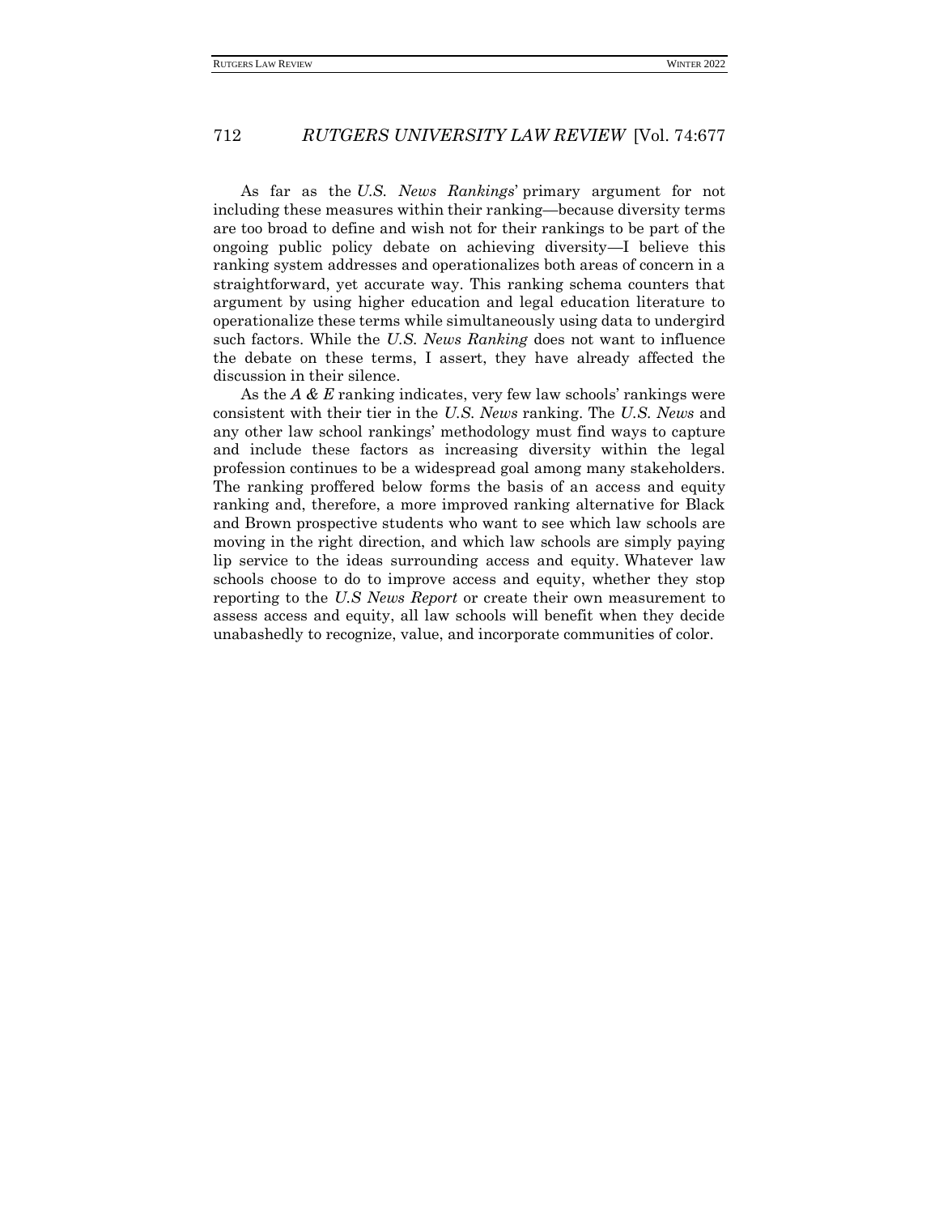As far as the *U.S. News Rankings*' primary argument for not including these measures within their ranking—because diversity terms are too broad to define and wish not for their rankings to be part of the ongoing public policy debate on achieving diversity—I believe this ranking system addresses and operationalizes both areas of concern in a straightforward, yet accurate way. This ranking schema counters that argument by using higher education and legal education literature to operationalize these terms while simultaneously using data to undergird such factors. While the *U.S. News Ranking* does not want to influence the debate on these terms, I assert, they have already affected the discussion in their silence.

As the *A & E* ranking indicates, very few law schools' rankings were consistent with their tier in the *U.S. News* ranking. The *U.S. News* and any other law school rankings' methodology must find ways to capture and include these factors as increasing diversity within the legal profession continues to be a widespread goal among many stakeholders. The ranking proffered below forms the basis of an access and equity ranking and, therefore, a more improved ranking alternative for Black and Brown prospective students who want to see which law schools are moving in the right direction, and which law schools are simply paying lip service to the ideas surrounding access and equity. Whatever law schools choose to do to improve access and equity, whether they stop reporting to the *U.S News Report* or create their own measurement to assess access and equity, all law schools will benefit when they decide unabashedly to recognize, value, and incorporate communities of color.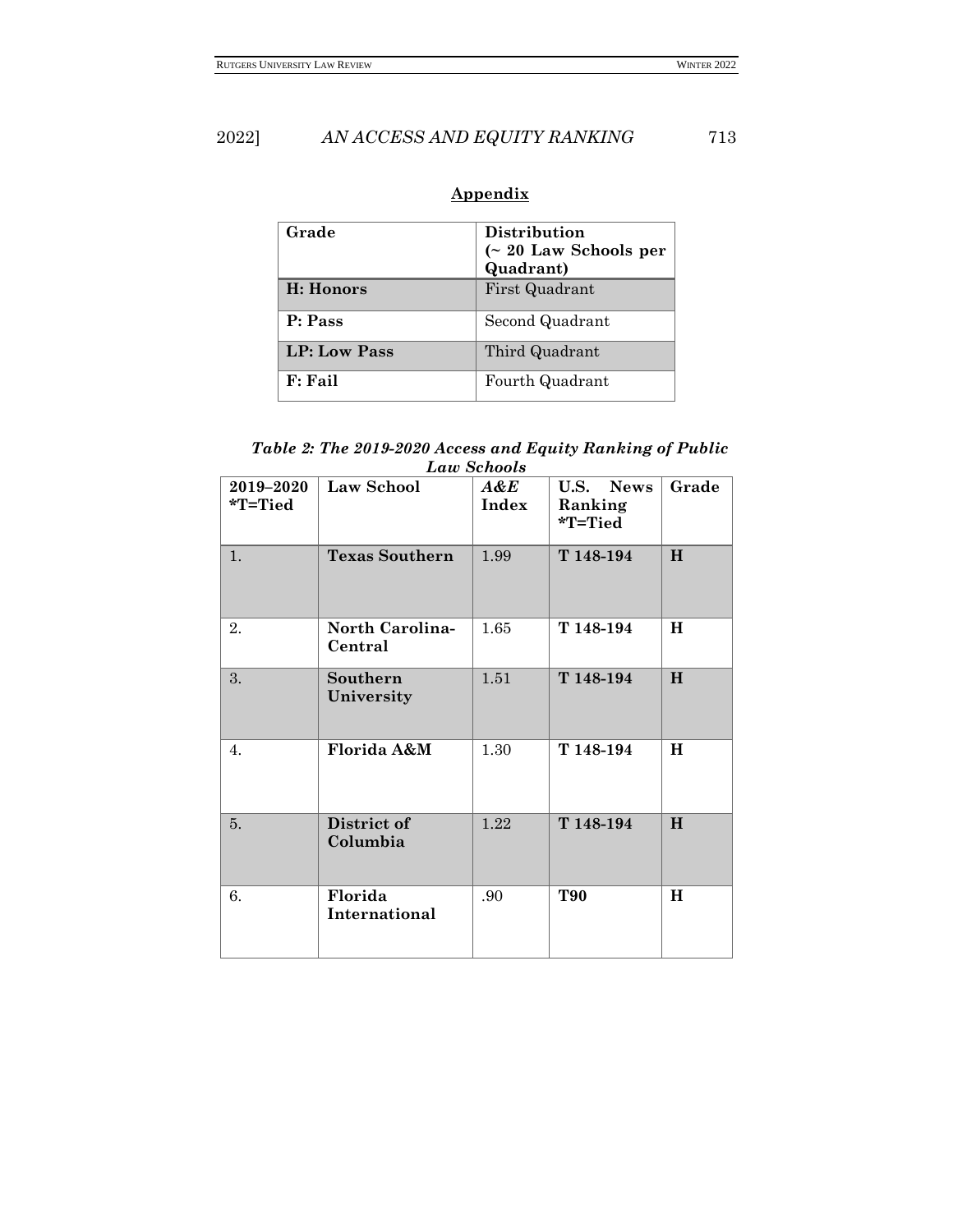## Appendix

| Grade | Distribution (~ 20 Law Schools per Quadrant) |
|---|---|
| **H: Honors** | First Quadrant |
| **P: Pass** | Second Quadrant |
| **LP: Low Pass** | Third Quadrant |
| **F: Fail** | Fourth Quadrant |

***Table 2: The 2019-2020 Access and Equity Ranking of Public Law Schools***

| 2019–2020 *T=Tied | Law School | *A&E* Index | U.S. News Ranking *T=Tied | Grade |
|---|---|---|---|---|
| 1. | **Texas Southern** | 1.99 | **T 148-194** | **H** |
| 2. | **North Carolina-Central** | 1.65 | **T 148-194** | **H** |
| 3. | **Southern University** | 1.51 | **T 148-194** | **H** |
| 4. | **Florida A&M** | 1.30 | **T 148-194** | **H** |
| 5. | **District of Columbia** | 1.22 | **T 148-194** | **H** |
| 6. | **Florida International** | .90 | **T90** | **H** |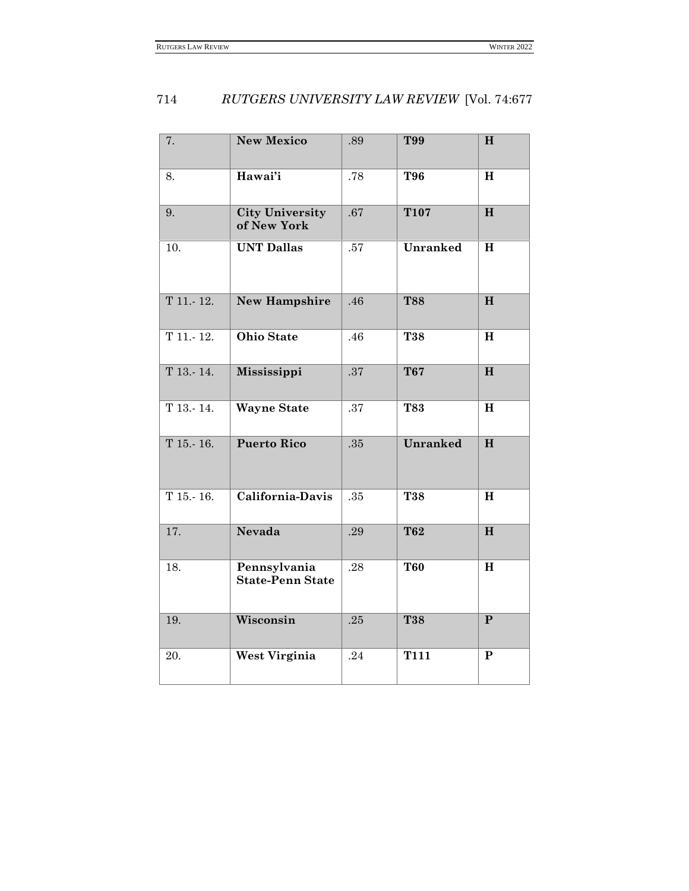| | | | | |
|---|---|---|---|---|
| 7. | **New Mexico** | .89 | **T99** | **H** |
| 8. | **Hawai'i** | .78 | **T96** | **H** |
| 9. | **City University of New York** | .67 | **T107** | **H** |
| 10. | **UNT Dallas** | .57 | **Unranked** | **H** |
| T 11.- 12. | **New Hampshire** | .46 | **T88** | **H** |
| T 11.- 12. | **Ohio State** | .46 | **T38** | **H** |
| T 13.- 14. | **Mississippi** | .37 | **T67** | **H** |
| T 13.- 14. | **Wayne State** | .37 | **T83** | **H** |
| T 15.- 16. | **Puerto Rico** | .35 | **Unranked** | **H** |
| T 15.- 16. | **California-Davis** | .35 | **T38** | **H** |
| 17. | **Nevada** | .29 | **T62** | **H** |
| 18. | **Pennsylvania State-Penn State** | .28 | **T60** | **H** |
| 19. | **Wisconsin** | .25 | **T38** | **P** |
| 20. | **West Virginia** | .24 | **T111** | **P** |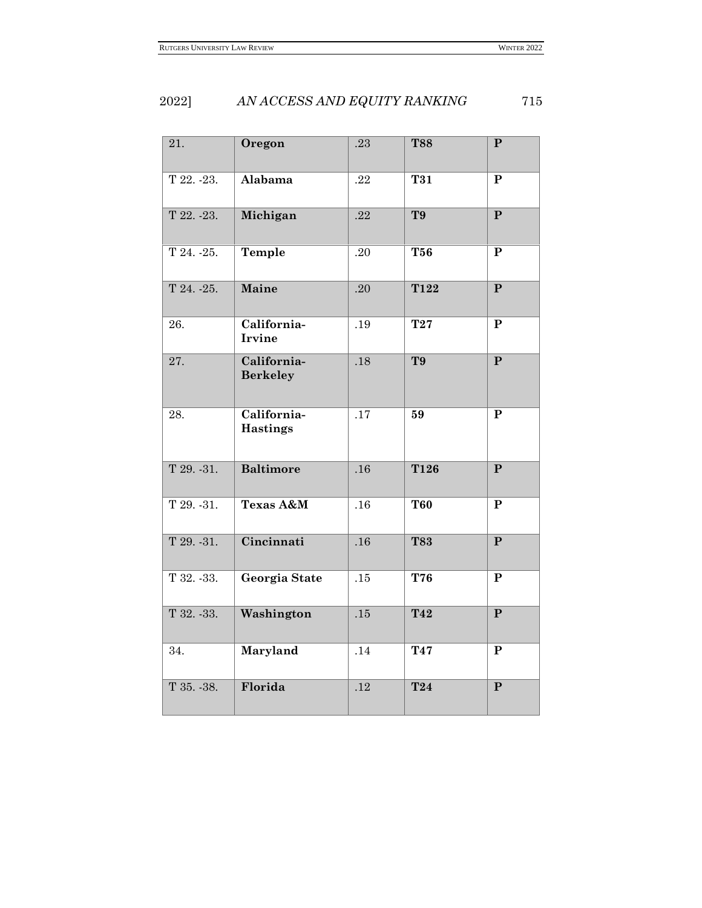| 21. | **Oregon** | .23 | **T88** | **P** |
|---|---|---|---|---|
| T 22. -23. | **Alabama** | .22 | **T31** | **P** |
| T 22. -23. | **Michigan** | .22 | **T9** | **P** |
| T 24. -25. | **Temple** | .20 | **T56** | **P** |
| T 24. -25. | **Maine** | .20 | **T122** | **P** |
| 26. | **California-Irvine** | .19 | **T27** | **P** |
| 27. | **California-Berkeley** | .18 | **T9** | **P** |
| 28. | **California-Hastings** | .17 | **59** | **P** |
| T 29. -31. | **Baltimore** | .16 | **T126** | **P** |
| T 29. -31. | **Texas A&M** | .16 | **T60** | **P** |
| T 29. -31. | **Cincinnati** | .16 | **T83** | **P** |
| T 32. -33. | **Georgia State** | .15 | **T76** | **P** |
| T 32. -33. | **Washington** | .15 | **T42** | **P** |
| 34. | **Maryland** | .14 | **T47** | **P** |
| T 35. -38. | **Florida** | .12 | **T24** | **P** |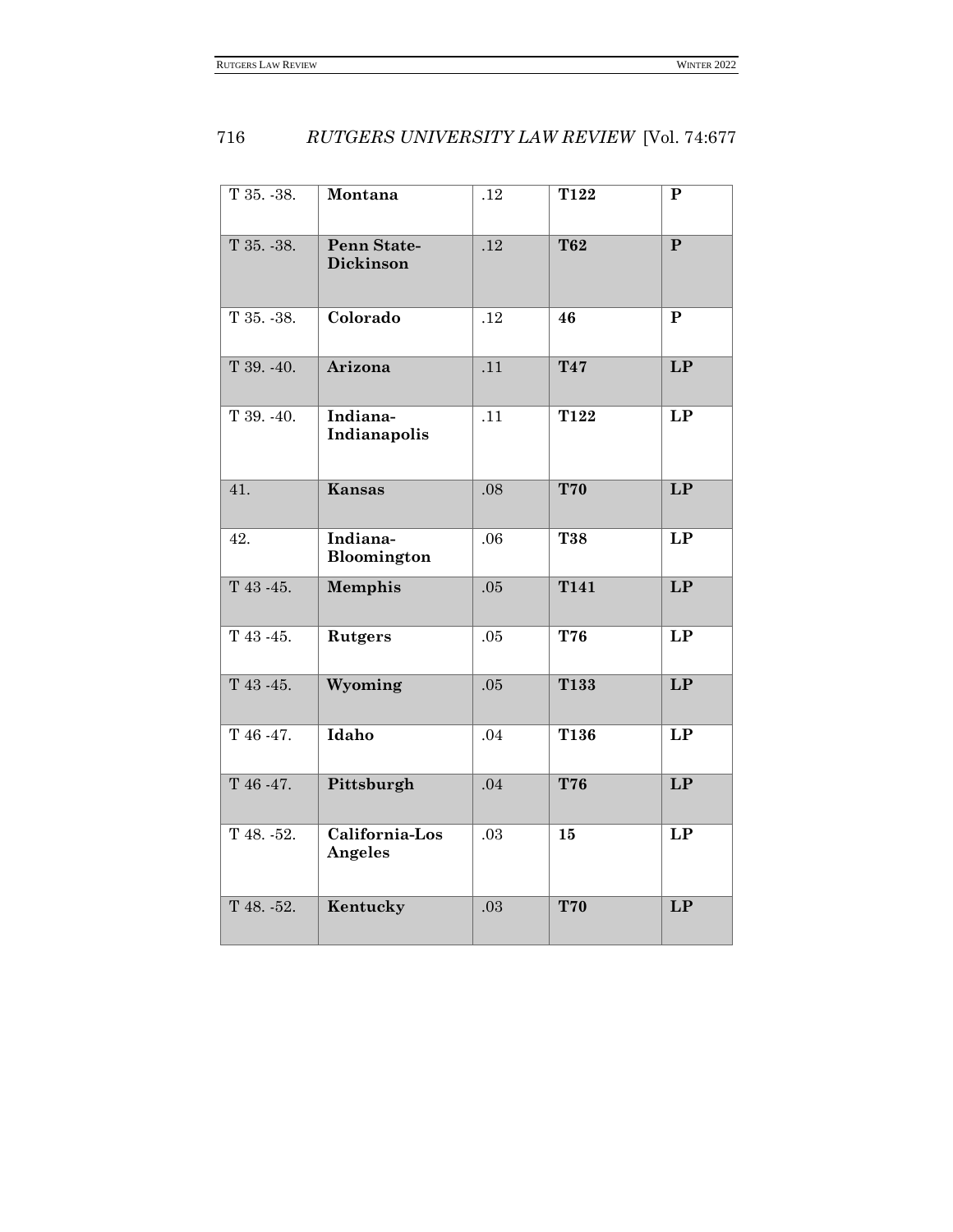| T 35. -38. | **Montana** | .12 | **T122** | **P** |
|---|---|---|---|---|
| T 35. -38. | **Penn State-Dickinson** | .12 | **T62** | **P** |
| T 35. -38. | **Colorado** | .12 | **46** | **P** |
| T 39. -40. | **Arizona** | .11 | **T47** | **LP** |
| T 39. -40. | **Indiana-Indianapolis** | .11 | **T122** | **LP** |
| 41. | **Kansas** | .08 | **T70** | **LP** |
| 42. | **Indiana-Bloomington** | .06 | **T38** | **LP** |
| T 43 -45. | **Memphis** | .05 | **T141** | **LP** |
| T 43 -45. | **Rutgers** | .05 | **T76** | **LP** |
| T 43 -45. | **Wyoming** | .05 | **T133** | **LP** |
| T 46 -47. | **Idaho** | .04 | **T136** | **LP** |
| T 46 -47. | **Pittsburgh** | .04 | **T76** | **LP** |
| T 48. -52. | **California-Los Angeles** | .03 | **15** | **LP** |
| T 48. -52. | **Kentucky** | .03 | **T70** | **LP** |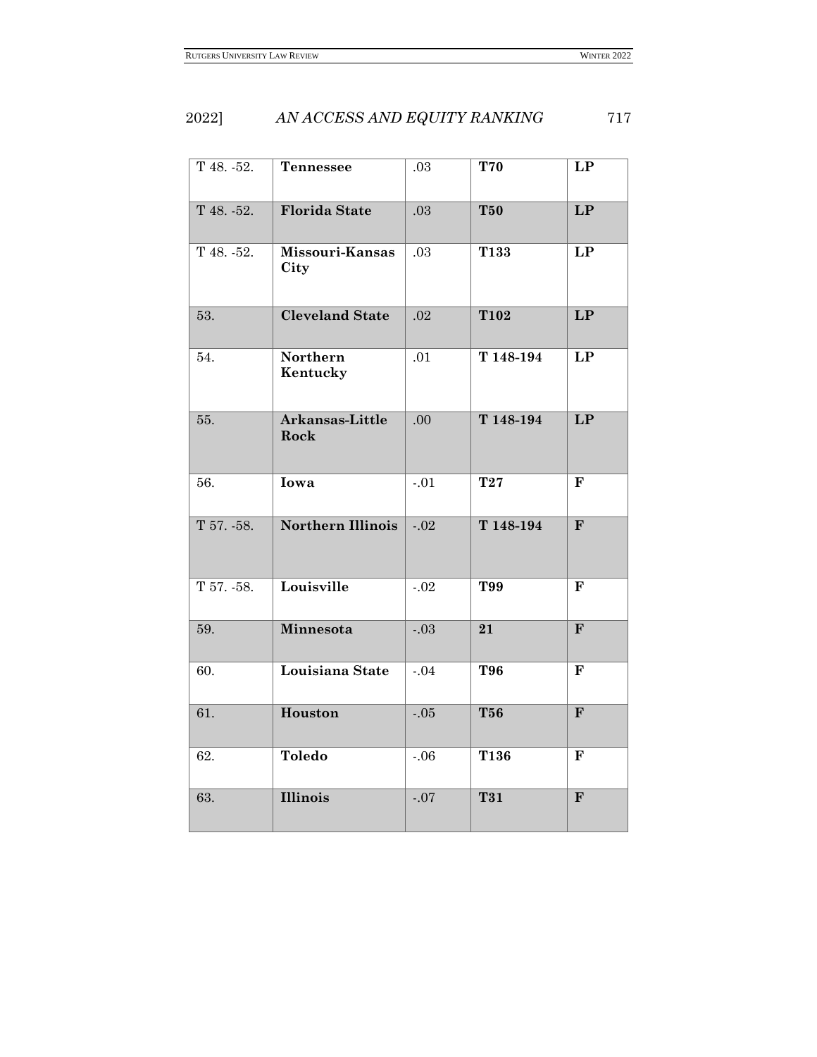| T 48. -52. | **Tennessee** | .03 | **T70** | **LP** |
|---|---|---|---|---|
| T 48. -52. | **Florida State** | .03 | **T50** | **LP** |
| T 48. -52. | **Missouri-Kansas City** | .03 | **T133** | **LP** |
| 53. | **Cleveland State** | .02 | **T102** | **LP** |
| 54. | **Northern Kentucky** | .01 | **T 148-194** | **LP** |
| 55. | **Arkansas-Little Rock** | .00 | **T 148-194** | **LP** |
| 56. | **Iowa** | -.01 | **T27** | **F** |
| T 57. -58. | **Northern Illinois** | -.02 | **T 148-194** | **F** |
| T 57. -58. | **Louisville** | -.02 | **T99** | **F** |
| 59. | **Minnesota** | -.03 | **21** | **F** |
| 60. | **Louisiana State** | -.04 | **T96** | **F** |
| 61. | **Houston** | -.05 | **T56** | **F** |
| 62. | **Toledo** | -.06 | **T136** | **F** |
| 63. | **Illinois** | -.07 | **T31** | **F** |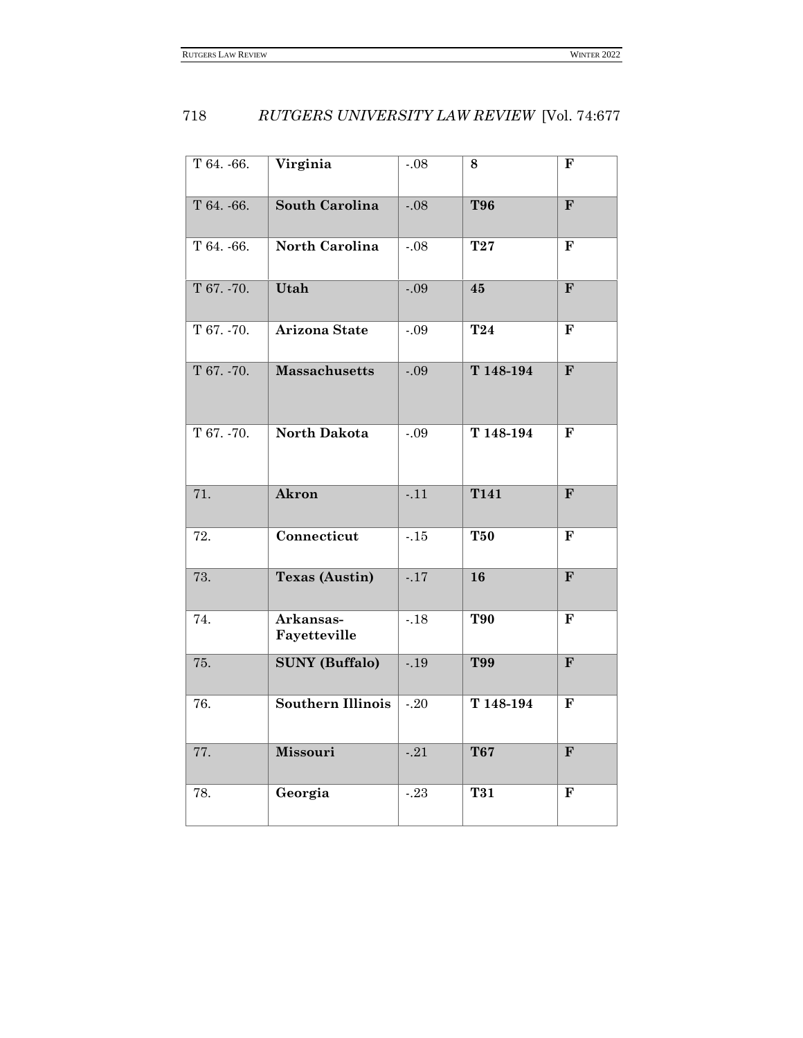| | | | | |
|---|---|---|---|---|
| T 64. -66. | **Virginia** | -.08 | **8** | **F** |
| T 64. -66. | **South Carolina** | -.08 | **T96** | **F** |
| T 64. -66. | **North Carolina** | -.08 | **T27** | **F** |
| T 67. -70. | **Utah** | -.09 | **45** | **F** |
| T 67. -70. | **Arizona State** | -.09 | **T24** | **F** |
| T 67. -70. | **Massachusetts** | -.09 | **T 148-194** | **F** |
| T 67. -70. | **North Dakota** | -.09 | **T 148-194** | **F** |
| 71. | **Akron** | -.11 | **T141** | **F** |
| 72. | **Connecticut** | -.15 | **T50** | **F** |
| 73. | **Texas (Austin)** | -.17 | **16** | **F** |
| 74. | **Arkansas-Fayetteville** | -.18 | **T90** | **F** |
| 75. | **SUNY (Buffalo)** | -.19 | **T99** | **F** |
| 76. | **Southern Illinois** | -.20 | **T 148-194** | **F** |
| 77. | **Missouri** | -.21 | **T67** | **F** |
| 78. | **Georgia** | -.23 | **T31** | **F** |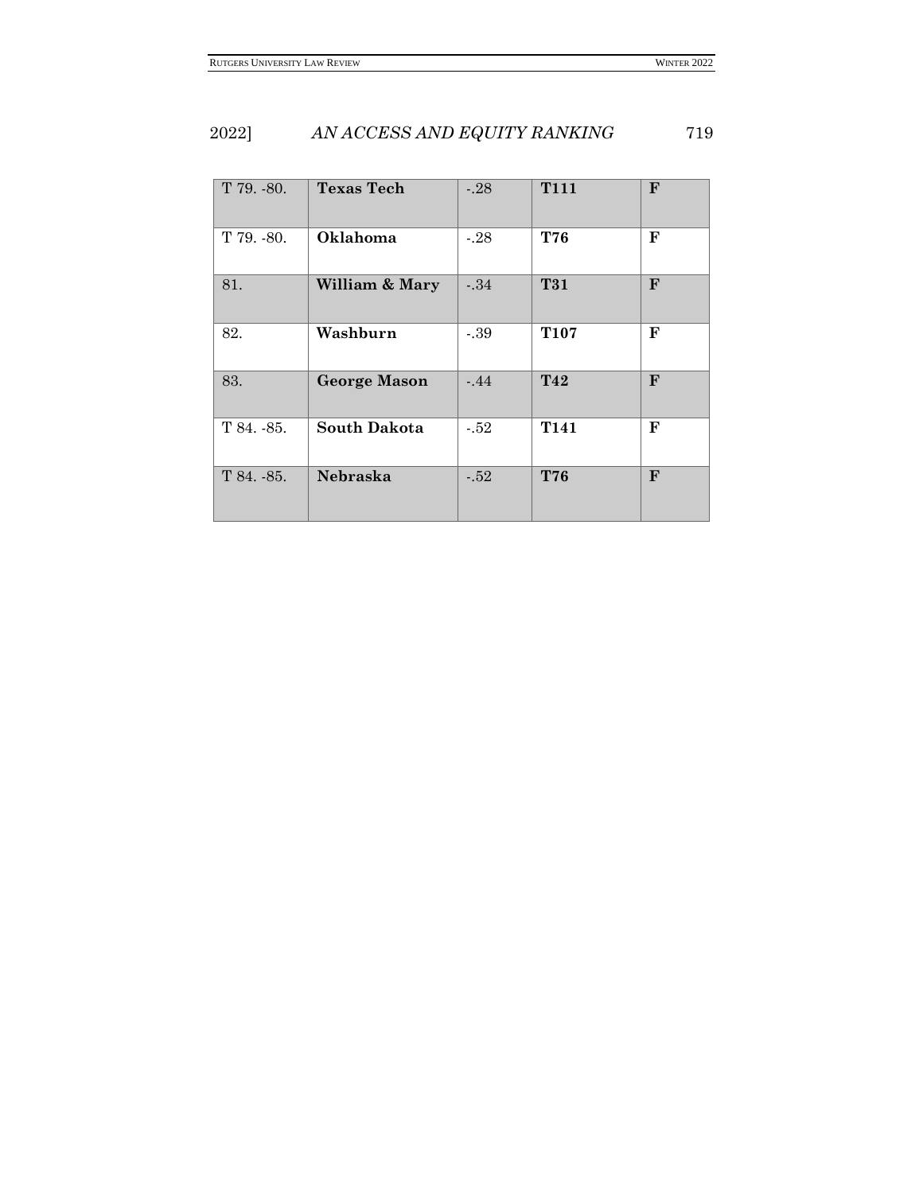| | | | | |
|---|---|---|---|---|
| T 79. -80. | **Texas Tech** | -.28 | **T111** | **F** |
| T 79. -80. | **Oklahoma** | -.28 | **T76** | **F** |
| 81. | **William & Mary** | -.34 | **T31** | **F** |
| 82. | **Washburn** | -.39 | **T107** | **F** |
| 83. | **George Mason** | -.44 | **T42** | **F** |
| T 84. -85. | **South Dakota** | -.52 | **T141** | **F** |
| T 84. -85. | **Nebraska** | -.52 | **T76** | **F** |